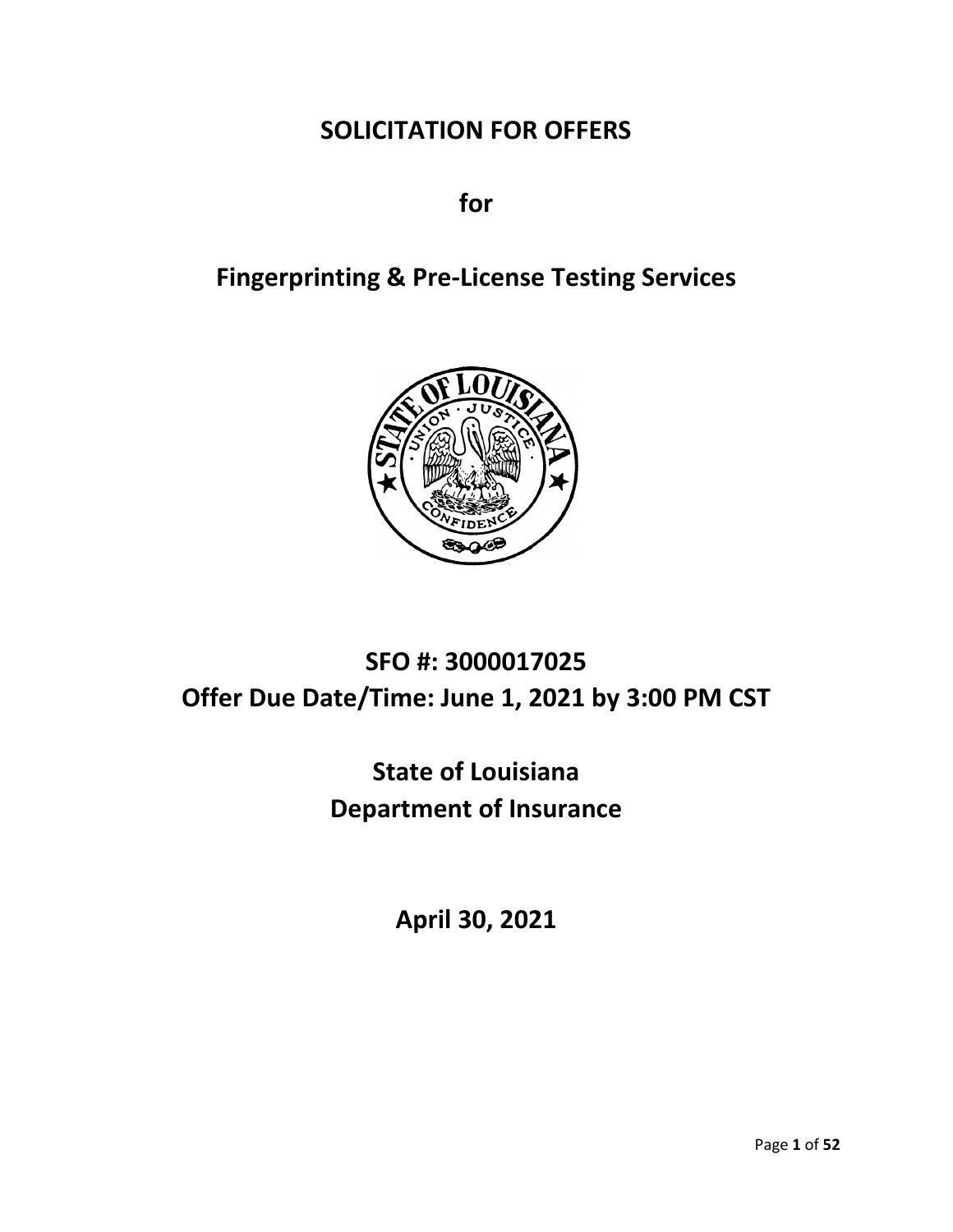# SOLICITATION FOR OFFERS

**for**

## Fingerprinting & Pre-License Testing Services

## SFO #: 3000017025
## Offer Due Date/Time: June 1, 2021 by 3:00 PM CST

## State of Louisiana
## Department of Insurance

## April 30, 2021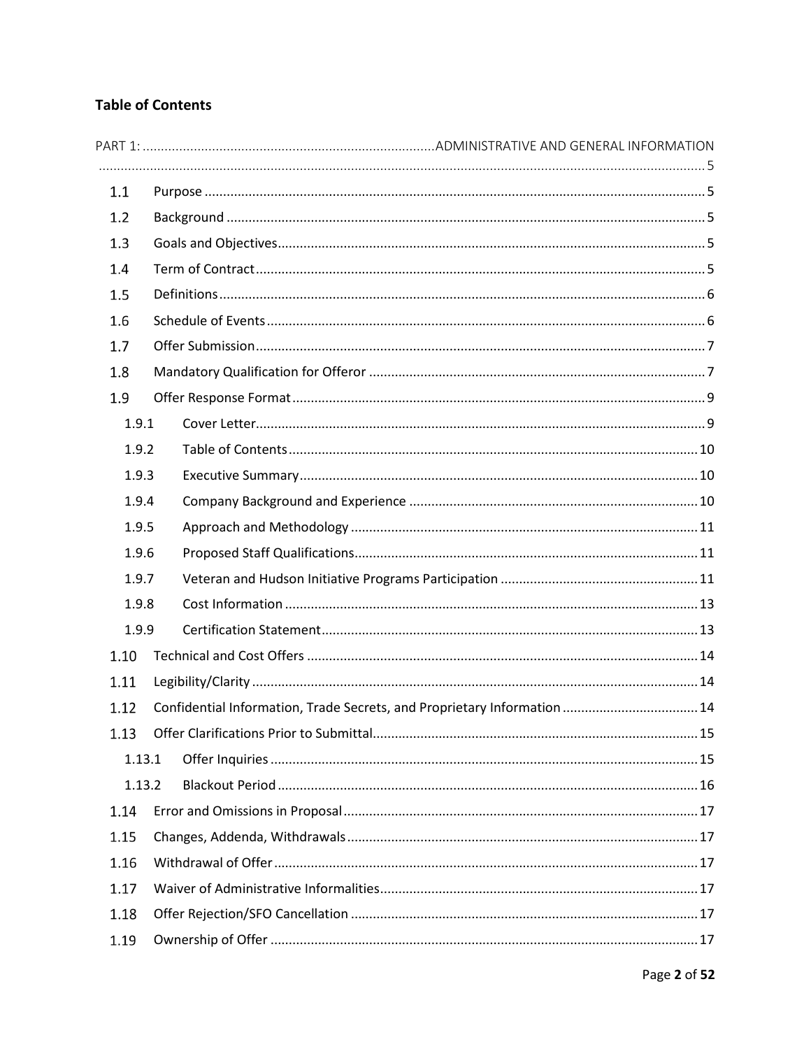## Table of Contents

PART 1: ADMINISTRATIVE AND GENERAL INFORMATION ..... 5

- 1.1 Purpose ..... 5
- 1.2 Background ..... 5
- 1.3 Goals and Objectives ..... 5
- 1.4 Term of Contract ..... 5
- 1.5 Definitions ..... 6
- 1.6 Schedule of Events ..... 6
- 1.7 Offer Submission ..... 7
- 1.8 Mandatory Qualification for Offeror ..... 7
- 1.9 Offer Response Format ..... 9
  - 1.9.1 Cover Letter ..... 9
  - 1.9.2 Table of Contents ..... 10
  - 1.9.3 Executive Summary ..... 10
  - 1.9.4 Company Background and Experience ..... 10
  - 1.9.5 Approach and Methodology ..... 11
  - 1.9.6 Proposed Staff Qualifications ..... 11
  - 1.9.7 Veteran and Hudson Initiative Programs Participation ..... 11
  - 1.9.8 Cost Information ..... 13
  - 1.9.9 Certification Statement ..... 13
- 1.10 Technical and Cost Offers ..... 14
- 1.11 Legibility/Clarity ..... 14
- 1.12 Confidential Information, Trade Secrets, and Proprietary Information ..... 14
- 1.13 Offer Clarifications Prior to Submittal ..... 15
  - 1.13.1 Offer Inquiries ..... 15
  - 1.13.2 Blackout Period ..... 16
- 1.14 Error and Omissions in Proposal ..... 17
- 1.15 Changes, Addenda, Withdrawals ..... 17
- 1.16 Withdrawal of Offer ..... 17
- 1.17 Waiver of Administrative Informalities ..... 17
- 1.18 Offer Rejection/SFO Cancellation ..... 17
- 1.19 Ownership of Offer ..... 17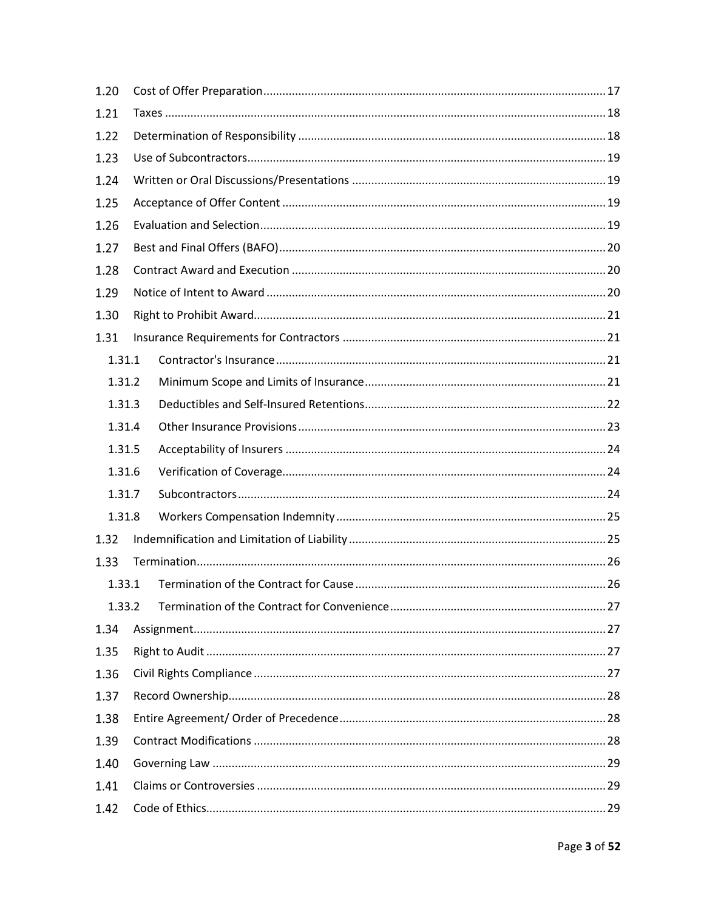1.20 Cost of Offer Preparation ........ 17
1.21 Taxes ........ 18
1.22 Determination of Responsibility ........ 18
1.23 Use of Subcontractors ........ 19
1.24 Written or Oral Discussions/Presentations ........ 19
1.25 Acceptance of Offer Content ........ 19
1.26 Evaluation and Selection ........ 19
1.27 Best and Final Offers (BAFO) ........ 20
1.28 Contract Award and Execution ........ 20
1.29 Notice of Intent to Award ........ 20
1.30 Right to Prohibit Award ........ 21
1.31 Insurance Requirements for Contractors ........ 21
- 1.31.1 Contractor's Insurance ........ 21
- 1.31.2 Minimum Scope and Limits of Insurance ........ 21
- 1.31.3 Deductibles and Self-Insured Retentions ........ 22
- 1.31.4 Other Insurance Provisions ........ 23
- 1.31.5 Acceptability of Insurers ........ 24
- 1.31.6 Verification of Coverage ........ 24
- 1.31.7 Subcontractors ........ 24
- 1.31.8 Workers Compensation Indemnity ........ 25

1.32 Indemnification and Limitation of Liability ........ 25
1.33 Termination ........ 26
- 1.33.1 Termination of the Contract for Cause ........ 26
- 1.33.2 Termination of the Contract for Convenience ........ 27

1.34 Assignment ........ 27
1.35 Right to Audit ........ 27
1.36 Civil Rights Compliance ........ 27
1.37 Record Ownership ........ 28
1.38 Entire Agreement/ Order of Precedence ........ 28
1.39 Contract Modifications ........ 28
1.40 Governing Law ........ 29
1.41 Claims or Controversies ........ 29
1.42 Code of Ethics ........ 29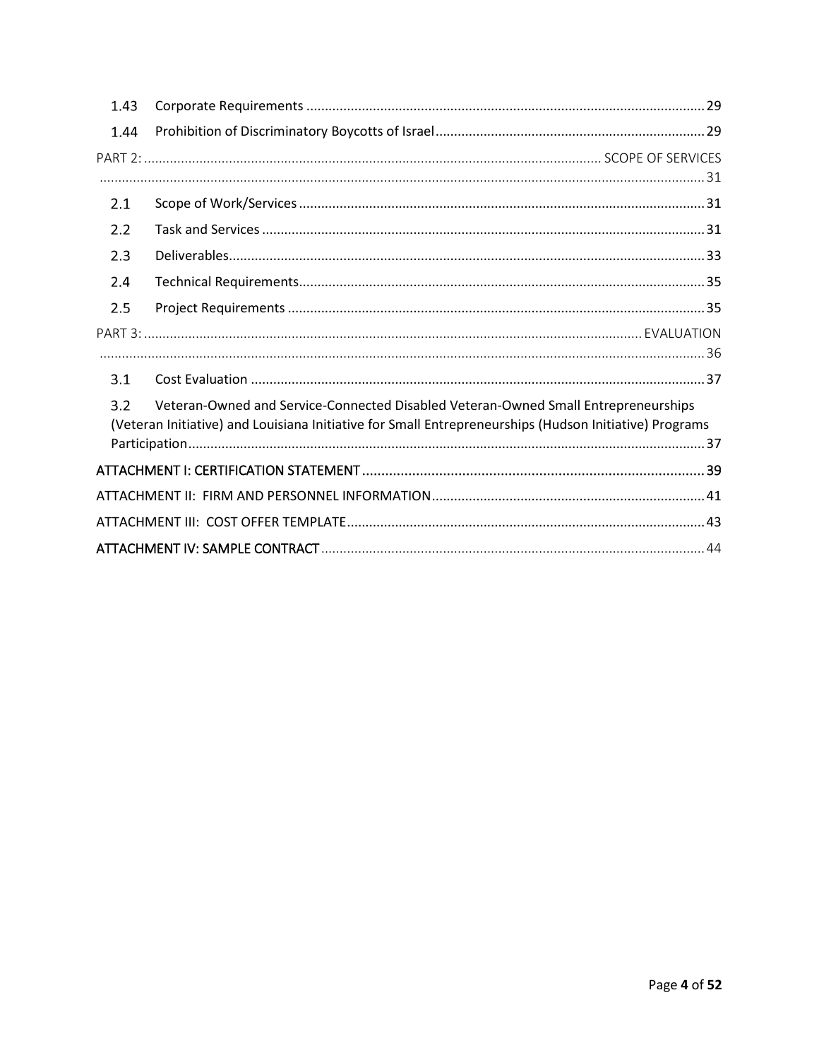1.43 Corporate Requirements ........................................................................................................... 29

1.44 Prohibition of Discriminatory Boycotts of Israel ........................................................................ 29

PART 2: ........................................................................................................................ SCOPE OF SERVICES ................................................................................................................................................ 31

2.1 Scope of Work/Services ............................................................................................................ 31

2.2 Task and Services ...................................................................................................................... 31

2.3 Deliverables ............................................................................................................................... 33

2.4 Technical Requirements ............................................................................................................ 35

2.5 Project Requirements ............................................................................................................... 35

PART 3: .................................................................................................................................... EVALUATION ................................................................................................................................................ 36

3.1 Cost Evaluation ......................................................................................................................... 37

3.2 Veteran-Owned and Service-Connected Disabled Veteran-Owned Small Entrepreneurships (Veteran Initiative) and Louisiana Initiative for Small Entrepreneurships (Hudson Initiative) Programs Participation ........................................................................................................................................ 37

ATTACHMENT I: CERTIFICATION STATEMENT ........................................................................................ 39

ATTACHMENT II: FIRM AND PERSONNEL INFORMATION ........................................................................ 41

ATTACHMENT III: COST OFFER TEMPLATE ............................................................................................... 43

ATTACHMENT IV: SAMPLE CONTRACT ...................................................................................................... 44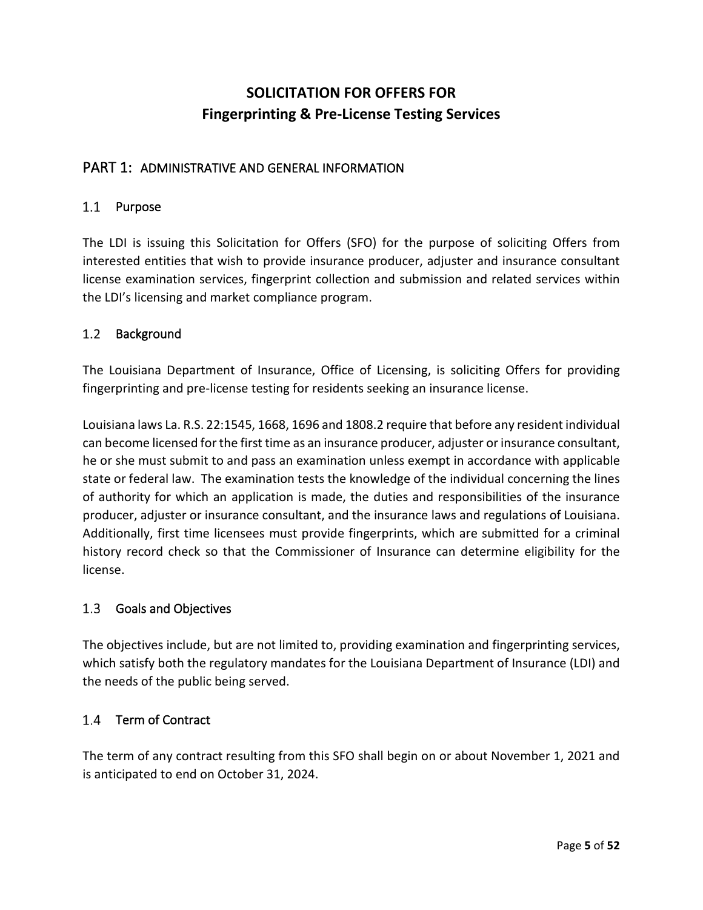# SOLICITATION FOR OFFERS FOR
# Fingerprinting & Pre-License Testing Services

## PART 1: ADMINISTRATIVE AND GENERAL INFORMATION

### 1.1 Purpose

The LDI is issuing this Solicitation for Offers (SFO) for the purpose of soliciting Offers from interested entities that wish to provide insurance producer, adjuster and insurance consultant license examination services, fingerprint collection and submission and related services within the LDI's licensing and market compliance program.

### 1.2 Background

The Louisiana Department of Insurance, Office of Licensing, is soliciting Offers for providing fingerprinting and pre-license testing for residents seeking an insurance license.

Louisiana laws La. R.S. 22:1545, 1668, 1696 and 1808.2 require that before any resident individual can become licensed for the first time as an insurance producer, adjuster or insurance consultant, he or she must submit to and pass an examination unless exempt in accordance with applicable state or federal law. The examination tests the knowledge of the individual concerning the lines of authority for which an application is made, the duties and responsibilities of the insurance producer, adjuster or insurance consultant, and the insurance laws and regulations of Louisiana. Additionally, first time licensees must provide fingerprints, which are submitted for a criminal history record check so that the Commissioner of Insurance can determine eligibility for the license.

### 1.3 Goals and Objectives

The objectives include, but are not limited to, providing examination and fingerprinting services, which satisfy both the regulatory mandates for the Louisiana Department of Insurance (LDI) and the needs of the public being served.

### 1.4 Term of Contract

The term of any contract resulting from this SFO shall begin on or about November 1, 2021 and is anticipated to end on October 31, 2024.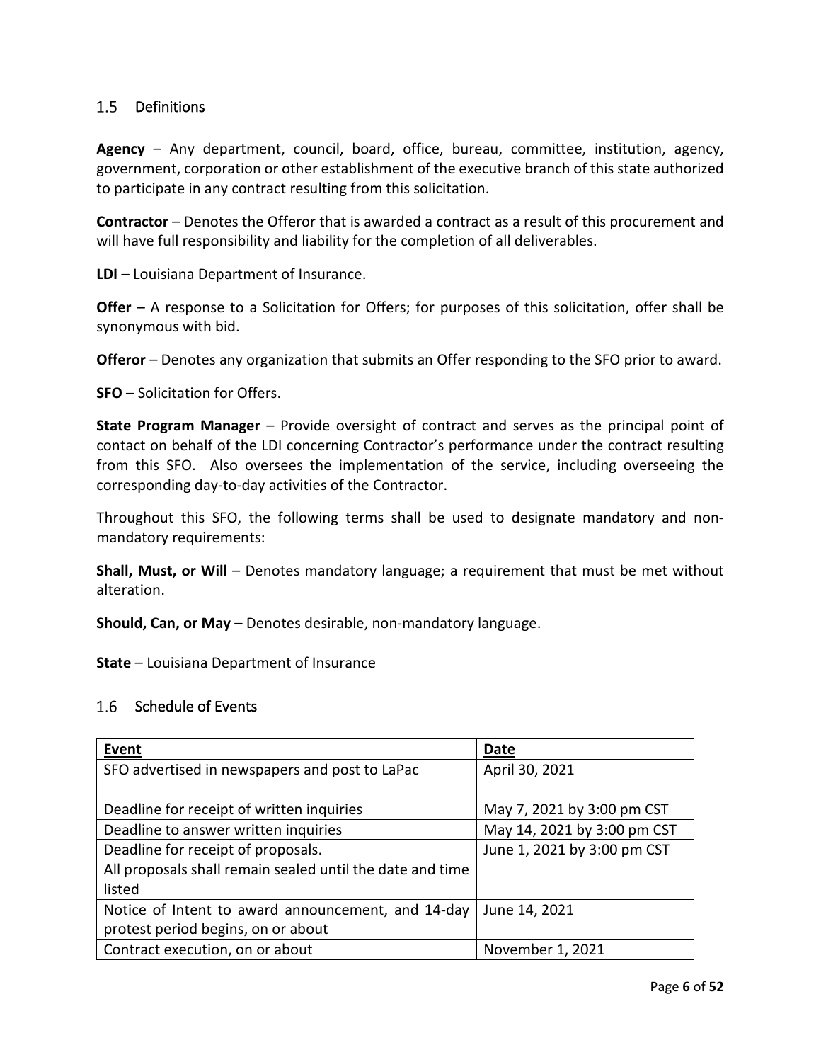## 1.5 Definitions

**Agency** – Any department, council, board, office, bureau, committee, institution, agency, government, corporation or other establishment of the executive branch of this state authorized to participate in any contract resulting from this solicitation.

**Contractor** – Denotes the Offeror that is awarded a contract as a result of this procurement and will have full responsibility and liability for the completion of all deliverables.

**LDI** – Louisiana Department of Insurance.

**Offer** – A response to a Solicitation for Offers; for purposes of this solicitation, offer shall be synonymous with bid.

**Offeror** – Denotes any organization that submits an Offer responding to the SFO prior to award.

**SFO** – Solicitation for Offers.

**State Program Manager** – Provide oversight of contract and serves as the principal point of contact on behalf of the LDI concerning Contractor's performance under the contract resulting from this SFO. Also oversees the implementation of the service, including overseeing the corresponding day-to-day activities of the Contractor.

Throughout this SFO, the following terms shall be used to designate mandatory and non-mandatory requirements:

**Shall, Must, or Will** – Denotes mandatory language; a requirement that must be met without alteration.

**Should, Can, or May** – Denotes desirable, non-mandatory language.

**State** – Louisiana Department of Insurance

## 1.6 Schedule of Events

| Event | Date |
|---|---|
| SFO advertised in newspapers and post to LaPac | April 30, 2021 |
| Deadline for receipt of written inquiries | May 7, 2021 by 3:00 pm CST |
| Deadline to answer written inquiries | May 14, 2021 by 3:00 pm CST |
| Deadline for receipt of proposals. All proposals shall remain sealed until the date and time listed | June 1, 2021 by 3:00 pm CST |
| Notice of Intent to award announcement, and 14-day protest period begins, on or about | June 14, 2021 |
| Contract execution, on or about | November 1, 2021 |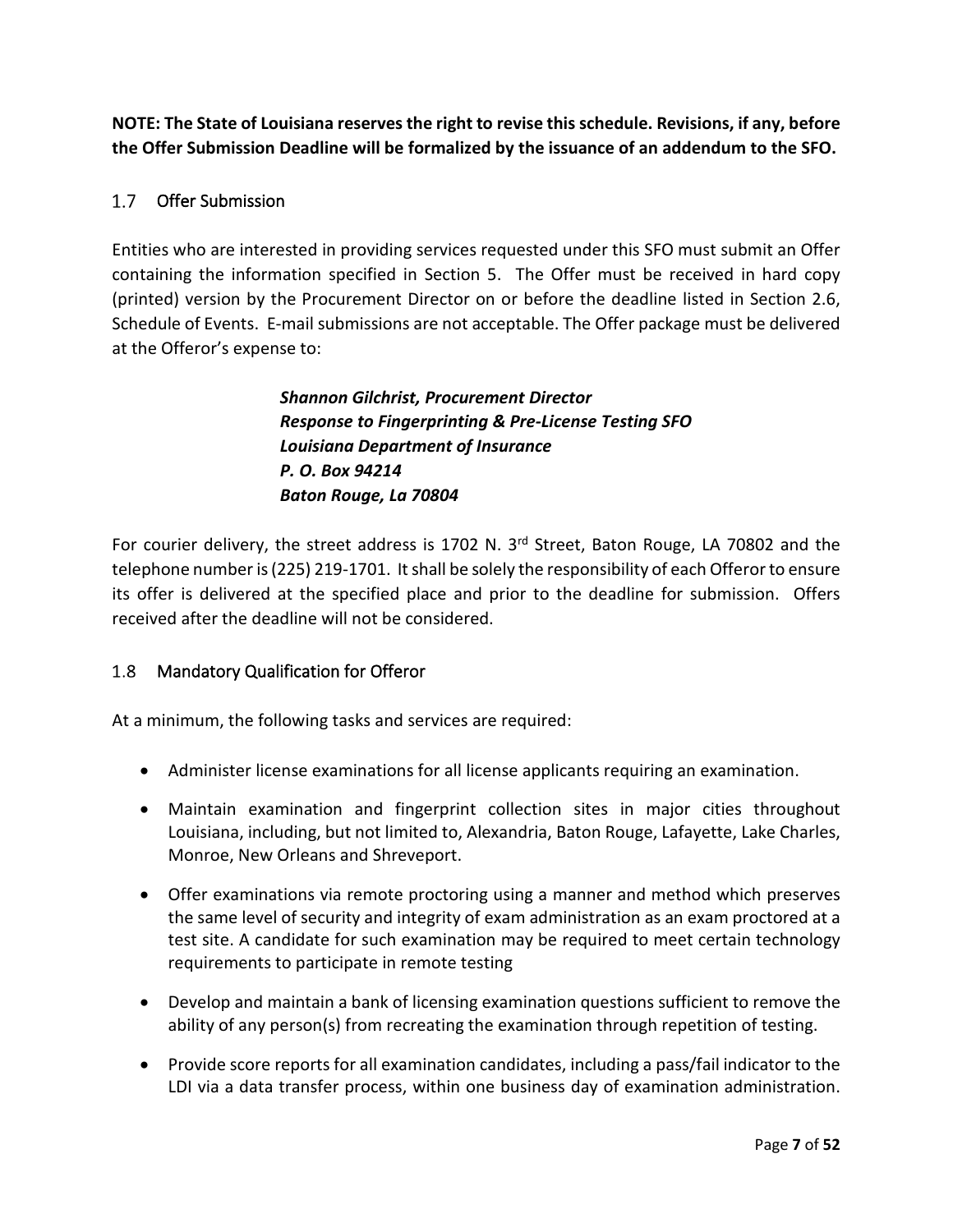**NOTE: The State of Louisiana reserves the right to revise this schedule. Revisions, if any, before the Offer Submission Deadline will be formalized by the issuance of an addendum to the SFO.**

## 1.7 Offer Submission

Entities who are interested in providing services requested under this SFO must submit an Offer containing the information specified in Section 5. The Offer must be received in hard copy (printed) version by the Procurement Director on or before the deadline listed in Section 2.6, Schedule of Events. E-mail submissions are not acceptable. The Offer package must be delivered at the Offeror's expense to:

> ***Shannon Gilchrist, Procurement Director***
> ***Response to Fingerprinting & Pre-License Testing SFO***
> ***Louisiana Department of Insurance***
> ***P. O. Box 94214***
> ***Baton Rouge, La 70804***

For courier delivery, the street address is 1702 N. 3rd Street, Baton Rouge, LA 70802 and the telephone number is (225) 219-1701. It shall be solely the responsibility of each Offeror to ensure its offer is delivered at the specified place and prior to the deadline for submission. Offers received after the deadline will not be considered.

## 1.8 Mandatory Qualification for Offeror

At a minimum, the following tasks and services are required:

- Administer license examinations for all license applicants requiring an examination.
- Maintain examination and fingerprint collection sites in major cities throughout Louisiana, including, but not limited to, Alexandria, Baton Rouge, Lafayette, Lake Charles, Monroe, New Orleans and Shreveport.
- Offer examinations via remote proctoring using a manner and method which preserves the same level of security and integrity of exam administration as an exam proctored at a test site. A candidate for such examination may be required to meet certain technology requirements to participate in remote testing
- Develop and maintain a bank of licensing examination questions sufficient to remove the ability of any person(s) from recreating the examination through repetition of testing.
- Provide score reports for all examination candidates, including a pass/fail indicator to the LDI via a data transfer process, within one business day of examination administration.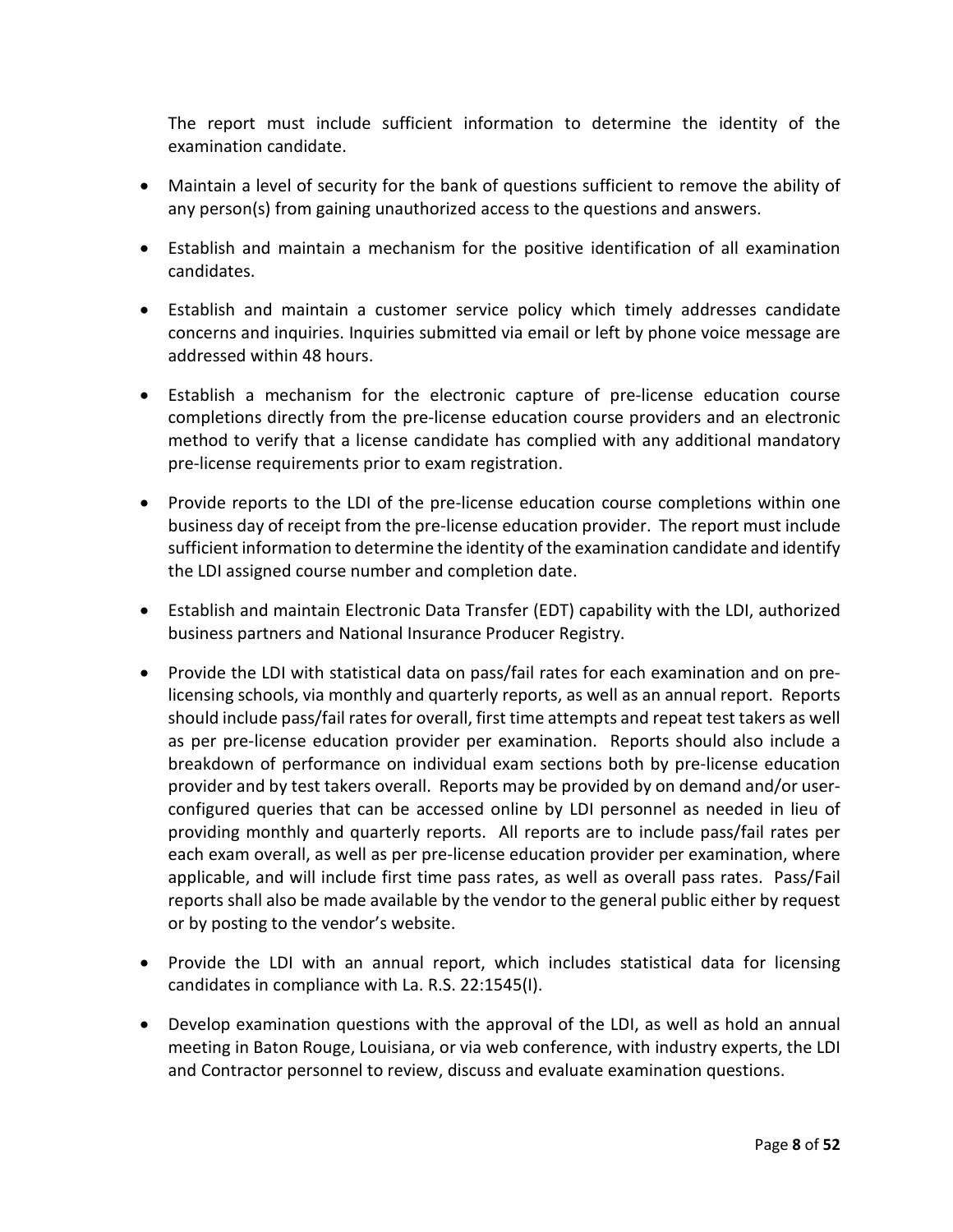The report must include sufficient information to determine the identity of the examination candidate.

- Maintain a level of security for the bank of questions sufficient to remove the ability of any person(s) from gaining unauthorized access to the questions and answers.
- Establish and maintain a mechanism for the positive identification of all examination candidates.
- Establish and maintain a customer service policy which timely addresses candidate concerns and inquiries. Inquiries submitted via email or left by phone voice message are addressed within 48 hours.
- Establish a mechanism for the electronic capture of pre-license education course completions directly from the pre-license education course providers and an electronic method to verify that a license candidate has complied with any additional mandatory pre-license requirements prior to exam registration.
- Provide reports to the LDI of the pre-license education course completions within one business day of receipt from the pre-license education provider. The report must include sufficient information to determine the identity of the examination candidate and identify the LDI assigned course number and completion date.
- Establish and maintain Electronic Data Transfer (EDT) capability with the LDI, authorized business partners and National Insurance Producer Registry.
- Provide the LDI with statistical data on pass/fail rates for each examination and on pre-licensing schools, via monthly and quarterly reports, as well as an annual report. Reports should include pass/fail rates for overall, first time attempts and repeat test takers as well as per pre-license education provider per examination. Reports should also include a breakdown of performance on individual exam sections both by pre-license education provider and by test takers overall. Reports may be provided by on demand and/or user-configured queries that can be accessed online by LDI personnel as needed in lieu of providing monthly and quarterly reports. All reports are to include pass/fail rates per each exam overall, as well as per pre-license education provider per examination, where applicable, and will include first time pass rates, as well as overall pass rates. Pass/Fail reports shall also be made available by the vendor to the general public either by request or by posting to the vendor's website.
- Provide the LDI with an annual report, which includes statistical data for licensing candidates in compliance with La. R.S. 22:1545(I).
- Develop examination questions with the approval of the LDI, as well as hold an annual meeting in Baton Rouge, Louisiana, or via web conference, with industry experts, the LDI and Contractor personnel to review, discuss and evaluate examination questions.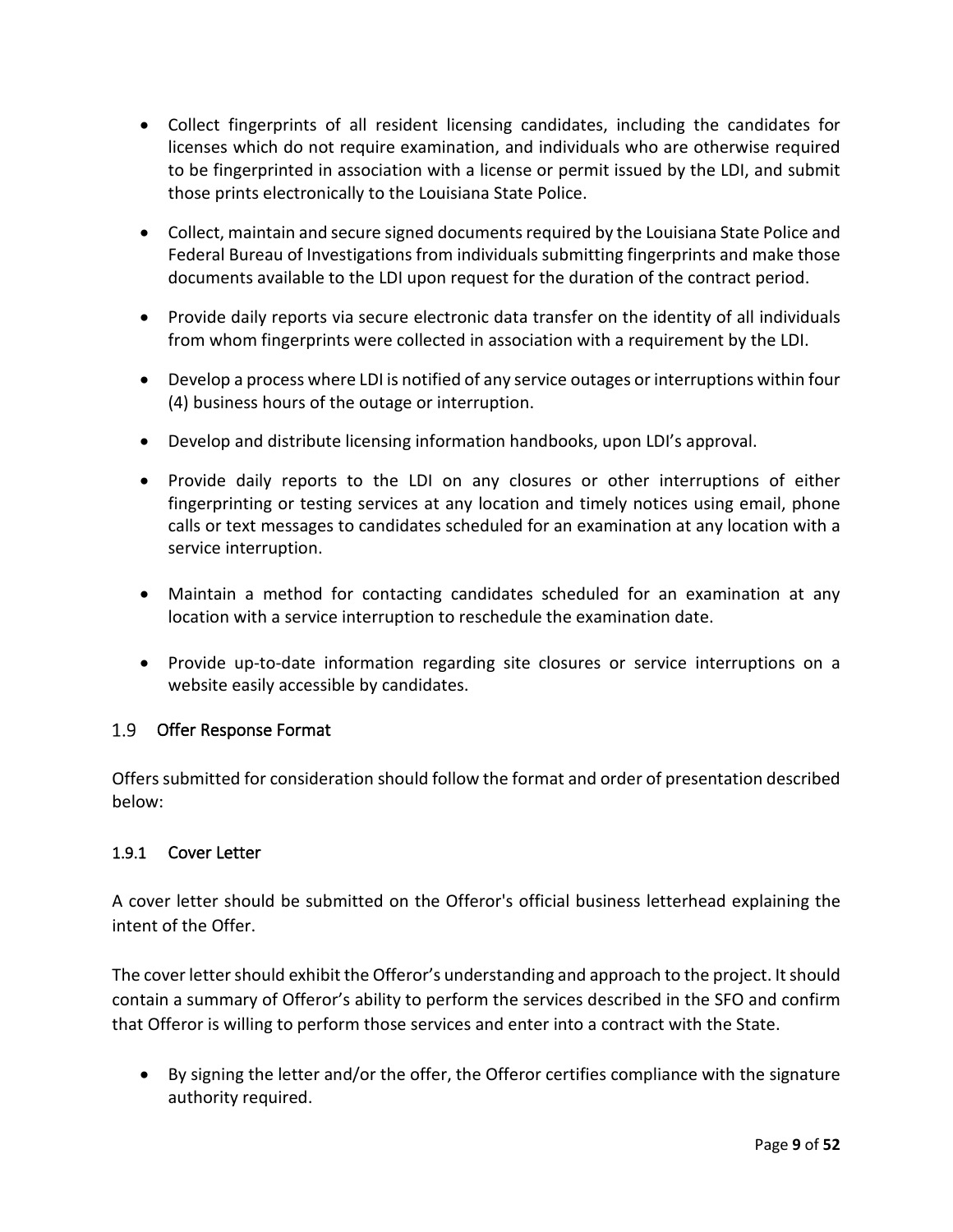- Collect fingerprints of all resident licensing candidates, including the candidates for licenses which do not require examination, and individuals who are otherwise required to be fingerprinted in association with a license or permit issued by the LDI, and submit those prints electronically to the Louisiana State Police.
- Collect, maintain and secure signed documents required by the Louisiana State Police and Federal Bureau of Investigations from individuals submitting fingerprints and make those documents available to the LDI upon request for the duration of the contract period.
- Provide daily reports via secure electronic data transfer on the identity of all individuals from whom fingerprints were collected in association with a requirement by the LDI.
- Develop a process where LDI is notified of any service outages or interruptions within four (4) business hours of the outage or interruption.
- Develop and distribute licensing information handbooks, upon LDI's approval.
- Provide daily reports to the LDI on any closures or other interruptions of either fingerprinting or testing services at any location and timely notices using email, phone calls or text messages to candidates scheduled for an examination at any location with a service interruption.
- Maintain a method for contacting candidates scheduled for an examination at any location with a service interruption to reschedule the examination date.
- Provide up-to-date information regarding site closures or service interruptions on a website easily accessible by candidates.

## 1.9 Offer Response Format

Offers submitted for consideration should follow the format and order of presentation described below:

### 1.9.1 Cover Letter

A cover letter should be submitted on the Offeror's official business letterhead explaining the intent of the Offer.

The cover letter should exhibit the Offeror's understanding and approach to the project. It should contain a summary of Offeror's ability to perform the services described in the SFO and confirm that Offeror is willing to perform those services and enter into a contract with the State.

- By signing the letter and/or the offer, the Offeror certifies compliance with the signature authority required.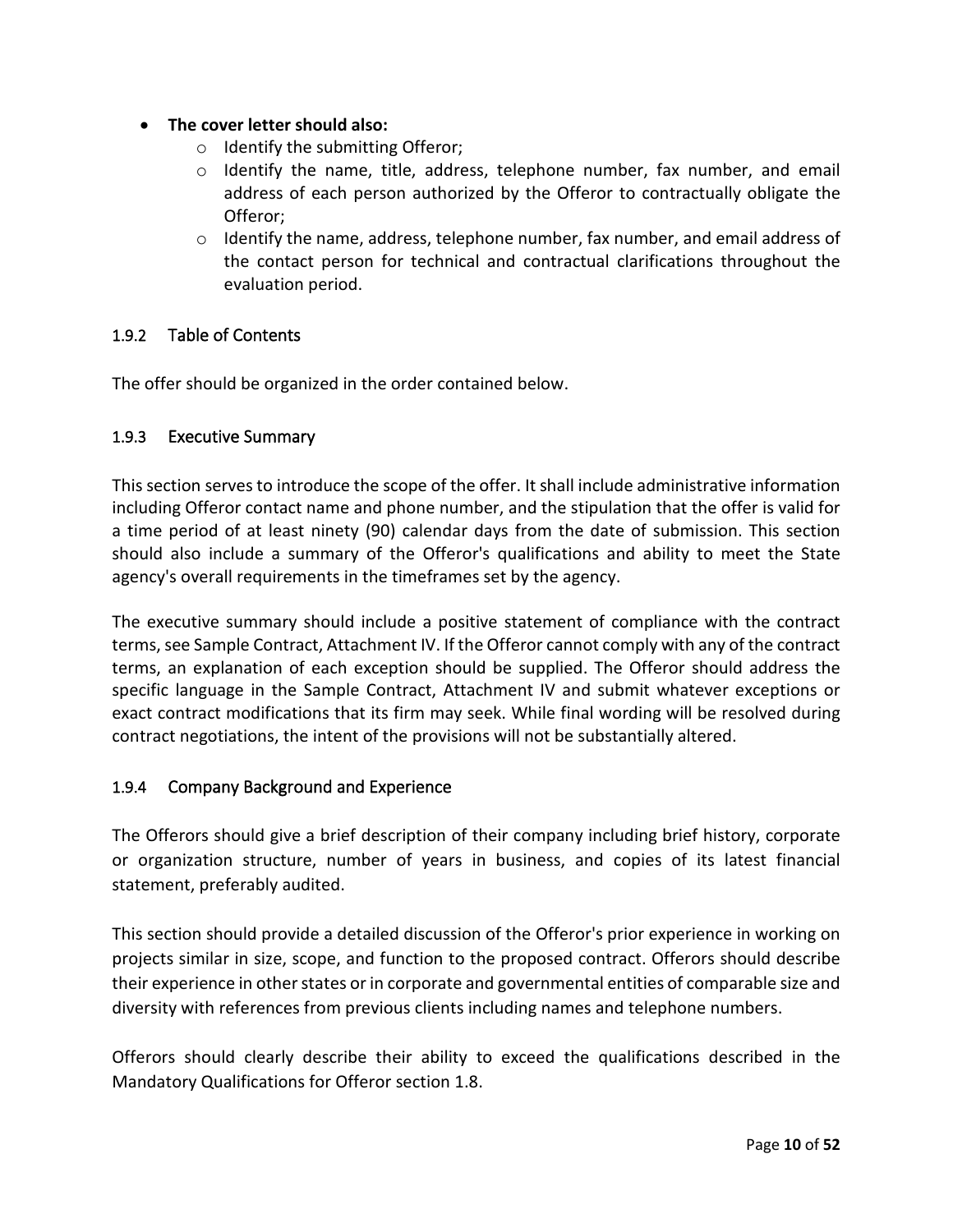- **The cover letter should also:**
  - Identify the submitting Offeror;
  - Identify the name, title, address, telephone number, fax number, and email address of each person authorized by the Offeror to contractually obligate the Offeror;
  - Identify the name, address, telephone number, fax number, and email address of the contact person for technical and contractual clarifications throughout the evaluation period.

### 1.9.2 Table of Contents

The offer should be organized in the order contained below.

### 1.9.3 Executive Summary

This section serves to introduce the scope of the offer. It shall include administrative information including Offeror contact name and phone number, and the stipulation that the offer is valid for a time period of at least ninety (90) calendar days from the date of submission. This section should also include a summary of the Offeror's qualifications and ability to meet the State agency's overall requirements in the timeframes set by the agency.

The executive summary should include a positive statement of compliance with the contract terms, see Sample Contract, Attachment IV. If the Offeror cannot comply with any of the contract terms, an explanation of each exception should be supplied. The Offeror should address the specific language in the Sample Contract, Attachment IV and submit whatever exceptions or exact contract modifications that its firm may seek. While final wording will be resolved during contract negotiations, the intent of the provisions will not be substantially altered.

### 1.9.4 Company Background and Experience

The Offerors should give a brief description of their company including brief history, corporate or organization structure, number of years in business, and copies of its latest financial statement, preferably audited.

This section should provide a detailed discussion of the Offeror's prior experience in working on projects similar in size, scope, and function to the proposed contract. Offerors should describe their experience in other states or in corporate and governmental entities of comparable size and diversity with references from previous clients including names and telephone numbers.

Offerors should clearly describe their ability to exceed the qualifications described in the Mandatory Qualifications for Offeror section 1.8.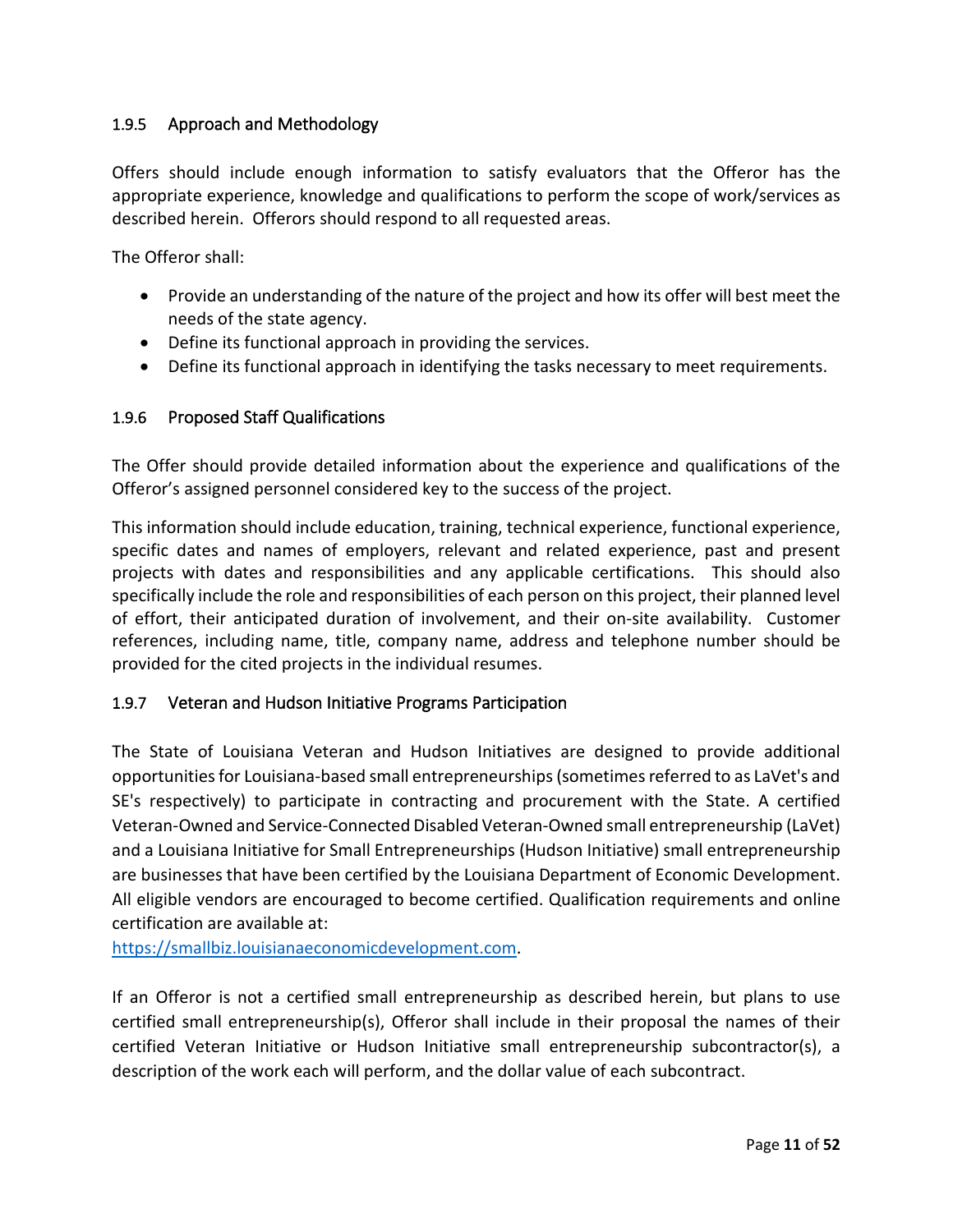### 1.9.5 Approach and Methodology

Offers should include enough information to satisfy evaluators that the Offeror has the appropriate experience, knowledge and qualifications to perform the scope of work/services as described herein. Offerors should respond to all requested areas.

The Offeror shall:

- Provide an understanding of the nature of the project and how its offer will best meet the needs of the state agency.
- Define its functional approach in providing the services.
- Define its functional approach in identifying the tasks necessary to meet requirements.

### 1.9.6 Proposed Staff Qualifications

The Offer should provide detailed information about the experience and qualifications of the Offeror's assigned personnel considered key to the success of the project.

This information should include education, training, technical experience, functional experience, specific dates and names of employers, relevant and related experience, past and present projects with dates and responsibilities and any applicable certifications. This should also specifically include the role and responsibilities of each person on this project, their planned level of effort, their anticipated duration of involvement, and their on-site availability. Customer references, including name, title, company name, address and telephone number should be provided for the cited projects in the individual resumes.

### 1.9.7 Veteran and Hudson Initiative Programs Participation

The State of Louisiana Veteran and Hudson Initiatives are designed to provide additional opportunities for Louisiana-based small entrepreneurships (sometimes referred to as LaVet's and SE's respectively) to participate in contracting and procurement with the State. A certified Veteran-Owned and Service-Connected Disabled Veteran-Owned small entrepreneurship (LaVet) and a Louisiana Initiative for Small Entrepreneurships (Hudson Initiative) small entrepreneurship are businesses that have been certified by the Louisiana Department of Economic Development. All eligible vendors are encouraged to become certified. Qualification requirements and online certification are available at:
https://smallbiz.louisianaeconomicdevelopment.com.

If an Offeror is not a certified small entrepreneurship as described herein, but plans to use certified small entrepreneurship(s), Offeror shall include in their proposal the names of their certified Veteran Initiative or Hudson Initiative small entrepreneurship subcontractor(s), a description of the work each will perform, and the dollar value of each subcontract.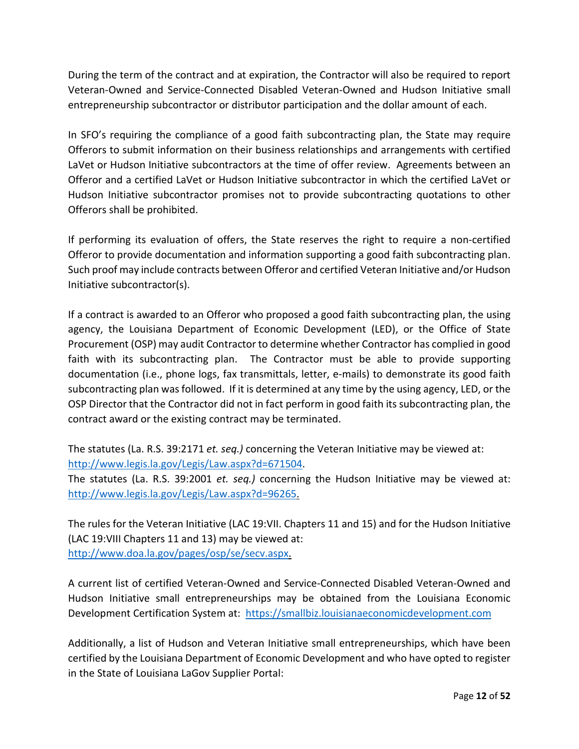During the term of the contract and at expiration, the Contractor will also be required to report Veteran-Owned and Service-Connected Disabled Veteran-Owned and Hudson Initiative small entrepreneurship subcontractor or distributor participation and the dollar amount of each.

In SFO's requiring the compliance of a good faith subcontracting plan, the State may require Offerors to submit information on their business relationships and arrangements with certified LaVet or Hudson Initiative subcontractors at the time of offer review. Agreements between an Offeror and a certified LaVet or Hudson Initiative subcontractor in which the certified LaVet or Hudson Initiative subcontractor promises not to provide subcontracting quotations to other Offerors shall be prohibited.

If performing its evaluation of offers, the State reserves the right to require a non-certified Offeror to provide documentation and information supporting a good faith subcontracting plan. Such proof may include contracts between Offeror and certified Veteran Initiative and/or Hudson Initiative subcontractor(s).

If a contract is awarded to an Offeror who proposed a good faith subcontracting plan, the using agency, the Louisiana Department of Economic Development (LED), or the Office of State Procurement (OSP) may audit Contractor to determine whether Contractor has complied in good faith with its subcontracting plan. The Contractor must be able to provide supporting documentation (i.e., phone logs, fax transmittals, letter, e-mails) to demonstrate its good faith subcontracting plan was followed. If it is determined at any time by the using agency, LED, or the OSP Director that the Contractor did not in fact perform in good faith its subcontracting plan, the contract award or the existing contract may be terminated.

The statutes (La. R.S. 39:2171 *et. seq.)* concerning the Veteran Initiative may be viewed at: [http://www.legis.la.gov/Legis/Law.aspx?d=671504](http://www.legis.la.gov/Legis/Law.aspx?d=671504).
The statutes (La. R.S. 39:2001 *et. seq.)* concerning the Hudson Initiative may be viewed at: [http://www.legis.la.gov/Legis/Law.aspx?d=96265](http://www.legis.la.gov/Legis/Law.aspx?d=96265).

The rules for the Veteran Initiative (LAC 19:VII. Chapters 11 and 15) and for the Hudson Initiative (LAC 19:VIII Chapters 11 and 13) may be viewed at:
[http://www.doa.la.gov/pages/osp/se/secv.aspx](http://www.doa.la.gov/pages/osp/se/secv.aspx).

A current list of certified Veteran-Owned and Service-Connected Disabled Veteran-Owned and Hudson Initiative small entrepreneurships may be obtained from the Louisiana Economic Development Certification System at: [https://smallbiz.louisianaeconomicdevelopment.com](https://smallbiz.louisianaeconomicdevelopment.com)

Additionally, a list of Hudson and Veteran Initiative small entrepreneurships, which have been certified by the Louisiana Department of Economic Development and who have opted to register in the State of Louisiana LaGov Supplier Portal: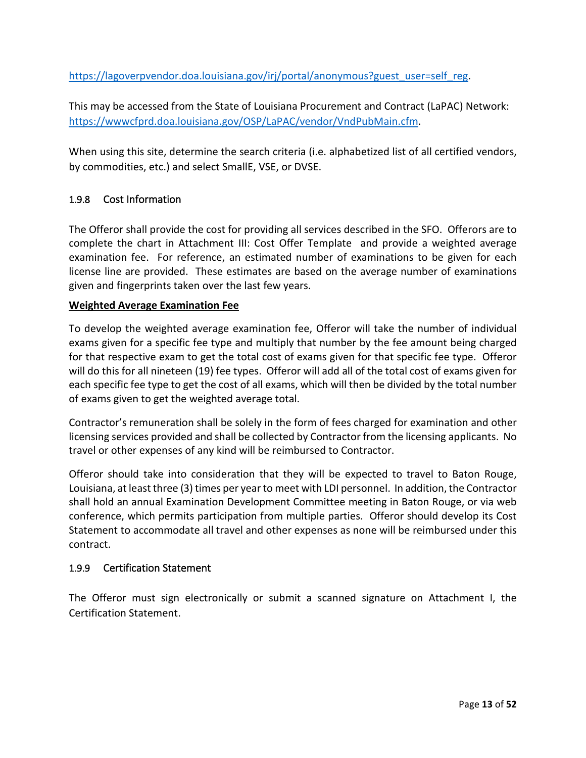https://lagoverpvendor.doa.louisiana.gov/irj/portal/anonymous?guest_user=self_reg.

This may be accessed from the State of Louisiana Procurement and Contract (LaPAC) Network: https://wwwcfprd.doa.louisiana.gov/OSP/LaPAC/vendor/VndPubMain.cfm.

When using this site, determine the search criteria (i.e. alphabetized list of all certified vendors, by commodities, etc.) and select SmallE, VSE, or DVSE.

### 1.9.8 Cost Information

The Offeror shall provide the cost for providing all services described in the SFO. Offerors are to complete the chart in Attachment III: Cost Offer Template and provide a weighted average examination fee. For reference, an estimated number of examinations to be given for each license line are provided. These estimates are based on the average number of examinations given and fingerprints taken over the last few years.

**Weighted Average Examination Fee**

To develop the weighted average examination fee, Offeror will take the number of individual exams given for a specific fee type and multiply that number by the fee amount being charged for that respective exam to get the total cost of exams given for that specific fee type. Offeror will do this for all nineteen (19) fee types. Offeror will add all of the total cost of exams given for each specific fee type to get the cost of all exams, which will then be divided by the total number of exams given to get the weighted average total.

Contractor's remuneration shall be solely in the form of fees charged for examination and other licensing services provided and shall be collected by Contractor from the licensing applicants. No travel or other expenses of any kind will be reimbursed to Contractor.

Offeror should take into consideration that they will be expected to travel to Baton Rouge, Louisiana, at least three (3) times per year to meet with LDI personnel. In addition, the Contractor shall hold an annual Examination Development Committee meeting in Baton Rouge, or via web conference, which permits participation from multiple parties. Offeror should develop its Cost Statement to accommodate all travel and other expenses as none will be reimbursed under this contract.

### 1.9.9 Certification Statement

The Offeror must sign electronically or submit a scanned signature on Attachment I, the Certification Statement.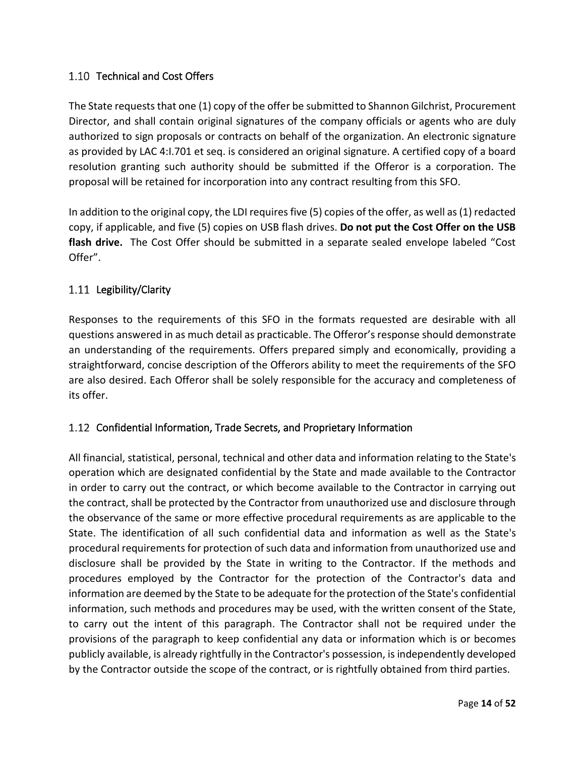## 1.10 Technical and Cost Offers

The State requests that one (1) copy of the offer be submitted to Shannon Gilchrist, Procurement Director, and shall contain original signatures of the company officials or agents who are duly authorized to sign proposals or contracts on behalf of the organization. An electronic signature as provided by LAC 4:I.701 et seq. is considered an original signature. A certified copy of a board resolution granting such authority should be submitted if the Offeror is a corporation. The proposal will be retained for incorporation into any contract resulting from this SFO.

In addition to the original copy, the LDI requires five (5) copies of the offer, as well as (1) redacted copy, if applicable, and five (5) copies on USB flash drives. **Do not put the Cost Offer on the USB flash drive.** The Cost Offer should be submitted in a separate sealed envelope labeled "Cost Offer".

## 1.11 Legibility/Clarity

Responses to the requirements of this SFO in the formats requested are desirable with all questions answered in as much detail as practicable. The Offeror's response should demonstrate an understanding of the requirements. Offers prepared simply and economically, providing a straightforward, concise description of the Offerors ability to meet the requirements of the SFO are also desired. Each Offeror shall be solely responsible for the accuracy and completeness of its offer.

## 1.12 Confidential Information, Trade Secrets, and Proprietary Information

All financial, statistical, personal, technical and other data and information relating to the State's operation which are designated confidential by the State and made available to the Contractor in order to carry out the contract, or which become available to the Contractor in carrying out the contract, shall be protected by the Contractor from unauthorized use and disclosure through the observance of the same or more effective procedural requirements as are applicable to the State. The identification of all such confidential data and information as well as the State's procedural requirements for protection of such data and information from unauthorized use and disclosure shall be provided by the State in writing to the Contractor. If the methods and procedures employed by the Contractor for the protection of the Contractor's data and information are deemed by the State to be adequate for the protection of the State's confidential information, such methods and procedures may be used, with the written consent of the State, to carry out the intent of this paragraph. The Contractor shall not be required under the provisions of the paragraph to keep confidential any data or information which is or becomes publicly available, is already rightfully in the Contractor's possession, is independently developed by the Contractor outside the scope of the contract, or is rightfully obtained from third parties.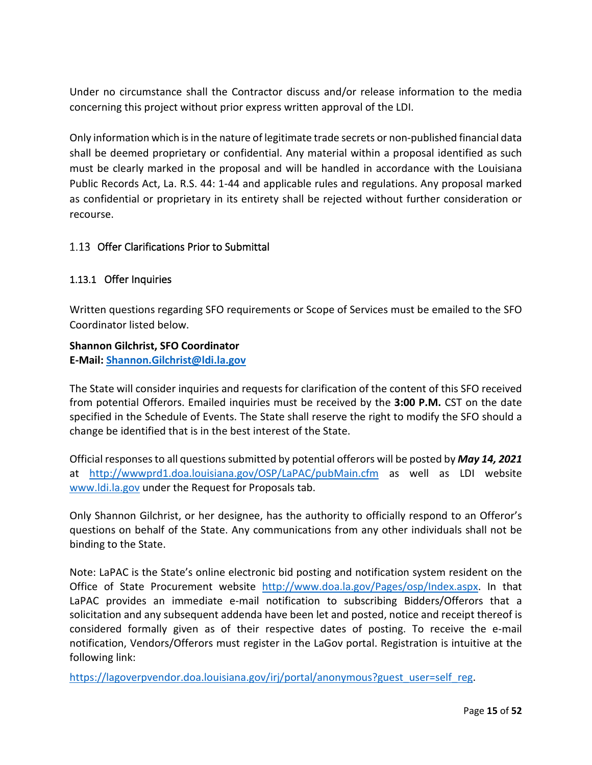Under no circumstance shall the Contractor discuss and/or release information to the media concerning this project without prior express written approval of the LDI.

Only information which is in the nature of legitimate trade secrets or non-published financial data shall be deemed proprietary or confidential. Any material within a proposal identified as such must be clearly marked in the proposal and will be handled in accordance with the Louisiana Public Records Act, La. R.S. 44: 1-44 and applicable rules and regulations. Any proposal marked as confidential or proprietary in its entirety shall be rejected without further consideration or recourse.

## 1.13 Offer Clarifications Prior to Submittal

### 1.13.1 Offer Inquiries

Written questions regarding SFO requirements or Scope of Services must be emailed to the SFO Coordinator listed below.

**Shannon Gilchrist, SFO Coordinator**
**E-Mail: Shannon.Gilchrist@ldi.la.gov**

The State will consider inquiries and requests for clarification of the content of this SFO received from potential Offerors. Emailed inquiries must be received by the **3:00 P.M.** CST on the date specified in the Schedule of Events. The State shall reserve the right to modify the SFO should a change be identified that is in the best interest of the State.

Official responses to all questions submitted by potential offerors will be posted by ***May 14, 2021*** at http://wwwprd1.doa.louisiana.gov/OSP/LaPAC/pubMain.cfm as well as LDI website www.ldi.la.gov under the Request for Proposals tab.

Only Shannon Gilchrist, or her designee, has the authority to officially respond to an Offeror's questions on behalf of the State. Any communications from any other individuals shall not be binding to the State.

Note: LaPAC is the State's online electronic bid posting and notification system resident on the Office of State Procurement website http://www.doa.la.gov/Pages/osp/Index.aspx. In that LaPAC provides an immediate e-mail notification to subscribing Bidders/Offerors that a solicitation and any subsequent addenda have been let and posted, notice and receipt thereof is considered formally given as of their respective dates of posting. To receive the e-mail notification, Vendors/Offerors must register in the LaGov portal. Registration is intuitive at the following link:

https://lagoverpvendor.doa.louisiana.gov/irj/portal/anonymous?guest_user=self_reg.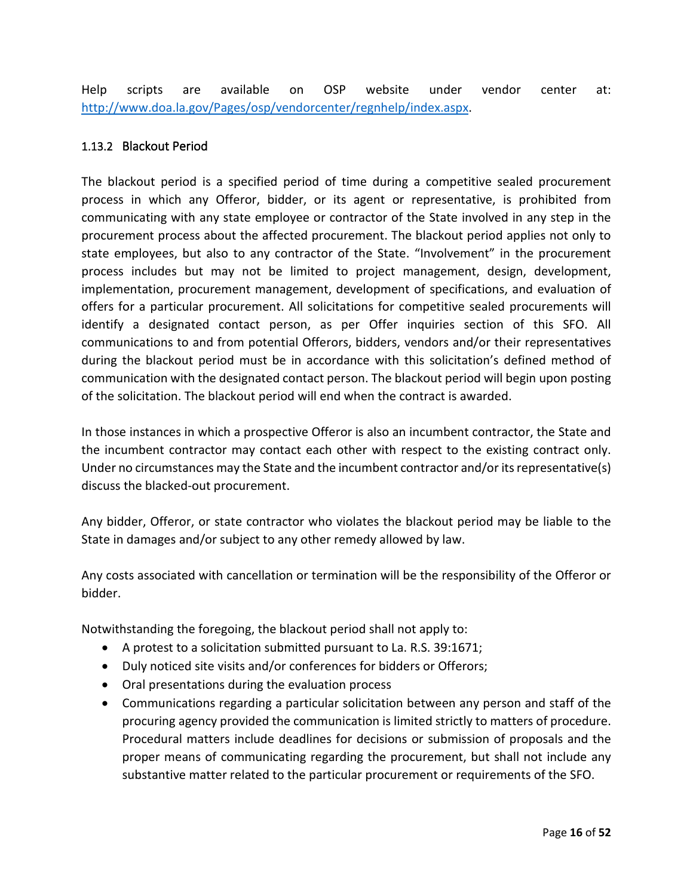Help scripts are available on OSP website under vendor center at: [http://www.doa.la.gov/Pages/osp/vendorcenter/regnhelp/index.aspx](http://www.doa.la.gov/Pages/osp/vendorcenter/regnhelp/index.aspx).

#### 1.13.2 Blackout Period

The blackout period is a specified period of time during a competitive sealed procurement process in which any Offeror, bidder, or its agent or representative, is prohibited from communicating with any state employee or contractor of the State involved in any step in the procurement process about the affected procurement. The blackout period applies not only to state employees, but also to any contractor of the State. "Involvement" in the procurement process includes but may not be limited to project management, design, development, implementation, procurement management, development of specifications, and evaluation of offers for a particular procurement. All solicitations for competitive sealed procurements will identify a designated contact person, as per Offer inquiries section of this SFO. All communications to and from potential Offerors, bidders, vendors and/or their representatives during the blackout period must be in accordance with this solicitation's defined method of communication with the designated contact person. The blackout period will begin upon posting of the solicitation. The blackout period will end when the contract is awarded.

In those instances in which a prospective Offeror is also an incumbent contractor, the State and the incumbent contractor may contact each other with respect to the existing contract only. Under no circumstances may the State and the incumbent contractor and/or its representative(s) discuss the blacked-out procurement.

Any bidder, Offeror, or state contractor who violates the blackout period may be liable to the State in damages and/or subject to any other remedy allowed by law.

Any costs associated with cancellation or termination will be the responsibility of the Offeror or bidder.

Notwithstanding the foregoing, the blackout period shall not apply to:

- A protest to a solicitation submitted pursuant to La. R.S. 39:1671;
- Duly noticed site visits and/or conferences for bidders or Offerors;
- Oral presentations during the evaluation process
- Communications regarding a particular solicitation between any person and staff of the procuring agency provided the communication is limited strictly to matters of procedure. Procedural matters include deadlines for decisions or submission of proposals and the proper means of communicating regarding the procurement, but shall not include any substantive matter related to the particular procurement or requirements of the SFO.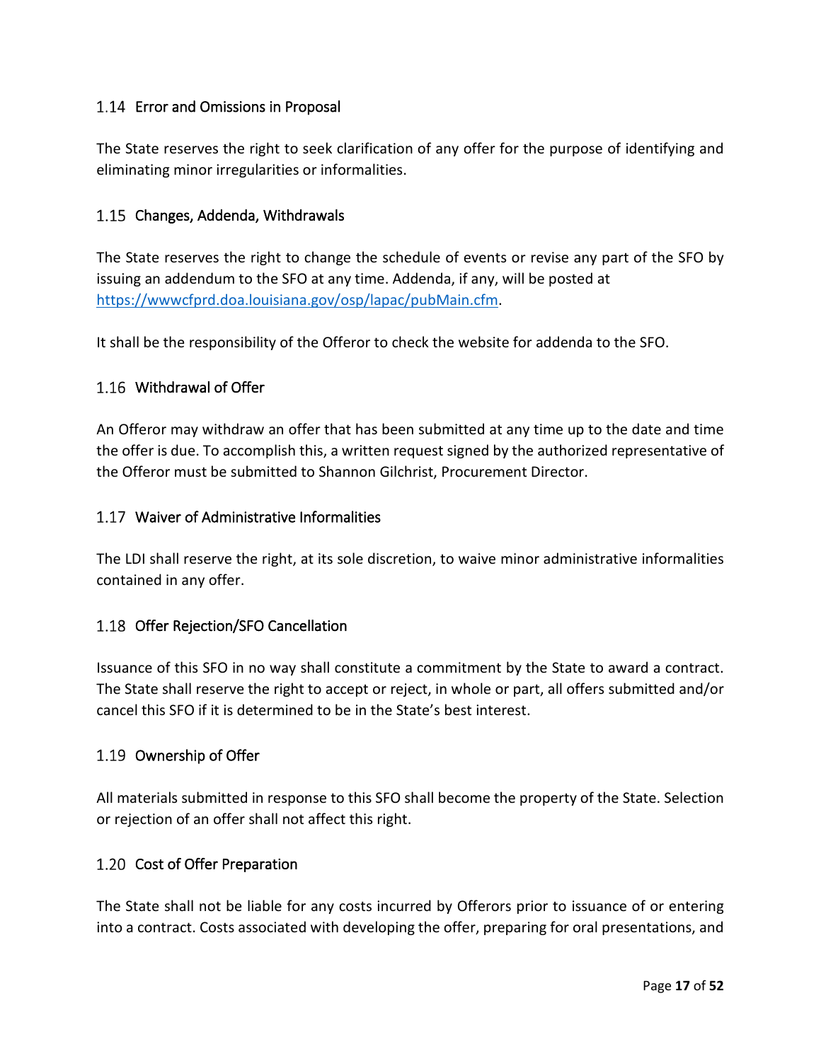## 1.14 Error and Omissions in Proposal

The State reserves the right to seek clarification of any offer for the purpose of identifying and eliminating minor irregularities or informalities.

## 1.15 Changes, Addenda, Withdrawals

The State reserves the right to change the schedule of events or revise any part of the SFO by issuing an addendum to the SFO at any time. Addenda, if any, will be posted at [https://wwwcfprd.doa.louisiana.gov/osp/lapac/pubMain.cfm](https://wwwcfprd.doa.louisiana.gov/osp/lapac/pubMain.cfm).

It shall be the responsibility of the Offeror to check the website for addenda to the SFO.

## 1.16 Withdrawal of Offer

An Offeror may withdraw an offer that has been submitted at any time up to the date and time the offer is due. To accomplish this, a written request signed by the authorized representative of the Offeror must be submitted to Shannon Gilchrist, Procurement Director.

## 1.17 Waiver of Administrative Informalities

The LDI shall reserve the right, at its sole discretion, to waive minor administrative informalities contained in any offer.

## 1.18 Offer Rejection/SFO Cancellation

Issuance of this SFO in no way shall constitute a commitment by the State to award a contract. The State shall reserve the right to accept or reject, in whole or part, all offers submitted and/or cancel this SFO if it is determined to be in the State's best interest.

## 1.19 Ownership of Offer

All materials submitted in response to this SFO shall become the property of the State. Selection or rejection of an offer shall not affect this right.

## 1.20 Cost of Offer Preparation

The State shall not be liable for any costs incurred by Offerors prior to issuance of or entering into a contract. Costs associated with developing the offer, preparing for oral presentations, and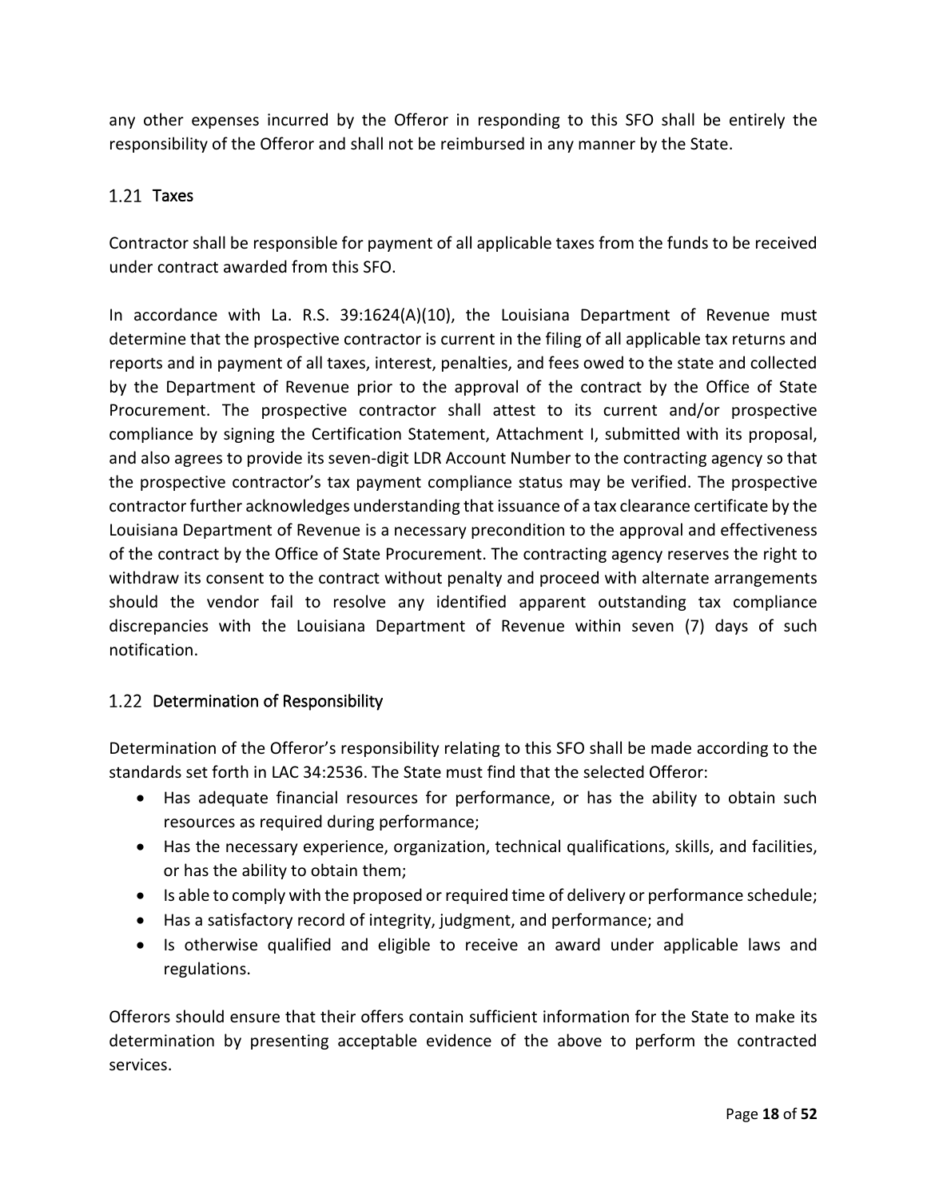any other expenses incurred by the Offeror in responding to this SFO shall be entirely the responsibility of the Offeror and shall not be reimbursed in any manner by the State.

## 1.21 Taxes

Contractor shall be responsible for payment of all applicable taxes from the funds to be received under contract awarded from this SFO.

In accordance with La. R.S. 39:1624(A)(10), the Louisiana Department of Revenue must determine that the prospective contractor is current in the filing of all applicable tax returns and reports and in payment of all taxes, interest, penalties, and fees owed to the state and collected by the Department of Revenue prior to the approval of the contract by the Office of State Procurement. The prospective contractor shall attest to its current and/or prospective compliance by signing the Certification Statement, Attachment I, submitted with its proposal, and also agrees to provide its seven-digit LDR Account Number to the contracting agency so that the prospective contractor's tax payment compliance status may be verified. The prospective contractor further acknowledges understanding that issuance of a tax clearance certificate by the Louisiana Department of Revenue is a necessary precondition to the approval and effectiveness of the contract by the Office of State Procurement. The contracting agency reserves the right to withdraw its consent to the contract without penalty and proceed with alternate arrangements should the vendor fail to resolve any identified apparent outstanding tax compliance discrepancies with the Louisiana Department of Revenue within seven (7) days of such notification.

## 1.22 Determination of Responsibility

Determination of the Offeror's responsibility relating to this SFO shall be made according to the standards set forth in LAC 34:2536. The State must find that the selected Offeror:

- Has adequate financial resources for performance, or has the ability to obtain such resources as required during performance;
- Has the necessary experience, organization, technical qualifications, skills, and facilities, or has the ability to obtain them;
- Is able to comply with the proposed or required time of delivery or performance schedule;
- Has a satisfactory record of integrity, judgment, and performance; and
- Is otherwise qualified and eligible to receive an award under applicable laws and regulations.

Offerors should ensure that their offers contain sufficient information for the State to make its determination by presenting acceptable evidence of the above to perform the contracted services.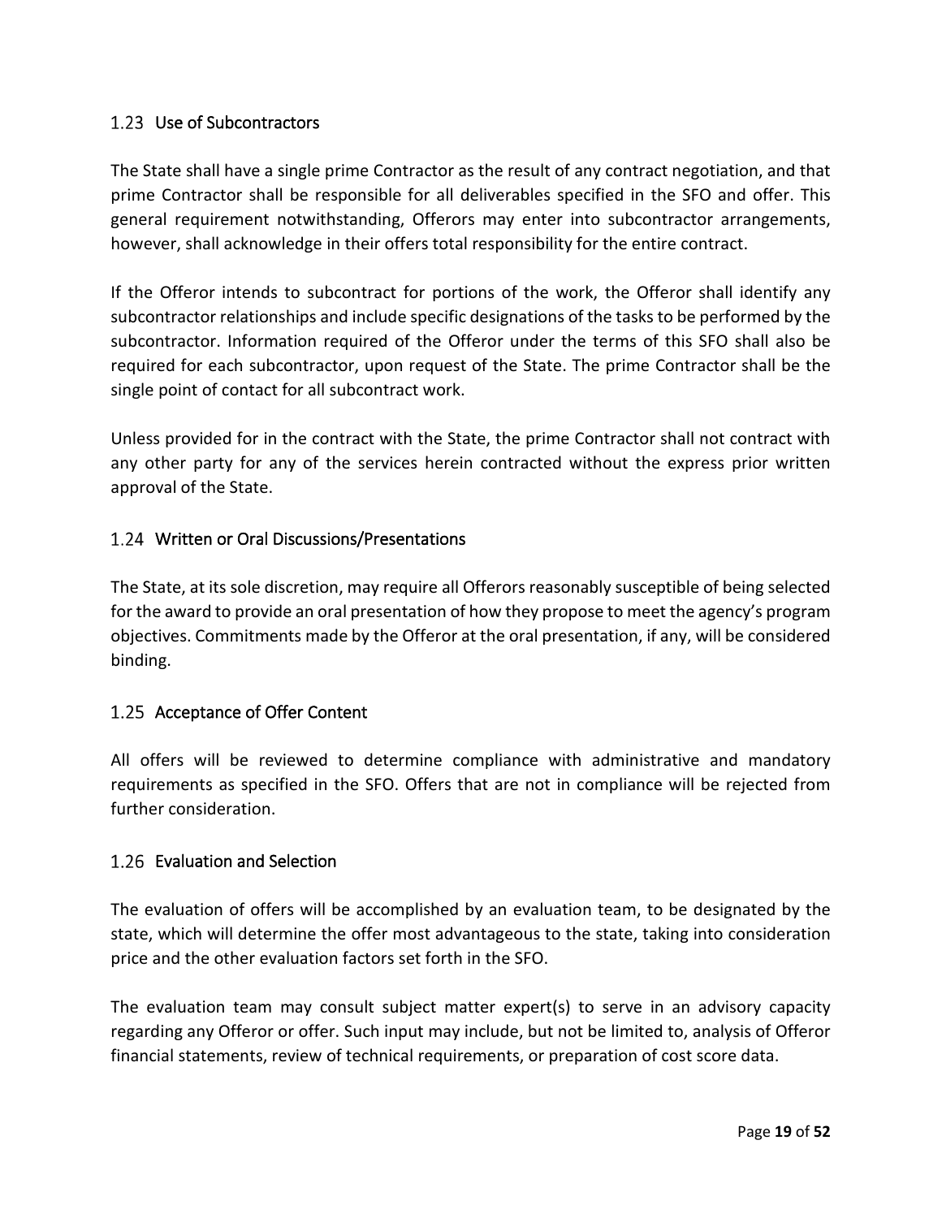## 1.23 Use of Subcontractors

The State shall have a single prime Contractor as the result of any contract negotiation, and that prime Contractor shall be responsible for all deliverables specified in the SFO and offer. This general requirement notwithstanding, Offerors may enter into subcontractor arrangements, however, shall acknowledge in their offers total responsibility for the entire contract.

If the Offeror intends to subcontract for portions of the work, the Offeror shall identify any subcontractor relationships and include specific designations of the tasks to be performed by the subcontractor. Information required of the Offeror under the terms of this SFO shall also be required for each subcontractor, upon request of the State. The prime Contractor shall be the single point of contact for all subcontract work.

Unless provided for in the contract with the State, the prime Contractor shall not contract with any other party for any of the services herein contracted without the express prior written approval of the State.

## 1.24 Written or Oral Discussions/Presentations

The State, at its sole discretion, may require all Offerors reasonably susceptible of being selected for the award to provide an oral presentation of how they propose to meet the agency's program objectives. Commitments made by the Offeror at the oral presentation, if any, will be considered binding.

## 1.25 Acceptance of Offer Content

All offers will be reviewed to determine compliance with administrative and mandatory requirements as specified in the SFO. Offers that are not in compliance will be rejected from further consideration.

## 1.26 Evaluation and Selection

The evaluation of offers will be accomplished by an evaluation team, to be designated by the state, which will determine the offer most advantageous to the state, taking into consideration price and the other evaluation factors set forth in the SFO.

The evaluation team may consult subject matter expert(s) to serve in an advisory capacity regarding any Offeror or offer. Such input may include, but not be limited to, analysis of Offeror financial statements, review of technical requirements, or preparation of cost score data.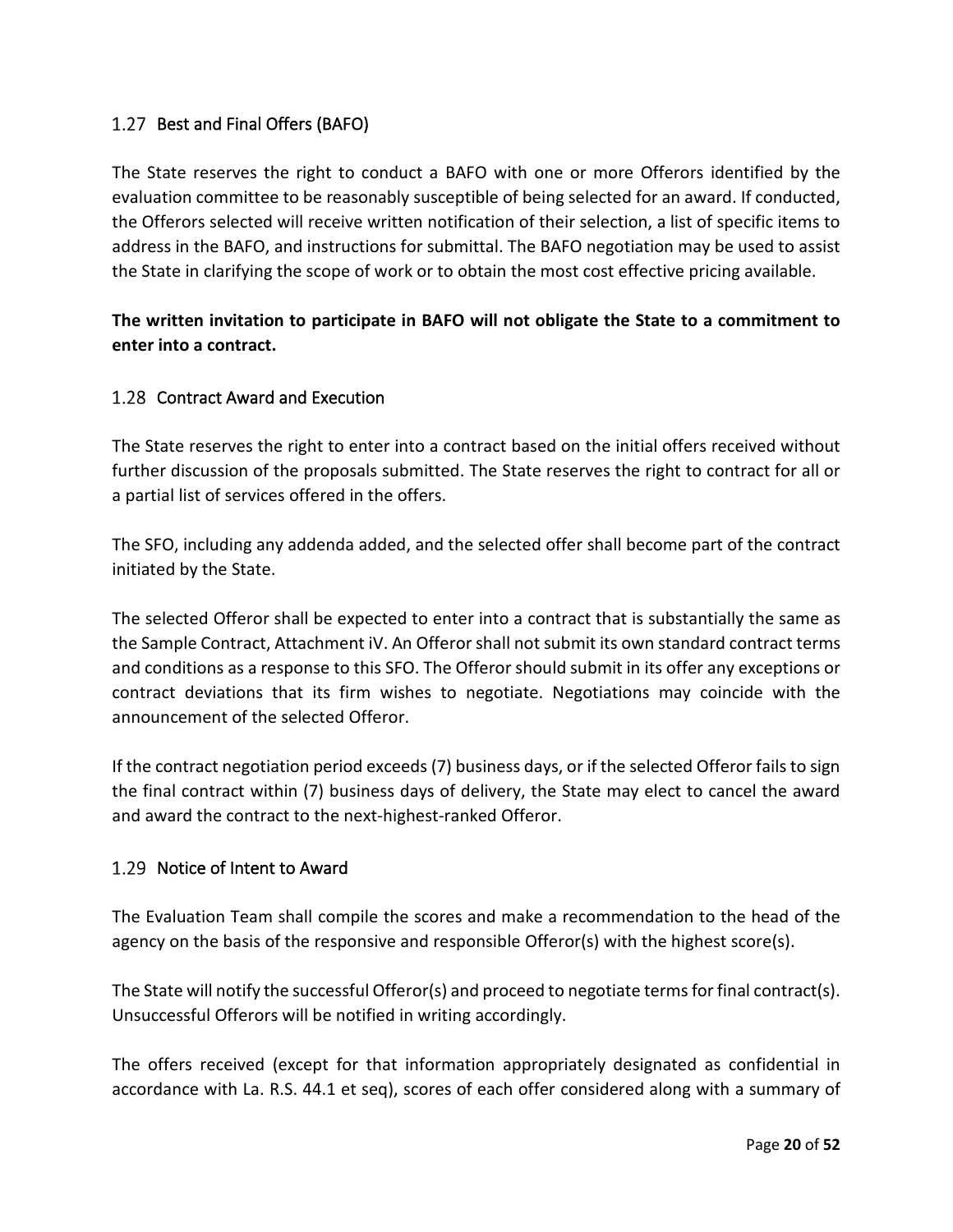## 1.27 Best and Final Offers (BAFO)

The State reserves the right to conduct a BAFO with one or more Offerors identified by the evaluation committee to be reasonably susceptible of being selected for an award. If conducted, the Offerors selected will receive written notification of their selection, a list of specific items to address in the BAFO, and instructions for submittal. The BAFO negotiation may be used to assist the State in clarifying the scope of work or to obtain the most cost effective pricing available.

**The written invitation to participate in BAFO will not obligate the State to a commitment to enter into a contract.**

## 1.28 Contract Award and Execution

The State reserves the right to enter into a contract based on the initial offers received without further discussion of the proposals submitted. The State reserves the right to contract for all or a partial list of services offered in the offers.

The SFO, including any addenda added, and the selected offer shall become part of the contract initiated by the State.

The selected Offeror shall be expected to enter into a contract that is substantially the same as the Sample Contract, Attachment iV. An Offeror shall not submit its own standard contract terms and conditions as a response to this SFO. The Offeror should submit in its offer any exceptions or contract deviations that its firm wishes to negotiate. Negotiations may coincide with the announcement of the selected Offeror.

If the contract negotiation period exceeds (7) business days, or if the selected Offeror fails to sign the final contract within (7) business days of delivery, the State may elect to cancel the award and award the contract to the next-highest-ranked Offeror.

## 1.29 Notice of Intent to Award

The Evaluation Team shall compile the scores and make a recommendation to the head of the agency on the basis of the responsive and responsible Offeror(s) with the highest score(s).

The State will notify the successful Offeror(s) and proceed to negotiate terms for final contract(s). Unsuccessful Offerors will be notified in writing accordingly.

The offers received (except for that information appropriately designated as confidential in accordance with La. R.S. 44.1 et seq), scores of each offer considered along with a summary of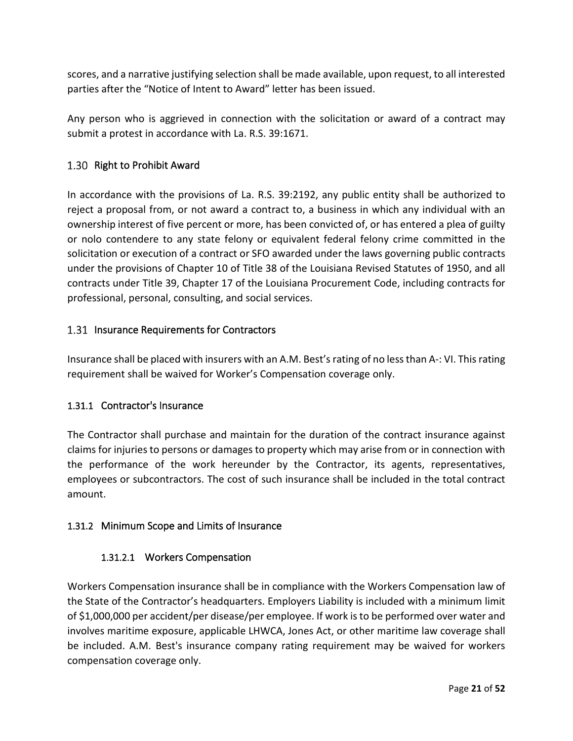scores, and a narrative justifying selection shall be made available, upon request, to all interested parties after the “Notice of Intent to Award” letter has been issued.

Any person who is aggrieved in connection with the solicitation or award of a contract may submit a protest in accordance with La. R.S. 39:1671.

## 1.30 Right to Prohibit Award

In accordance with the provisions of La. R.S. 39:2192, any public entity shall be authorized to reject a proposal from, or not award a contract to, a business in which any individual with an ownership interest of five percent or more, has been convicted of, or has entered a plea of guilty or nolo contendere to any state felony or equivalent federal felony crime committed in the solicitation or execution of a contract or SFO awarded under the laws governing public contracts under the provisions of Chapter 10 of Title 38 of the Louisiana Revised Statutes of 1950, and all contracts under Title 39, Chapter 17 of the Louisiana Procurement Code, including contracts for professional, personal, consulting, and social services.

## 1.31 Insurance Requirements for Contractors

Insurance shall be placed with insurers with an A.M. Best’s rating of no less than A-: VI. This rating requirement shall be waived for Worker’s Compensation coverage only.

### 1.31.1 Contractor's Insurance

The Contractor shall purchase and maintain for the duration of the contract insurance against claims for injuries to persons or damages to property which may arise from or in connection with the performance of the work hereunder by the Contractor, its agents, representatives, employees or subcontractors. The cost of such insurance shall be included in the total contract amount.

### 1.31.2 Minimum Scope and Limits of Insurance

#### 1.31.2.1 Workers Compensation

Workers Compensation insurance shall be in compliance with the Workers Compensation law of the State of the Contractor’s headquarters. Employers Liability is included with a minimum limit of $1,000,000 per accident/per disease/per employee. If work is to be performed over water and involves maritime exposure, applicable LHWCA, Jones Act, or other maritime law coverage shall be included. A.M. Best's insurance company rating requirement may be waived for workers compensation coverage only.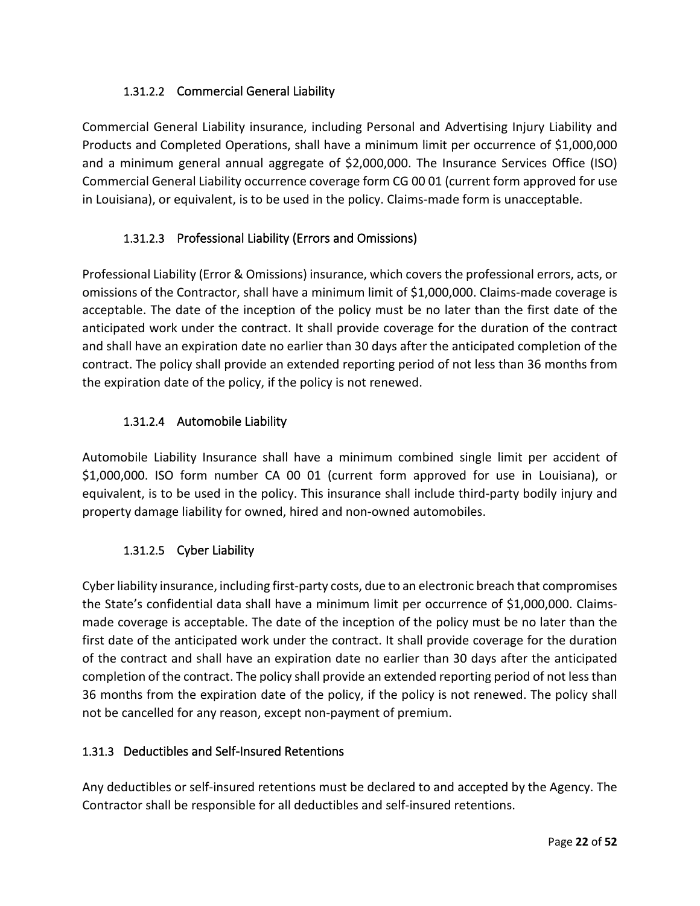#### 1.31.2.2 Commercial General Liability

Commercial General Liability insurance, including Personal and Advertising Injury Liability and Products and Completed Operations, shall have a minimum limit per occurrence of $1,000,000 and a minimum general annual aggregate of $2,000,000. The Insurance Services Office (ISO) Commercial General Liability occurrence coverage form CG 00 01 (current form approved for use in Louisiana), or equivalent, is to be used in the policy. Claims-made form is unacceptable.

#### 1.31.2.3 Professional Liability (Errors and Omissions)

Professional Liability (Error & Omissions) insurance, which covers the professional errors, acts, or omissions of the Contractor, shall have a minimum limit of $1,000,000. Claims-made coverage is acceptable. The date of the inception of the policy must be no later than the first date of the anticipated work under the contract. It shall provide coverage for the duration of the contract and shall have an expiration date no earlier than 30 days after the anticipated completion of the contract. The policy shall provide an extended reporting period of not less than 36 months from the expiration date of the policy, if the policy is not renewed.

#### 1.31.2.4 Automobile Liability

Automobile Liability Insurance shall have a minimum combined single limit per accident of $1,000,000. ISO form number CA 00 01 (current form approved for use in Louisiana), or equivalent, is to be used in the policy. This insurance shall include third-party bodily injury and property damage liability for owned, hired and non-owned automobiles.

#### 1.31.2.5 Cyber Liability

Cyber liability insurance, including first-party costs, due to an electronic breach that compromises the State's confidential data shall have a minimum limit per occurrence of $1,000,000. Claims-made coverage is acceptable. The date of the inception of the policy must be no later than the first date of the anticipated work under the contract. It shall provide coverage for the duration of the contract and shall have an expiration date no earlier than 30 days after the anticipated completion of the contract. The policy shall provide an extended reporting period of not less than 36 months from the expiration date of the policy, if the policy is not renewed. The policy shall not be cancelled for any reason, except non-payment of premium.

### 1.31.3 Deductibles and Self-Insured Retentions

Any deductibles or self-insured retentions must be declared to and accepted by the Agency. The Contractor shall be responsible for all deductibles and self-insured retentions.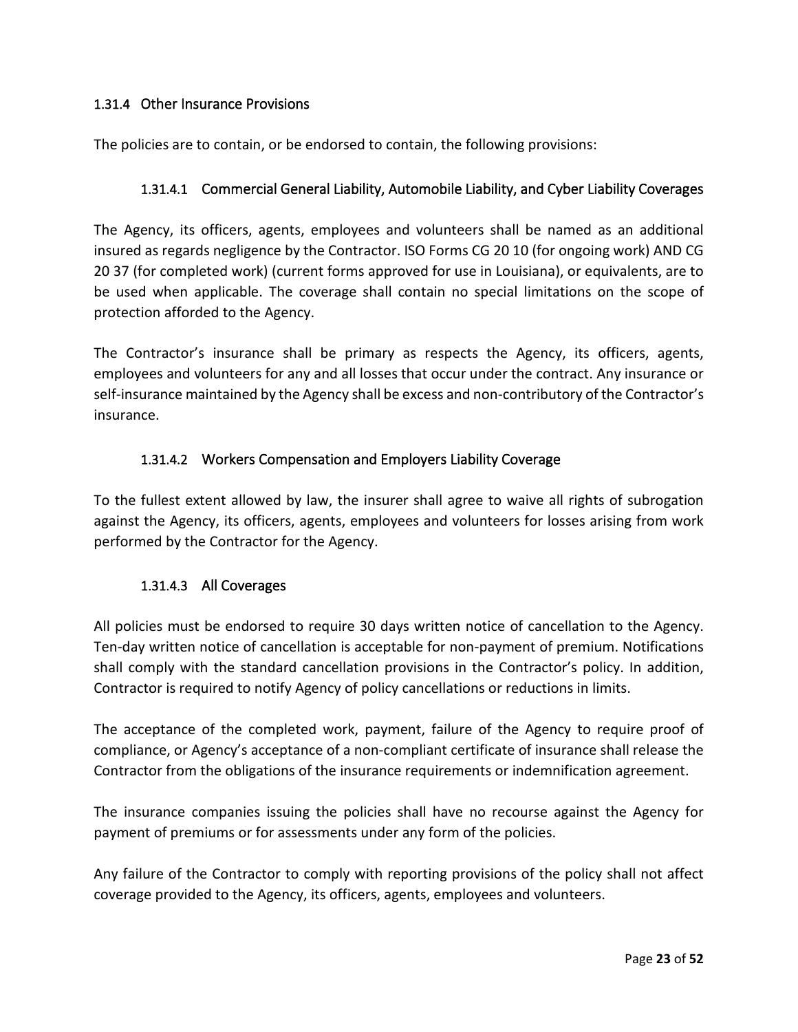### 1.31.4 Other Insurance Provisions

The policies are to contain, or be endorsed to contain, the following provisions:

#### 1.31.4.1 Commercial General Liability, Automobile Liability, and Cyber Liability Coverages

The Agency, its officers, agents, employees and volunteers shall be named as an additional insured as regards negligence by the Contractor. ISO Forms CG 20 10 (for ongoing work) AND CG 20 37 (for completed work) (current forms approved for use in Louisiana), or equivalents, are to be used when applicable. The coverage shall contain no special limitations on the scope of protection afforded to the Agency.

The Contractor's insurance shall be primary as respects the Agency, its officers, agents, employees and volunteers for any and all losses that occur under the contract. Any insurance or self-insurance maintained by the Agency shall be excess and non-contributory of the Contractor's insurance.

#### 1.31.4.2 Workers Compensation and Employers Liability Coverage

To the fullest extent allowed by law, the insurer shall agree to waive all rights of subrogation against the Agency, its officers, agents, employees and volunteers for losses arising from work performed by the Contractor for the Agency.

#### 1.31.4.3 All Coverages

All policies must be endorsed to require 30 days written notice of cancellation to the Agency. Ten-day written notice of cancellation is acceptable for non-payment of premium. Notifications shall comply with the standard cancellation provisions in the Contractor's policy. In addition, Contractor is required to notify Agency of policy cancellations or reductions in limits.

The acceptance of the completed work, payment, failure of the Agency to require proof of compliance, or Agency's acceptance of a non-compliant certificate of insurance shall release the Contractor from the obligations of the insurance requirements or indemnification agreement.

The insurance companies issuing the policies shall have no recourse against the Agency for payment of premiums or for assessments under any form of the policies.

Any failure of the Contractor to comply with reporting provisions of the policy shall not affect coverage provided to the Agency, its officers, agents, employees and volunteers.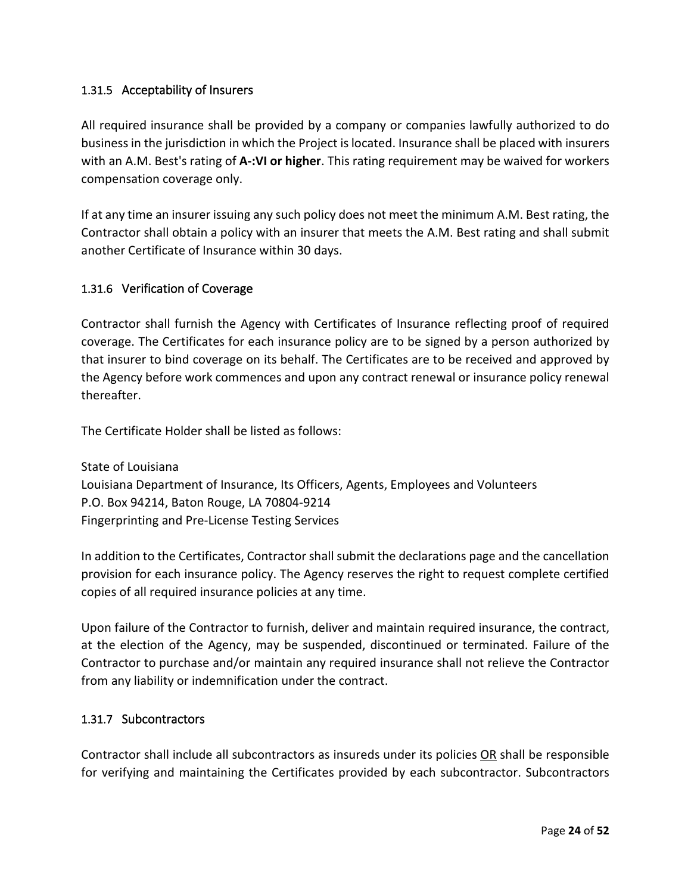### 1.31.5 Acceptability of Insurers

All required insurance shall be provided by a company or companies lawfully authorized to do business in the jurisdiction in which the Project is located. Insurance shall be placed with insurers with an A.M. Best's rating of **A-:VI or higher**. This rating requirement may be waived for workers compensation coverage only.

If at any time an insurer issuing any such policy does not meet the minimum A.M. Best rating, the Contractor shall obtain a policy with an insurer that meets the A.M. Best rating and shall submit another Certificate of Insurance within 30 days.

### 1.31.6 Verification of Coverage

Contractor shall furnish the Agency with Certificates of Insurance reflecting proof of required coverage. The Certificates for each insurance policy are to be signed by a person authorized by that insurer to bind coverage on its behalf. The Certificates are to be received and approved by the Agency before work commences and upon any contract renewal or insurance policy renewal thereafter.

The Certificate Holder shall be listed as follows:

State of Louisiana
Louisiana Department of Insurance, Its Officers, Agents, Employees and Volunteers
P.O. Box 94214, Baton Rouge, LA 70804-9214
Fingerprinting and Pre-License Testing Services

In addition to the Certificates, Contractor shall submit the declarations page and the cancellation provision for each insurance policy. The Agency reserves the right to request complete certified copies of all required insurance policies at any time.

Upon failure of the Contractor to furnish, deliver and maintain required insurance, the contract, at the election of the Agency, may be suspended, discontinued or terminated. Failure of the Contractor to purchase and/or maintain any required insurance shall not relieve the Contractor from any liability or indemnification under the contract.

### 1.31.7 Subcontractors

Contractor shall include all subcontractors as insureds under its policies <u>OR</u> shall be responsible for verifying and maintaining the Certificates provided by each subcontractor. Subcontractors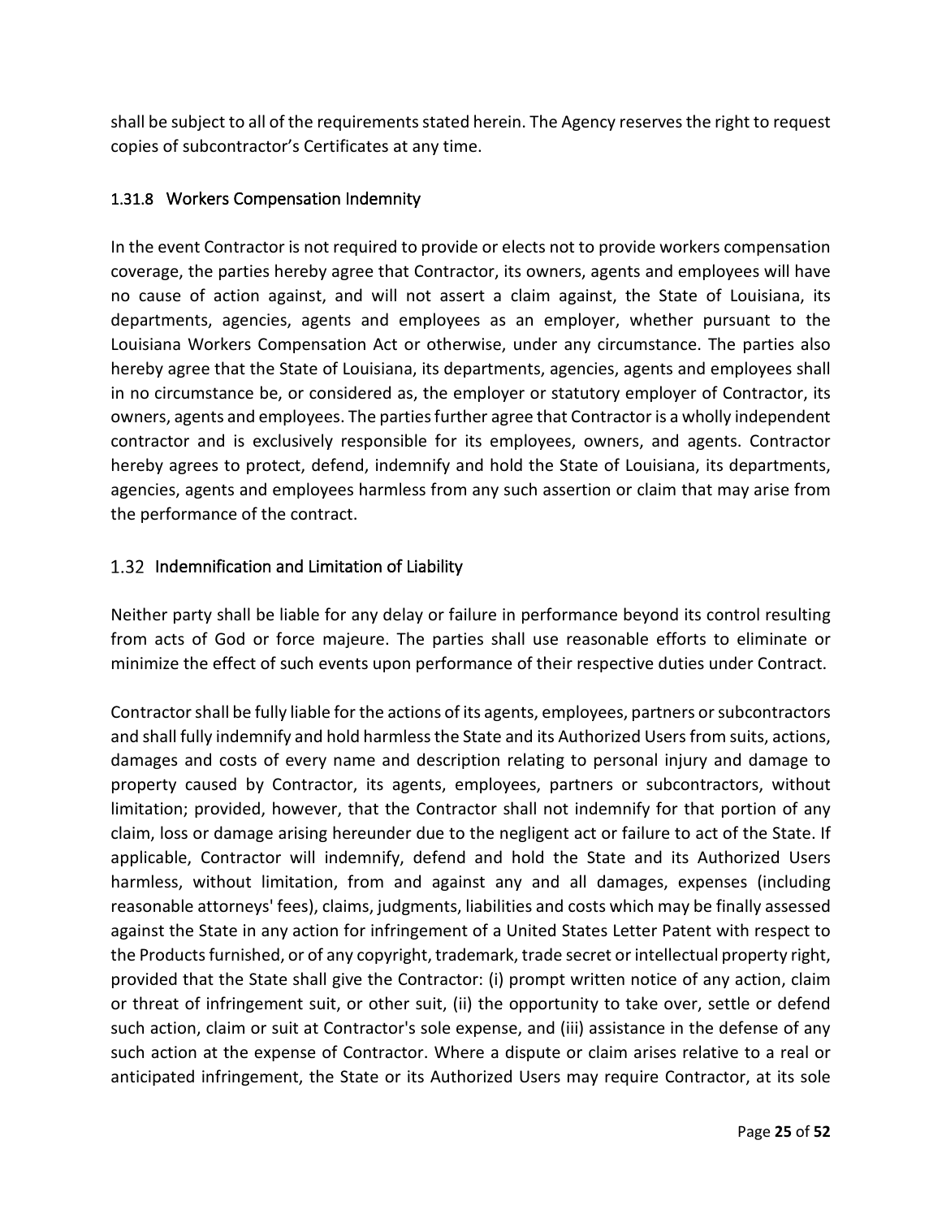shall be subject to all of the requirements stated herein. The Agency reserves the right to request copies of subcontractor's Certificates at any time.

#### 1.31.8 Workers Compensation Indemnity

In the event Contractor is not required to provide or elects not to provide workers compensation coverage, the parties hereby agree that Contractor, its owners, agents and employees will have no cause of action against, and will not assert a claim against, the State of Louisiana, its departments, agencies, agents and employees as an employer, whether pursuant to the Louisiana Workers Compensation Act or otherwise, under any circumstance. The parties also hereby agree that the State of Louisiana, its departments, agencies, agents and employees shall in no circumstance be, or considered as, the employer or statutory employer of Contractor, its owners, agents and employees. The parties further agree that Contractor is a wholly independent contractor and is exclusively responsible for its employees, owners, and agents. Contractor hereby agrees to protect, defend, indemnify and hold the State of Louisiana, its departments, agencies, agents and employees harmless from any such assertion or claim that may arise from the performance of the contract.

### 1.32 Indemnification and Limitation of Liability

Neither party shall be liable for any delay or failure in performance beyond its control resulting from acts of God or force majeure. The parties shall use reasonable efforts to eliminate or minimize the effect of such events upon performance of their respective duties under Contract.

Contractor shall be fully liable for the actions of its agents, employees, partners or subcontractors and shall fully indemnify and hold harmless the State and its Authorized Users from suits, actions, damages and costs of every name and description relating to personal injury and damage to property caused by Contractor, its agents, employees, partners or subcontractors, without limitation; provided, however, that the Contractor shall not indemnify for that portion of any claim, loss or damage arising hereunder due to the negligent act or failure to act of the State. If applicable, Contractor will indemnify, defend and hold the State and its Authorized Users harmless, without limitation, from and against any and all damages, expenses (including reasonable attorneys' fees), claims, judgments, liabilities and costs which may be finally assessed against the State in any action for infringement of a United States Letter Patent with respect to the Products furnished, or of any copyright, trademark, trade secret or intellectual property right, provided that the State shall give the Contractor: (i) prompt written notice of any action, claim or threat of infringement suit, or other suit, (ii) the opportunity to take over, settle or defend such action, claim or suit at Contractor's sole expense, and (iii) assistance in the defense of any such action at the expense of Contractor. Where a dispute or claim arises relative to a real or anticipated infringement, the State or its Authorized Users may require Contractor, at its sole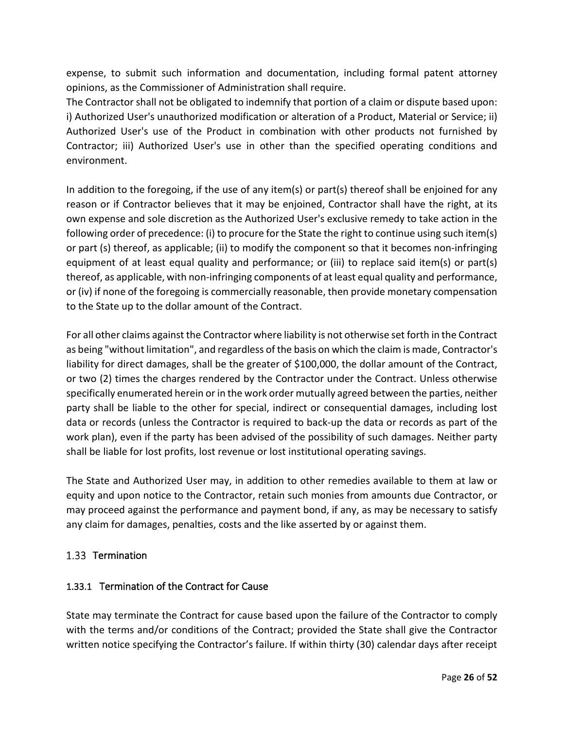expense, to submit such information and documentation, including formal patent attorney opinions, as the Commissioner of Administration shall require.
The Contractor shall not be obligated to indemnify that portion of a claim or dispute based upon: i) Authorized User's unauthorized modification or alteration of a Product, Material or Service; ii) Authorized User's use of the Product in combination with other products not furnished by Contractor; iii) Authorized User's use in other than the specified operating conditions and environment.

In addition to the foregoing, if the use of any item(s) or part(s) thereof shall be enjoined for any reason or if Contractor believes that it may be enjoined, Contractor shall have the right, at its own expense and sole discretion as the Authorized User's exclusive remedy to take action in the following order of precedence: (i) to procure for the State the right to continue using such item(s) or part (s) thereof, as applicable; (ii) to modify the component so that it becomes non-infringing equipment of at least equal quality and performance; or (iii) to replace said item(s) or part(s) thereof, as applicable, with non-infringing components of at least equal quality and performance, or (iv) if none of the foregoing is commercially reasonable, then provide monetary compensation to the State up to the dollar amount of the Contract.

For all other claims against the Contractor where liability is not otherwise set forth in the Contract as being "without limitation", and regardless of the basis on which the claim is made, Contractor's liability for direct damages, shall be the greater of $100,000, the dollar amount of the Contract, or two (2) times the charges rendered by the Contractor under the Contract. Unless otherwise specifically enumerated herein or in the work order mutually agreed between the parties, neither party shall be liable to the other for special, indirect or consequential damages, including lost data or records (unless the Contractor is required to back-up the data or records as part of the work plan), even if the party has been advised of the possibility of such damages. Neither party shall be liable for lost profits, lost revenue or lost institutional operating savings.

The State and Authorized User may, in addition to other remedies available to them at law or equity and upon notice to the Contractor, retain such monies from amounts due Contractor, or may proceed against the performance and payment bond, if any, as may be necessary to satisfy any claim for damages, penalties, costs and the like asserted by or against them.

## 1.33 Termination

### 1.33.1 Termination of the Contract for Cause

State may terminate the Contract for cause based upon the failure of the Contractor to comply with the terms and/or conditions of the Contract; provided the State shall give the Contractor written notice specifying the Contractor's failure. If within thirty (30) calendar days after receipt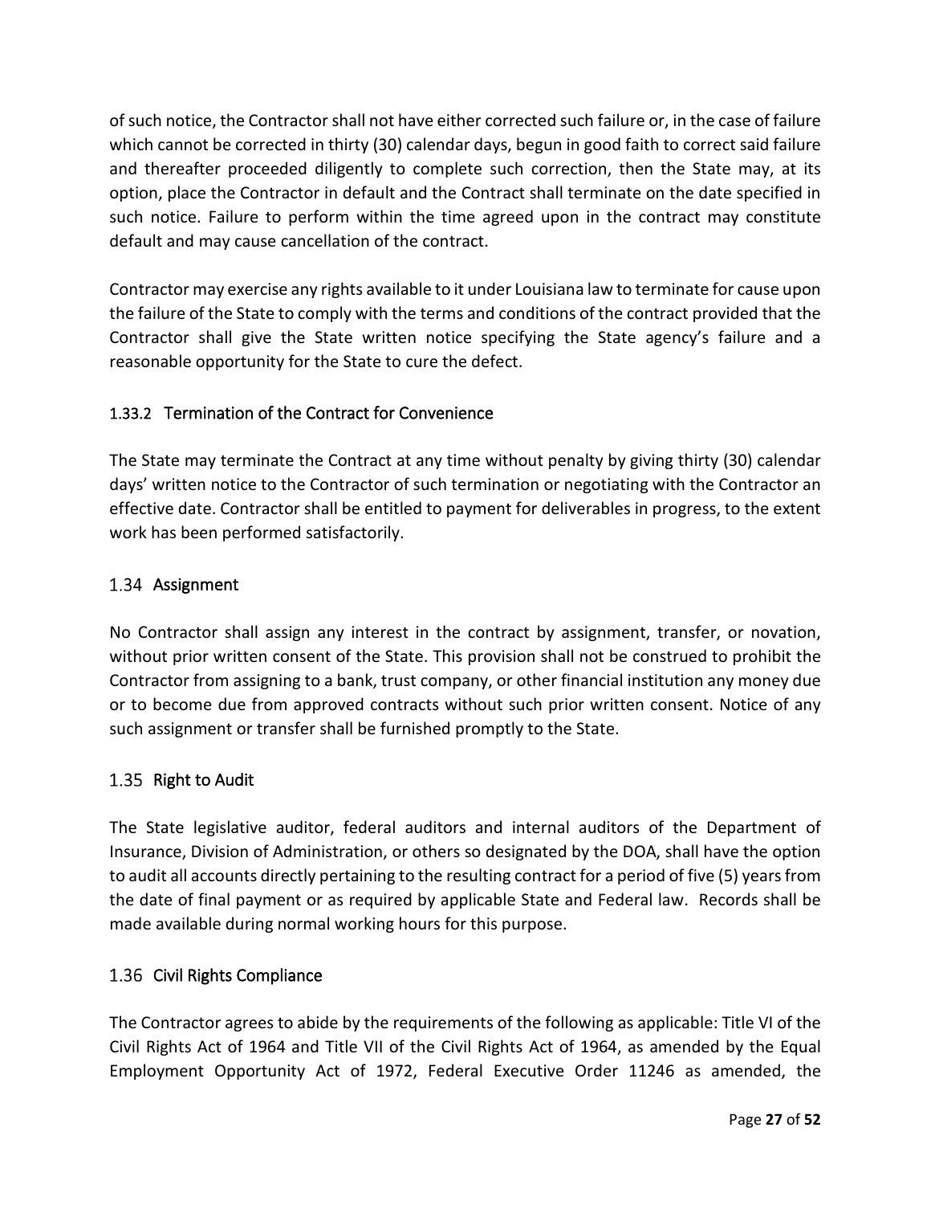of such notice, the Contractor shall not have either corrected such failure or, in the case of failure which cannot be corrected in thirty (30) calendar days, begun in good faith to correct said failure and thereafter proceeded diligently to complete such correction, then the State may, at its option, place the Contractor in default and the Contract shall terminate on the date specified in such notice. Failure to perform within the time agreed upon in the contract may constitute default and may cause cancellation of the contract.

Contractor may exercise any rights available to it under Louisiana law to terminate for cause upon the failure of the State to comply with the terms and conditions of the contract provided that the Contractor shall give the State written notice specifying the State agency's failure and a reasonable opportunity for the State to cure the defect.

#### 1.33.2 Termination of the Contract for Convenience

The State may terminate the Contract at any time without penalty by giving thirty (30) calendar days' written notice to the Contractor of such termination or negotiating with the Contractor an effective date. Contractor shall be entitled to payment for deliverables in progress, to the extent work has been performed satisfactorily.

### 1.34 Assignment

No Contractor shall assign any interest in the contract by assignment, transfer, or novation, without prior written consent of the State. This provision shall not be construed to prohibit the Contractor from assigning to a bank, trust company, or other financial institution any money due or to become due from approved contracts without such prior written consent. Notice of any such assignment or transfer shall be furnished promptly to the State.

### 1.35 Right to Audit

The State legislative auditor, federal auditors and internal auditors of the Department of Insurance, Division of Administration, or others so designated by the DOA, shall have the option to audit all accounts directly pertaining to the resulting contract for a period of five (5) years from the date of final payment or as required by applicable State and Federal law. Records shall be made available during normal working hours for this purpose.

### 1.36 Civil Rights Compliance

The Contractor agrees to abide by the requirements of the following as applicable: Title VI of the Civil Rights Act of 1964 and Title VII of the Civil Rights Act of 1964, as amended by the Equal Employment Opportunity Act of 1972, Federal Executive Order 11246 as amended, the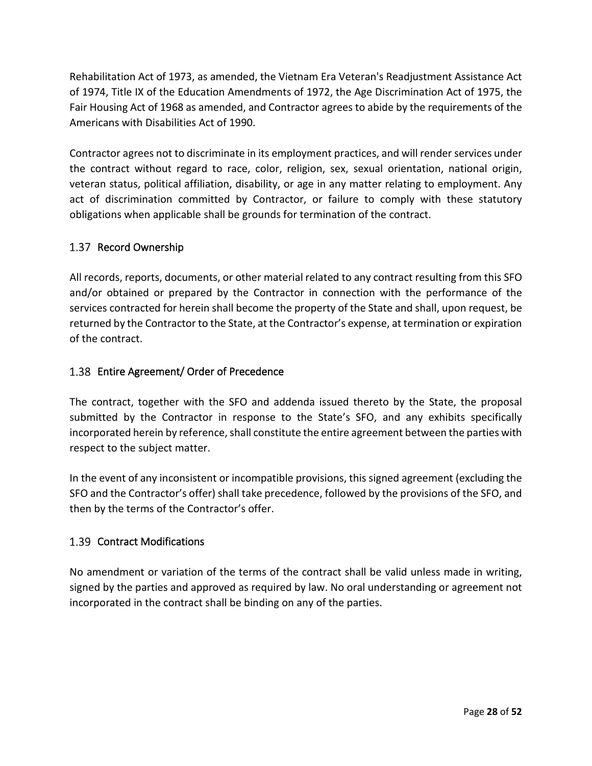Rehabilitation Act of 1973, as amended, the Vietnam Era Veteran's Readjustment Assistance Act of 1974, Title IX of the Education Amendments of 1972, the Age Discrimination Act of 1975, the Fair Housing Act of 1968 as amended, and Contractor agrees to abide by the requirements of the Americans with Disabilities Act of 1990.

Contractor agrees not to discriminate in its employment practices, and will render services under the contract without regard to race, color, religion, sex, sexual orientation, national origin, veteran status, political affiliation, disability, or age in any matter relating to employment. Any act of discrimination committed by Contractor, or failure to comply with these statutory obligations when applicable shall be grounds for termination of the contract.

### 1.37 Record Ownership

All records, reports, documents, or other material related to any contract resulting from this SFO and/or obtained or prepared by the Contractor in connection with the performance of the services contracted for herein shall become the property of the State and shall, upon request, be returned by the Contractor to the State, at the Contractor's expense, at termination or expiration of the contract.

### 1.38 Entire Agreement/ Order of Precedence

The contract, together with the SFO and addenda issued thereto by the State, the proposal submitted by the Contractor in response to the State's SFO, and any exhibits specifically incorporated herein by reference, shall constitute the entire agreement between the parties with respect to the subject matter.

In the event of any inconsistent or incompatible provisions, this signed agreement (excluding the SFO and the Contractor's offer) shall take precedence, followed by the provisions of the SFO, and then by the terms of the Contractor's offer.

### 1.39 Contract Modifications

No amendment or variation of the terms of the contract shall be valid unless made in writing, signed by the parties and approved as required by law. No oral understanding or agreement not incorporated in the contract shall be binding on any of the parties.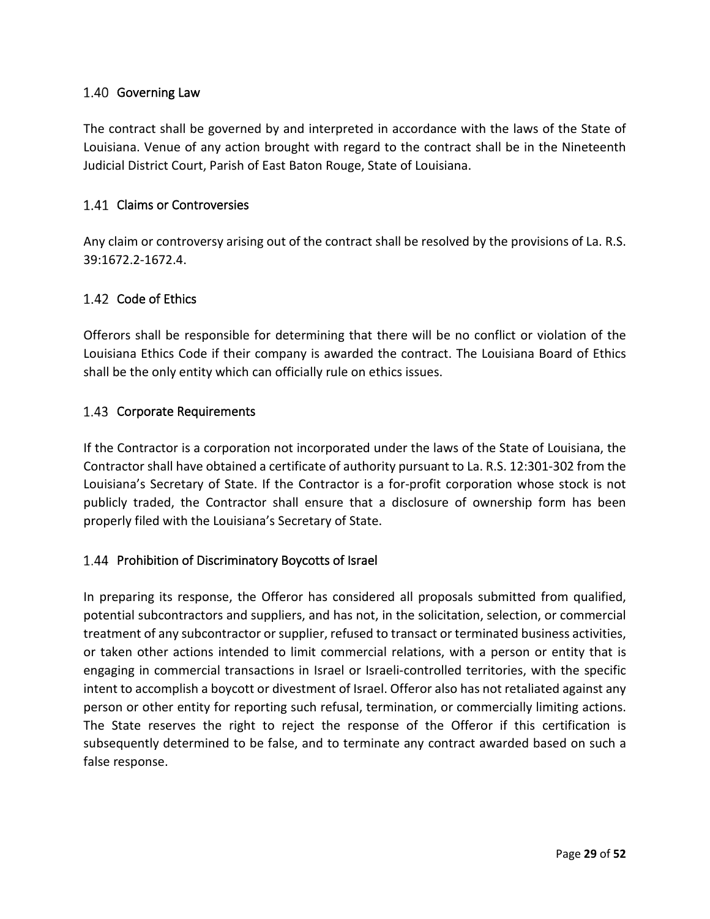## 1.40 Governing Law

The contract shall be governed by and interpreted in accordance with the laws of the State of Louisiana. Venue of any action brought with regard to the contract shall be in the Nineteenth Judicial District Court, Parish of East Baton Rouge, State of Louisiana.

## 1.41 Claims or Controversies

Any claim or controversy arising out of the contract shall be resolved by the provisions of La. R.S. 39:1672.2-1672.4.

## 1.42 Code of Ethics

Offerors shall be responsible for determining that there will be no conflict or violation of the Louisiana Ethics Code if their company is awarded the contract. The Louisiana Board of Ethics shall be the only entity which can officially rule on ethics issues.

## 1.43 Corporate Requirements

If the Contractor is a corporation not incorporated under the laws of the State of Louisiana, the Contractor shall have obtained a certificate of authority pursuant to La. R.S. 12:301-302 from the Louisiana's Secretary of State. If the Contractor is a for-profit corporation whose stock is not publicly traded, the Contractor shall ensure that a disclosure of ownership form has been properly filed with the Louisiana's Secretary of State.

## 1.44 Prohibition of Discriminatory Boycotts of Israel

In preparing its response, the Offeror has considered all proposals submitted from qualified, potential subcontractors and suppliers, and has not, in the solicitation, selection, or commercial treatment of any subcontractor or supplier, refused to transact or terminated business activities, or taken other actions intended to limit commercial relations, with a person or entity that is engaging in commercial transactions in Israel or Israeli-controlled territories, with the specific intent to accomplish a boycott or divestment of Israel. Offeror also has not retaliated against any person or other entity for reporting such refusal, termination, or commercially limiting actions. The State reserves the right to reject the response of the Offeror if this certification is subsequently determined to be false, and to terminate any contract awarded based on such a false response.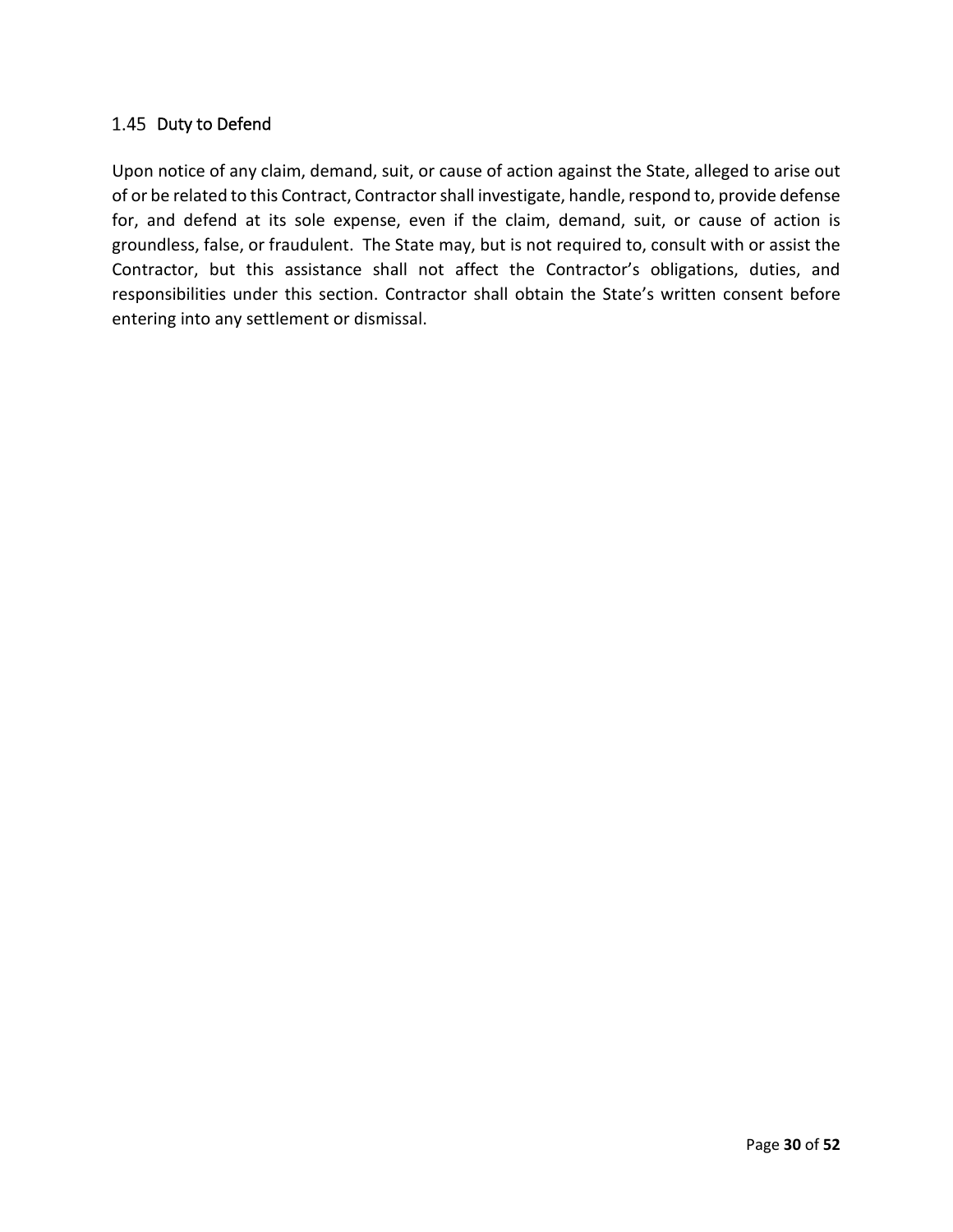### 1.45 Duty to Defend

Upon notice of any claim, demand, suit, or cause of action against the State, alleged to arise out of or be related to this Contract, Contractor shall investigate, handle, respond to, provide defense for, and defend at its sole expense, even if the claim, demand, suit, or cause of action is groundless, false, or fraudulent. The State may, but is not required to, consult with or assist the Contractor, but this assistance shall not affect the Contractor's obligations, duties, and responsibilities under this section. Contractor shall obtain the State's written consent before entering into any settlement or dismissal.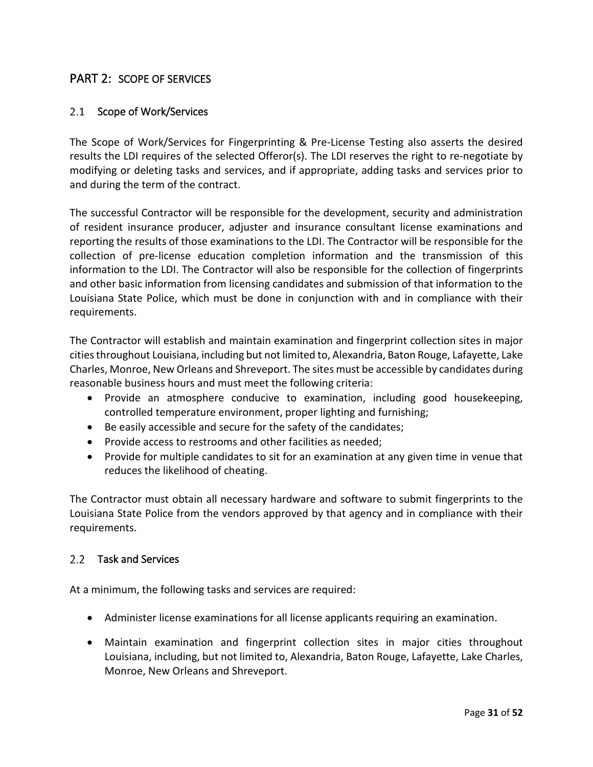## PART 2: SCOPE OF SERVICES

### 2.1 Scope of Work/Services

The Scope of Work/Services for Fingerprinting & Pre-License Testing also asserts the desired results the LDI requires of the selected Offeror(s). The LDI reserves the right to re-negotiate by modifying or deleting tasks and services, and if appropriate, adding tasks and services prior to and during the term of the contract.

The successful Contractor will be responsible for the development, security and administration of resident insurance producer, adjuster and insurance consultant license examinations and reporting the results of those examinations to the LDI. The Contractor will be responsible for the collection of pre-license education completion information and the transmission of this information to the LDI. The Contractor will also be responsible for the collection of fingerprints and other basic information from licensing candidates and submission of that information to the Louisiana State Police, which must be done in conjunction with and in compliance with their requirements.

The Contractor will establish and maintain examination and fingerprint collection sites in major cities throughout Louisiana, including but not limited to, Alexandria, Baton Rouge, Lafayette, Lake Charles, Monroe, New Orleans and Shreveport. The sites must be accessible by candidates during reasonable business hours and must meet the following criteria:

- Provide an atmosphere conducive to examination, including good housekeeping, controlled temperature environment, proper lighting and furnishing;
- Be easily accessible and secure for the safety of the candidates;
- Provide access to restrooms and other facilities as needed;
- Provide for multiple candidates to sit for an examination at any given time in venue that reduces the likelihood of cheating.

The Contractor must obtain all necessary hardware and software to submit fingerprints to the Louisiana State Police from the vendors approved by that agency and in compliance with their requirements.

### 2.2 Task and Services

At a minimum, the following tasks and services are required:

- Administer license examinations for all license applicants requiring an examination.
- Maintain examination and fingerprint collection sites in major cities throughout Louisiana, including, but not limited to, Alexandria, Baton Rouge, Lafayette, Lake Charles, Monroe, New Orleans and Shreveport.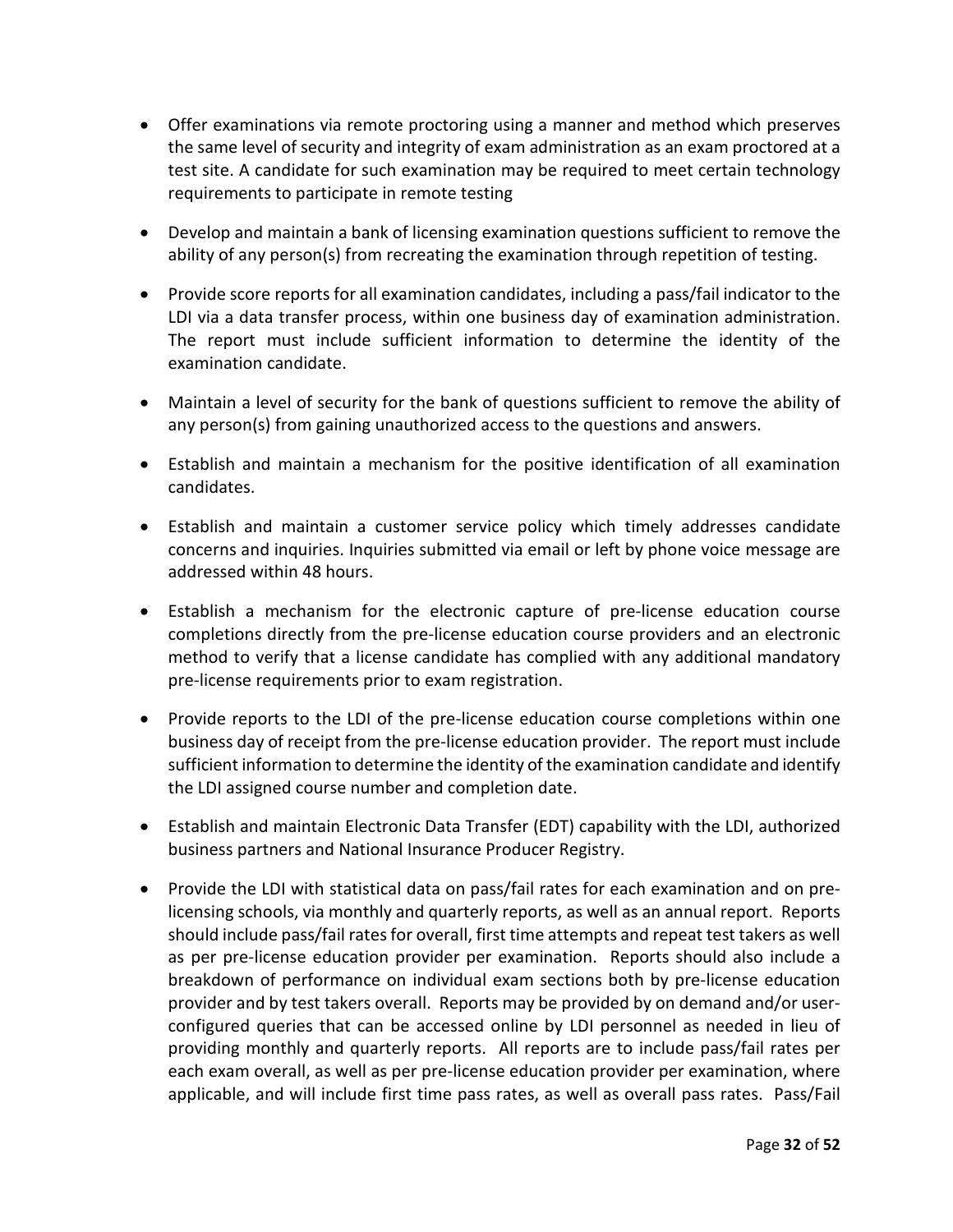- Offer examinations via remote proctoring using a manner and method which preserves the same level of security and integrity of exam administration as an exam proctored at a test site. A candidate for such examination may be required to meet certain technology requirements to participate in remote testing

- Develop and maintain a bank of licensing examination questions sufficient to remove the ability of any person(s) from recreating the examination through repetition of testing.

- Provide score reports for all examination candidates, including a pass/fail indicator to the LDI via a data transfer process, within one business day of examination administration. The report must include sufficient information to determine the identity of the examination candidate.

- Maintain a level of security for the bank of questions sufficient to remove the ability of any person(s) from gaining unauthorized access to the questions and answers.

- Establish and maintain a mechanism for the positive identification of all examination candidates.

- Establish and maintain a customer service policy which timely addresses candidate concerns and inquiries. Inquiries submitted via email or left by phone voice message are addressed within 48 hours.

- Establish a mechanism for the electronic capture of pre-license education course completions directly from the pre-license education course providers and an electronic method to verify that a license candidate has complied with any additional mandatory pre-license requirements prior to exam registration.

- Provide reports to the LDI of the pre-license education course completions within one business day of receipt from the pre-license education provider. The report must include sufficient information to determine the identity of the examination candidate and identify the LDI assigned course number and completion date.

- Establish and maintain Electronic Data Transfer (EDT) capability with the LDI, authorized business partners and National Insurance Producer Registry.

- Provide the LDI with statistical data on pass/fail rates for each examination and on pre-licensing schools, via monthly and quarterly reports, as well as an annual report. Reports should include pass/fail rates for overall, first time attempts and repeat test takers as well as per pre-license education provider per examination. Reports should also include a breakdown of performance on individual exam sections both by pre-license education provider and by test takers overall. Reports may be provided by on demand and/or user-configured queries that can be accessed online by LDI personnel as needed in lieu of providing monthly and quarterly reports. All reports are to include pass/fail rates per each exam overall, as well as per pre-license education provider per examination, where applicable, and will include first time pass rates, as well as overall pass rates. Pass/Fail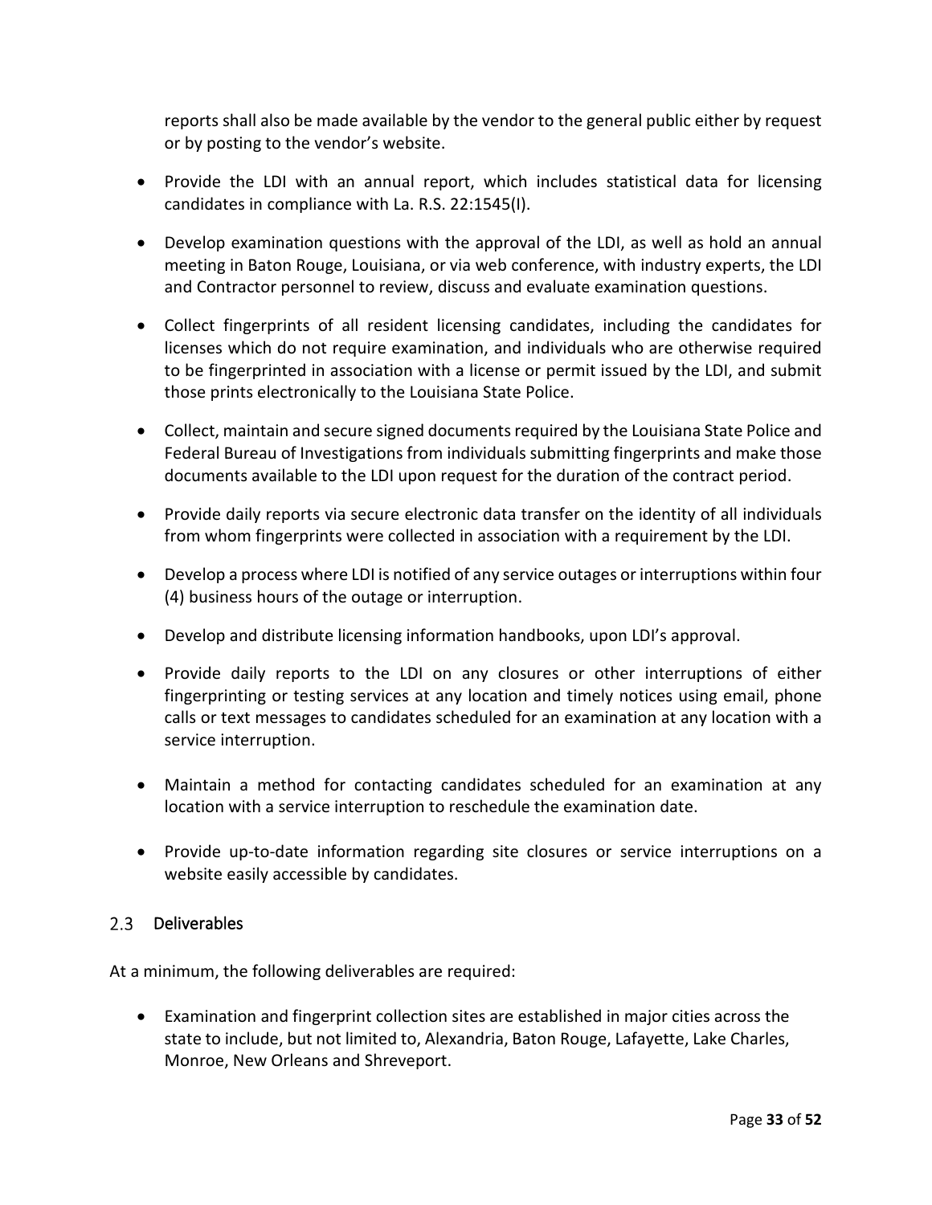reports shall also be made available by the vendor to the general public either by request or by posting to the vendor's website.

- Provide the LDI with an annual report, which includes statistical data for licensing candidates in compliance with La. R.S. 22:1545(I).

- Develop examination questions with the approval of the LDI, as well as hold an annual meeting in Baton Rouge, Louisiana, or via web conference, with industry experts, the LDI and Contractor personnel to review, discuss and evaluate examination questions.

- Collect fingerprints of all resident licensing candidates, including the candidates for licenses which do not require examination, and individuals who are otherwise required to be fingerprinted in association with a license or permit issued by the LDI, and submit those prints electronically to the Louisiana State Police.

- Collect, maintain and secure signed documents required by the Louisiana State Police and Federal Bureau of Investigations from individuals submitting fingerprints and make those documents available to the LDI upon request for the duration of the contract period.

- Provide daily reports via secure electronic data transfer on the identity of all individuals from whom fingerprints were collected in association with a requirement by the LDI.

- Develop a process where LDI is notified of any service outages or interruptions within four (4) business hours of the outage or interruption.

- Develop and distribute licensing information handbooks, upon LDI's approval.

- Provide daily reports to the LDI on any closures or other interruptions of either fingerprinting or testing services at any location and timely notices using email, phone calls or text messages to candidates scheduled for an examination at any location with a service interruption.

- Maintain a method for contacting candidates scheduled for an examination at any location with a service interruption to reschedule the examination date.

- Provide up-to-date information regarding site closures or service interruptions on a website easily accessible by candidates.

### 2.3 Deliverables

At a minimum, the following deliverables are required:

- Examination and fingerprint collection sites are established in major cities across the state to include, but not limited to, Alexandria, Baton Rouge, Lafayette, Lake Charles, Monroe, New Orleans and Shreveport.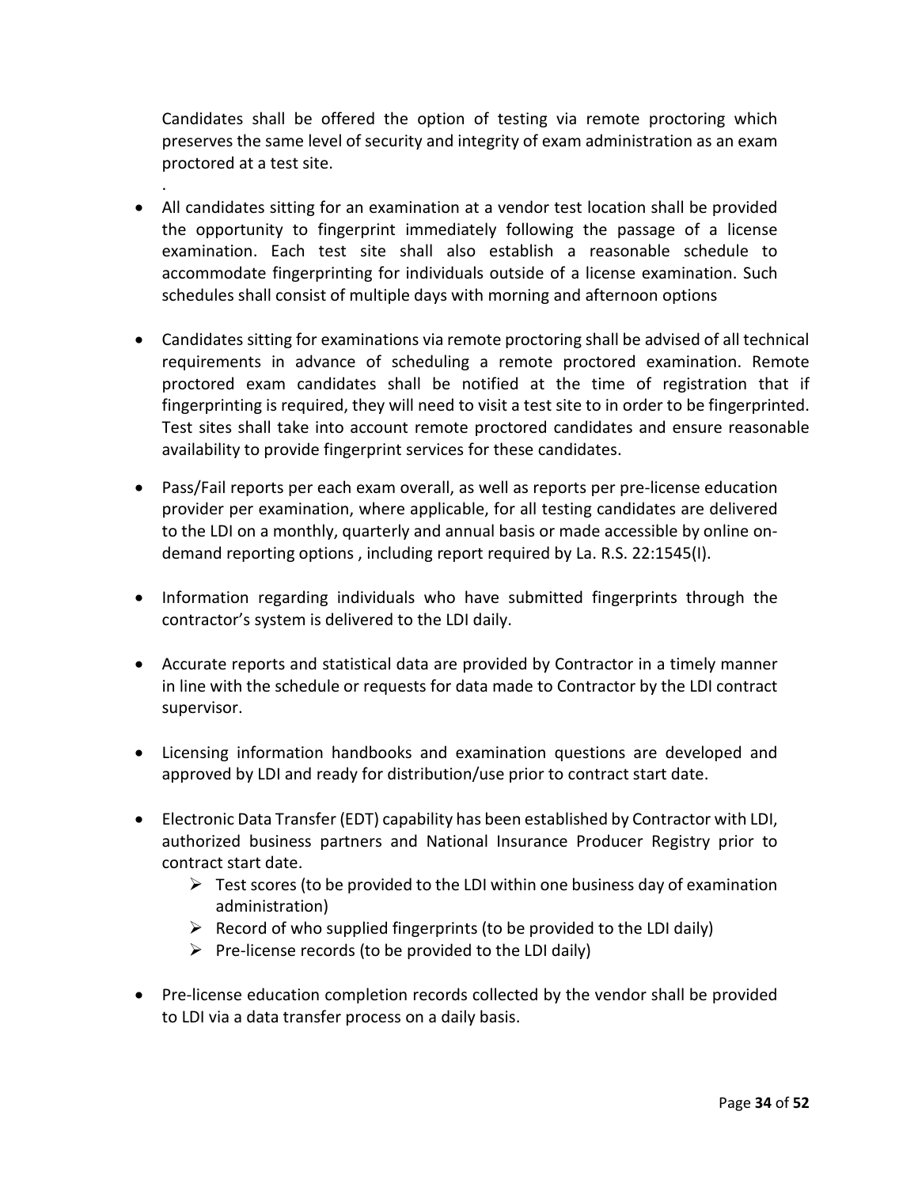Candidates shall be offered the option of testing via remote proctoring which preserves the same level of security and integrity of exam administration as an exam proctored at a test site.

.

- All candidates sitting for an examination at a vendor test location shall be provided the opportunity to fingerprint immediately following the passage of a license examination. Each test site shall also establish a reasonable schedule to accommodate fingerprinting for individuals outside of a license examination. Such schedules shall consist of multiple days with morning and afternoon options

- Candidates sitting for examinations via remote proctoring shall be advised of all technical requirements in advance of scheduling a remote proctored examination. Remote proctored exam candidates shall be notified at the time of registration that if fingerprinting is required, they will need to visit a test site to in order to be fingerprinted. Test sites shall take into account remote proctored candidates and ensure reasonable availability to provide fingerprint services for these candidates.

- Pass/Fail reports per each exam overall, as well as reports per pre-license education provider per examination, where applicable, for all testing candidates are delivered to the LDI on a monthly, quarterly and annual basis or made accessible by online on-demand reporting options , including report required by La. R.S. 22:1545(I).

- Information regarding individuals who have submitted fingerprints through the contractor's system is delivered to the LDI daily.

- Accurate reports and statistical data are provided by Contractor in a timely manner in line with the schedule or requests for data made to Contractor by the LDI contract supervisor.

- Licensing information handbooks and examination questions are developed and approved by LDI and ready for distribution/use prior to contract start date.

- Electronic Data Transfer (EDT) capability has been established by Contractor with LDI, authorized business partners and National Insurance Producer Registry prior to contract start date.
  - Test scores (to be provided to the LDI within one business day of examination administration)
  - Record of who supplied fingerprints (to be provided to the LDI daily)
  - Pre-license records (to be provided to the LDI daily)

- Pre-license education completion records collected by the vendor shall be provided to LDI via a data transfer process on a daily basis.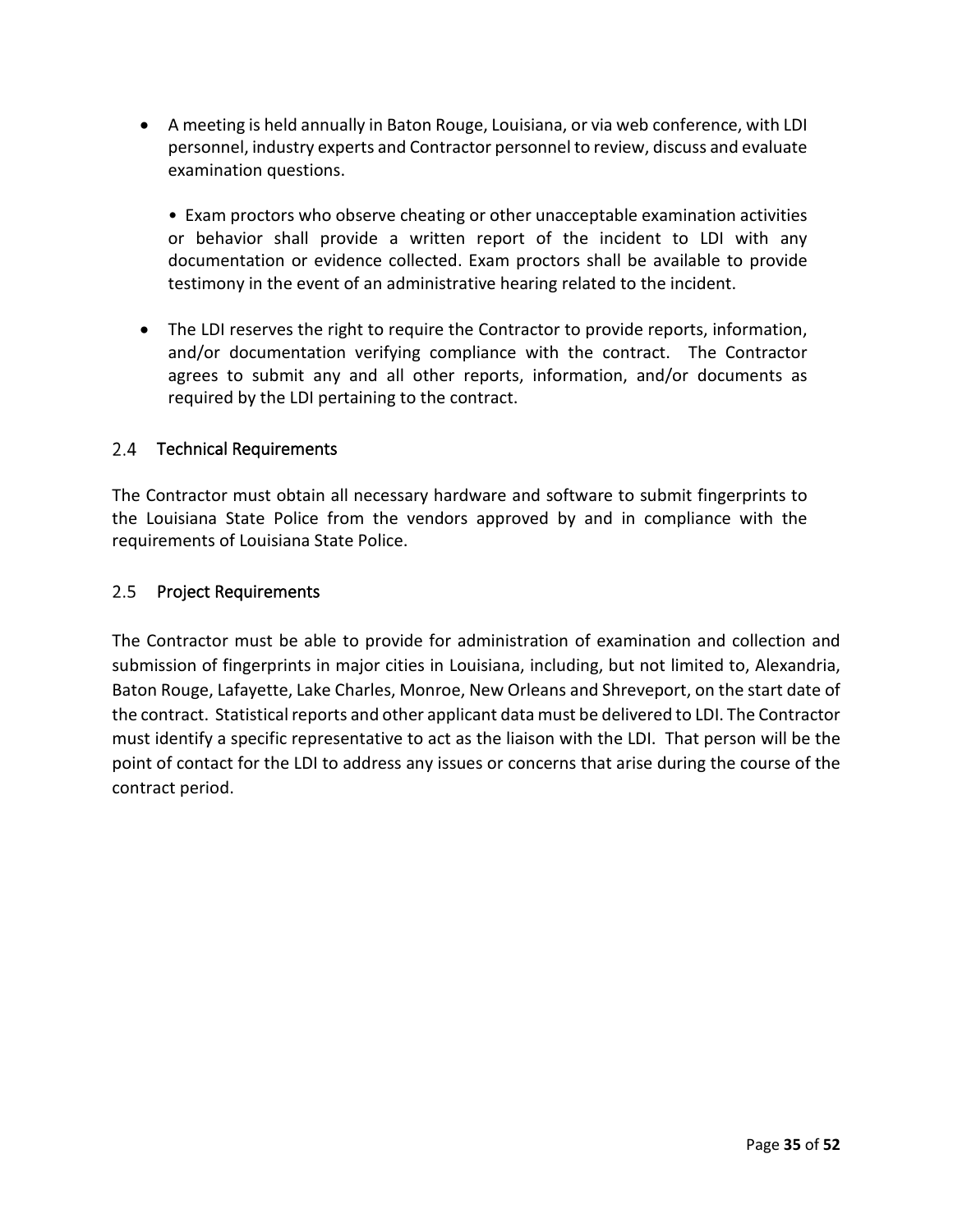- A meeting is held annually in Baton Rouge, Louisiana, or via web conference, with LDI personnel, industry experts and Contractor personnel to review, discuss and evaluate examination questions.

  • Exam proctors who observe cheating or other unacceptable examination activities or behavior shall provide a written report of the incident to LDI with any documentation or evidence collected. Exam proctors shall be available to provide testimony in the event of an administrative hearing related to the incident.

- The LDI reserves the right to require the Contractor to provide reports, information, and/or documentation verifying compliance with the contract. The Contractor agrees to submit any and all other reports, information, and/or documents as required by the LDI pertaining to the contract.

## 2.4 Technical Requirements

The Contractor must obtain all necessary hardware and software to submit fingerprints to the Louisiana State Police from the vendors approved by and in compliance with the requirements of Louisiana State Police.

## 2.5 Project Requirements

The Contractor must be able to provide for administration of examination and collection and submission of fingerprints in major cities in Louisiana, including, but not limited to, Alexandria, Baton Rouge, Lafayette, Lake Charles, Monroe, New Orleans and Shreveport, on the start date of the contract. Statistical reports and other applicant data must be delivered to LDI. The Contractor must identify a specific representative to act as the liaison with the LDI. That person will be the point of contact for the LDI to address any issues or concerns that arise during the course of the contract period.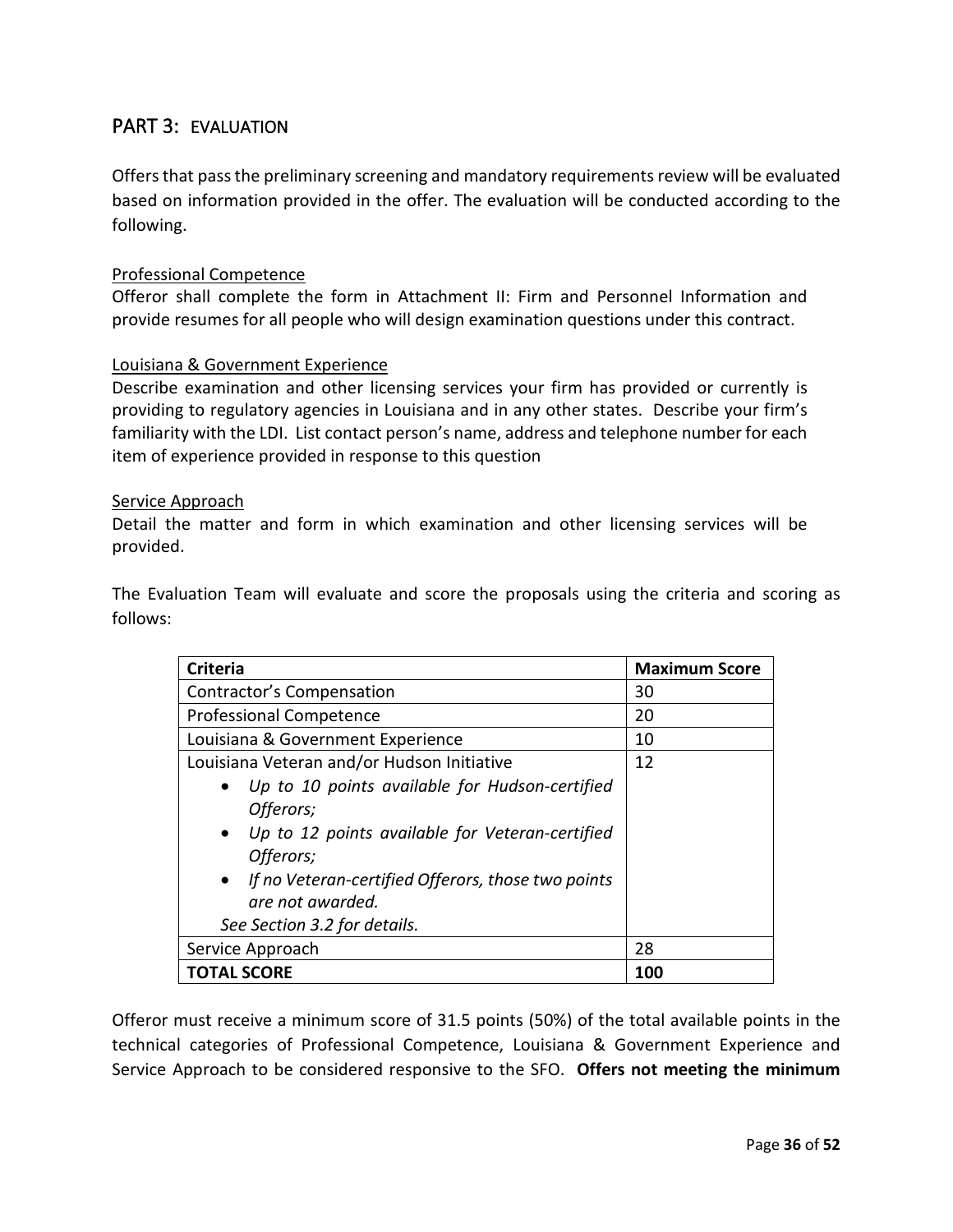## PART 3: EVALUATION

Offers that pass the preliminary screening and mandatory requirements review will be evaluated based on information provided in the offer. The evaluation will be conducted according to the following.

Professional Competence
Offeror shall complete the form in Attachment II: Firm and Personnel Information and provide resumes for all people who will design examination questions under this contract.

Louisiana & Government Experience
Describe examination and other licensing services your firm has provided or currently is providing to regulatory agencies in Louisiana and in any other states. Describe your firm's familiarity with the LDI. List contact person's name, address and telephone number for each item of experience provided in response to this question

Service Approach
Detail the matter and form in which examination and other licensing services will be provided.

The Evaluation Team will evaluate and score the proposals using the criteria and scoring as follows:

| **Criteria** | **Maximum Score** |
|---|---|
| Contractor's Compensation | 30 |
| Professional Competence | 20 |
| Louisiana & Government Experience | 10 |
| Louisiana Veteran and/or Hudson Initiative<br>• *Up to 10 points available for Hudson-certified Offerors;*<br>• *Up to 12 points available for Veteran-certified Offerors;*<br>• *If no Veteran-certified Offerors, those two points are not awarded.*<br>*See Section 3.2 for details.* | 12 |
| Service Approach | 28 |
| **TOTAL SCORE** | **100** |

Offeror must receive a minimum score of 31.5 points (50%) of the total available points in the technical categories of Professional Competence, Louisiana & Government Experience and Service Approach to be considered responsive to the SFO. **Offers not meeting the minimum**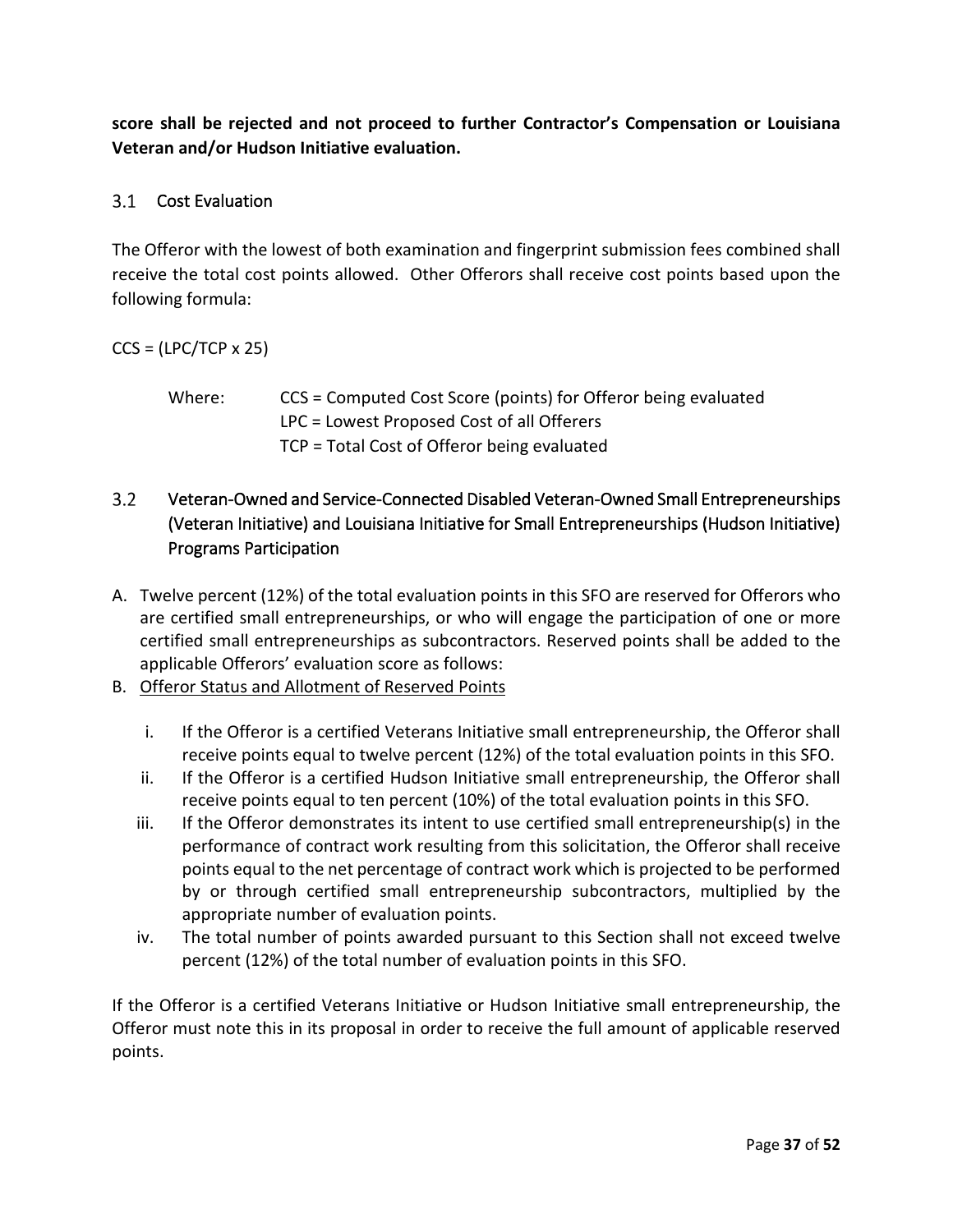**score shall be rejected and not proceed to further Contractor's Compensation or Louisiana Veteran and/or Hudson Initiative evaluation.**

## 3.1 Cost Evaluation

The Offeror with the lowest of both examination and fingerprint submission fees combined shall receive the total cost points allowed. Other Offerors shall receive cost points based upon the following formula:

$CCS = (LPC/TCP \times 25)$

Where: CCS = Computed Cost Score (points) for Offeror being evaluated
LPC = Lowest Proposed Cost of all Offerers
TCP = Total Cost of Offeror being evaluated

## 3.2 Veteran-Owned and Service-Connected Disabled Veteran-Owned Small Entrepreneurships (Veteran Initiative) and Louisiana Initiative for Small Entrepreneurships (Hudson Initiative) Programs Participation

A. Twelve percent (12%) of the total evaluation points in this SFO are reserved for Offerors who are certified small entrepreneurships, or who will engage the participation of one or more certified small entrepreneurships as subcontractors. Reserved points shall be added to the applicable Offerors' evaluation score as follows:

B. Offeror Status and Allotment of Reserved Points

   i. If the Offeror is a certified Veterans Initiative small entrepreneurship, the Offeror shall receive points equal to twelve percent (12%) of the total evaluation points in this SFO.
   ii. If the Offeror is a certified Hudson Initiative small entrepreneurship, the Offeror shall receive points equal to ten percent (10%) of the total evaluation points in this SFO.
   iii. If the Offeror demonstrates its intent to use certified small entrepreneurship(s) in the performance of contract work resulting from this solicitation, the Offeror shall receive points equal to the net percentage of contract work which is projected to be performed by or through certified small entrepreneurship subcontractors, multiplied by the appropriate number of evaluation points.
   iv. The total number of points awarded pursuant to this Section shall not exceed twelve percent (12%) of the total number of evaluation points in this SFO.

If the Offeror is a certified Veterans Initiative or Hudson Initiative small entrepreneurship, the Offeror must note this in its proposal in order to receive the full amount of applicable reserved points.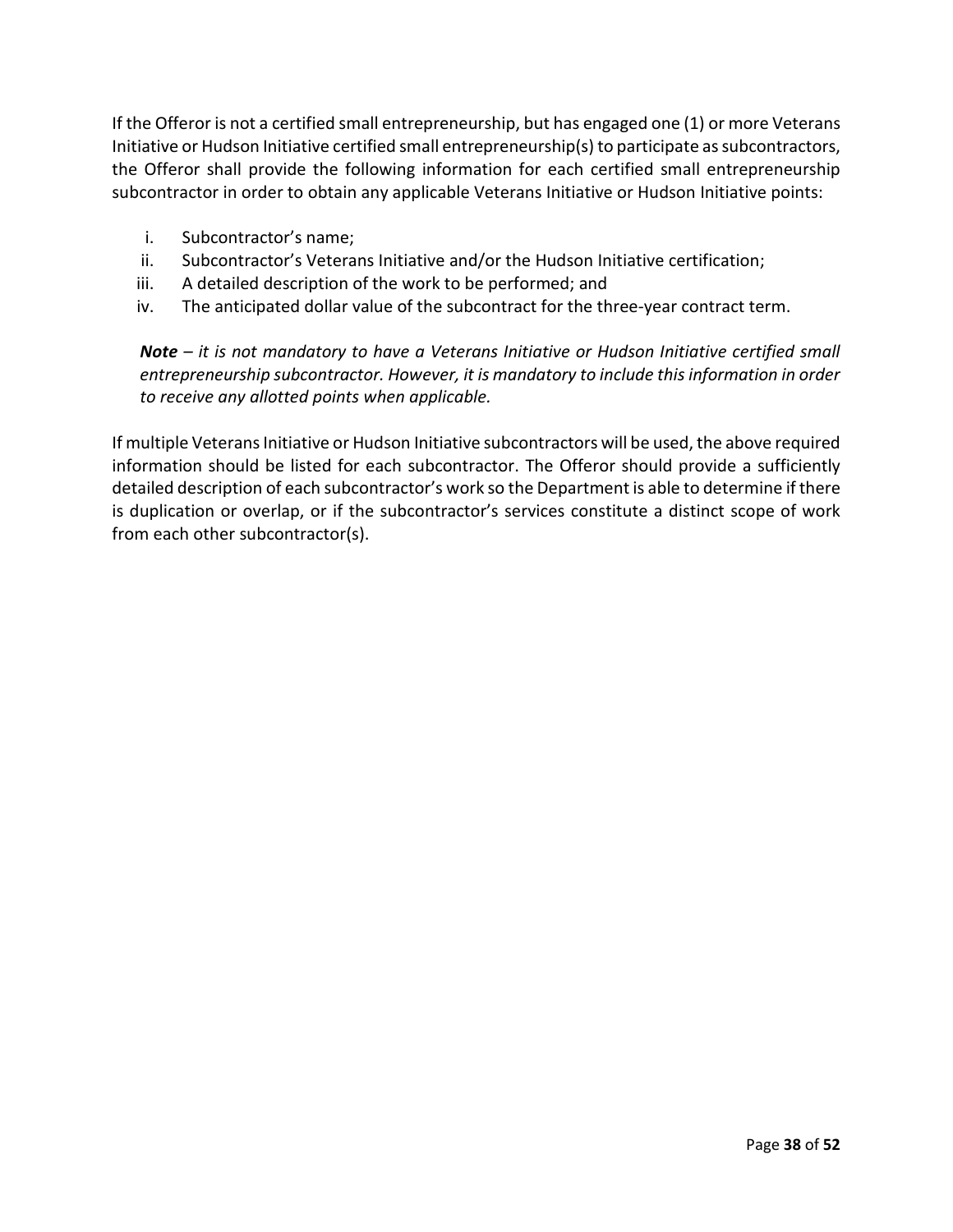If the Offeror is not a certified small entrepreneurship, but has engaged one (1) or more Veterans Initiative or Hudson Initiative certified small entrepreneurship(s) to participate as subcontractors, the Offeror shall provide the following information for each certified small entrepreneurship subcontractor in order to obtain any applicable Veterans Initiative or Hudson Initiative points:

i. Subcontractor's name;
ii. Subcontractor's Veterans Initiative and/or the Hudson Initiative certification;
iii. A detailed description of the work to be performed; and
iv. The anticipated dollar value of the subcontract for the three-year contract term.

> ***Note*** *– it is not mandatory to have a Veterans Initiative or Hudson Initiative certified small entrepreneurship subcontractor. However, it is mandatory to include this information in order to receive any allotted points when applicable.*

If multiple Veterans Initiative or Hudson Initiative subcontractors will be used, the above required information should be listed for each subcontractor. The Offeror should provide a sufficiently detailed description of each subcontractor's work so the Department is able to determine if there is duplication or overlap, or if the subcontractor's services constitute a distinct scope of work from each other subcontractor(s).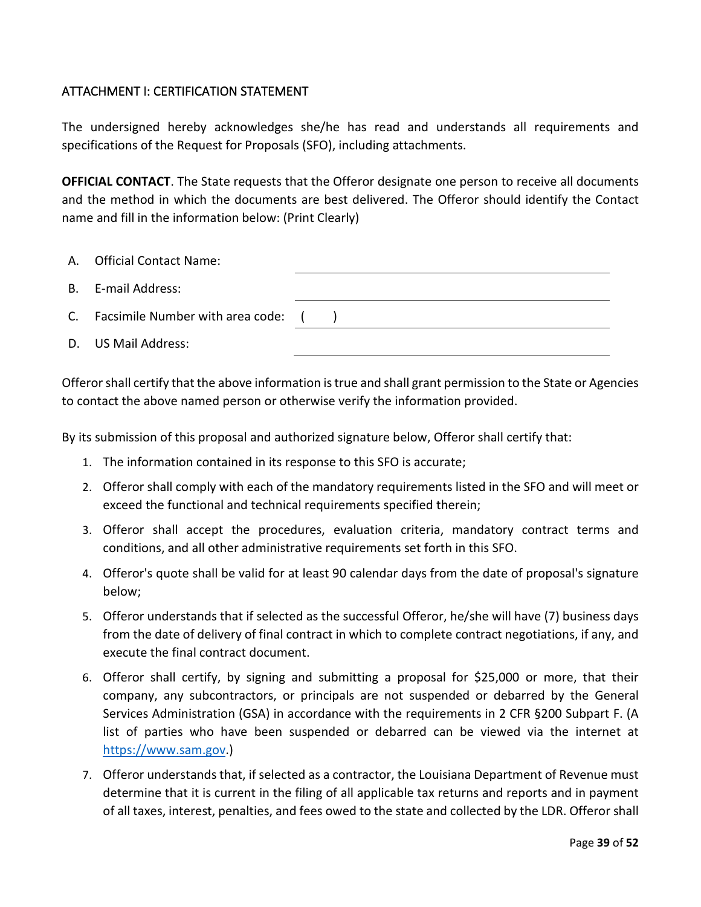## ATTACHMENT I: CERTIFICATION STATEMENT

The undersigned hereby acknowledges she/he has read and understands all requirements and specifications of the Request for Proposals (SFO), including attachments.

**OFFICIAL CONTACT**. The State requests that the Offeror designate one person to receive all documents and the method in which the documents are best delivered. The Offeror should identify the Contact name and fill in the information below: (Print Clearly)

A. Official Contact Name: ______________________________

B. E-mail Address: ______________________________

C. Facsimile Number with area code: (     ) ______________________________

D. US Mail Address: ______________________________

Offeror shall certify that the above information is true and shall grant permission to the State or Agencies to contact the above named person or otherwise verify the information provided.

By its submission of this proposal and authorized signature below, Offeror shall certify that:

1. The information contained in its response to this SFO is accurate;
2. Offeror shall comply with each of the mandatory requirements listed in the SFO and will meet or exceed the functional and technical requirements specified therein;
3. Offeror shall accept the procedures, evaluation criteria, mandatory contract terms and conditions, and all other administrative requirements set forth in this SFO.
4. Offeror's quote shall be valid for at least 90 calendar days from the date of proposal's signature below;
5. Offeror understands that if selected as the successful Offeror, he/she will have (7) business days from the date of delivery of final contract in which to complete contract negotiations, if any, and execute the final contract document.
6. Offeror shall certify, by signing and submitting a proposal for $25,000 or more, that their company, any subcontractors, or principals are not suspended or debarred by the General Services Administration (GSA) in accordance with the requirements in 2 CFR §200 Subpart F. (A list of parties who have been suspended or debarred can be viewed via the internet at https://www.sam.gov.)
7. Offeror understands that, if selected as a contractor, the Louisiana Department of Revenue must determine that it is current in the filing of all applicable tax returns and reports and in payment of all taxes, interest, penalties, and fees owed to the state and collected by the LDR. Offeror shall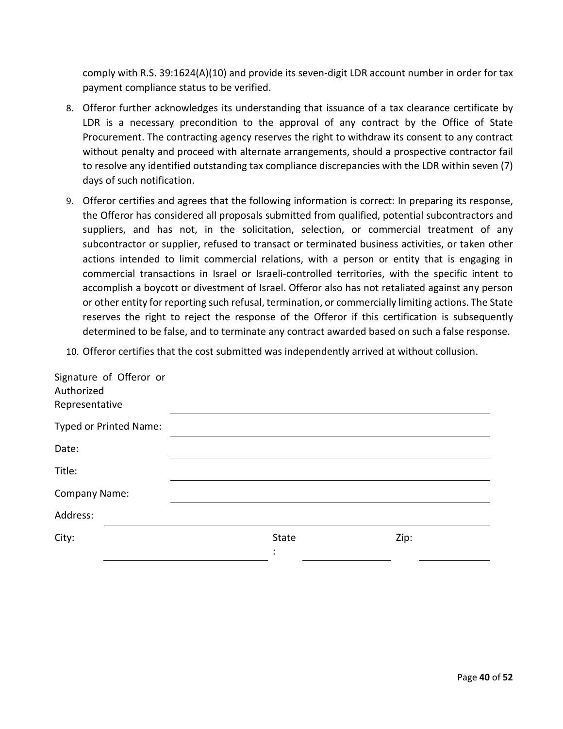comply with R.S. 39:1624(A)(10) and provide its seven-digit LDR account number in order for tax payment compliance status to be verified.

8. Offeror further acknowledges its understanding that issuance of a tax clearance certificate by LDR is a necessary precondition to the approval of any contract by the Office of State Procurement. The contracting agency reserves the right to withdraw its consent to any contract without penalty and proceed with alternate arrangements, should a prospective contractor fail to resolve any identified outstanding tax compliance discrepancies with the LDR within seven (7) days of such notification.
9. Offeror certifies and agrees that the following information is correct: In preparing its response, the Offeror has considered all proposals submitted from qualified, potential subcontractors and suppliers, and has not, in the solicitation, selection, or commercial treatment of any subcontractor or supplier, refused to transact or terminated business activities, or taken other actions intended to limit commercial relations, with a person or entity that is engaging in commercial transactions in Israel or Israeli-controlled territories, with the specific intent to accomplish a boycott or divestment of Israel. Offeror also has not retaliated against any person or other entity for reporting such refusal, termination, or commercially limiting actions. The State reserves the right to reject the response of the Offeror if this certification is subsequently determined to be false, and to terminate any contract awarded based on such a false response.
10. Offeror certifies that the cost submitted was independently arrived at without collusion.

| | |
|---|---|
| Signature of Offeror or Authorized Representative | |
| Typed or Printed Name: | |
| Date: | |
| Title: | |
| Company Name: | |
| Address: | |

| | | | | | |
|---|---|---|---|---|---|
| City: | | State: | | Zip: | |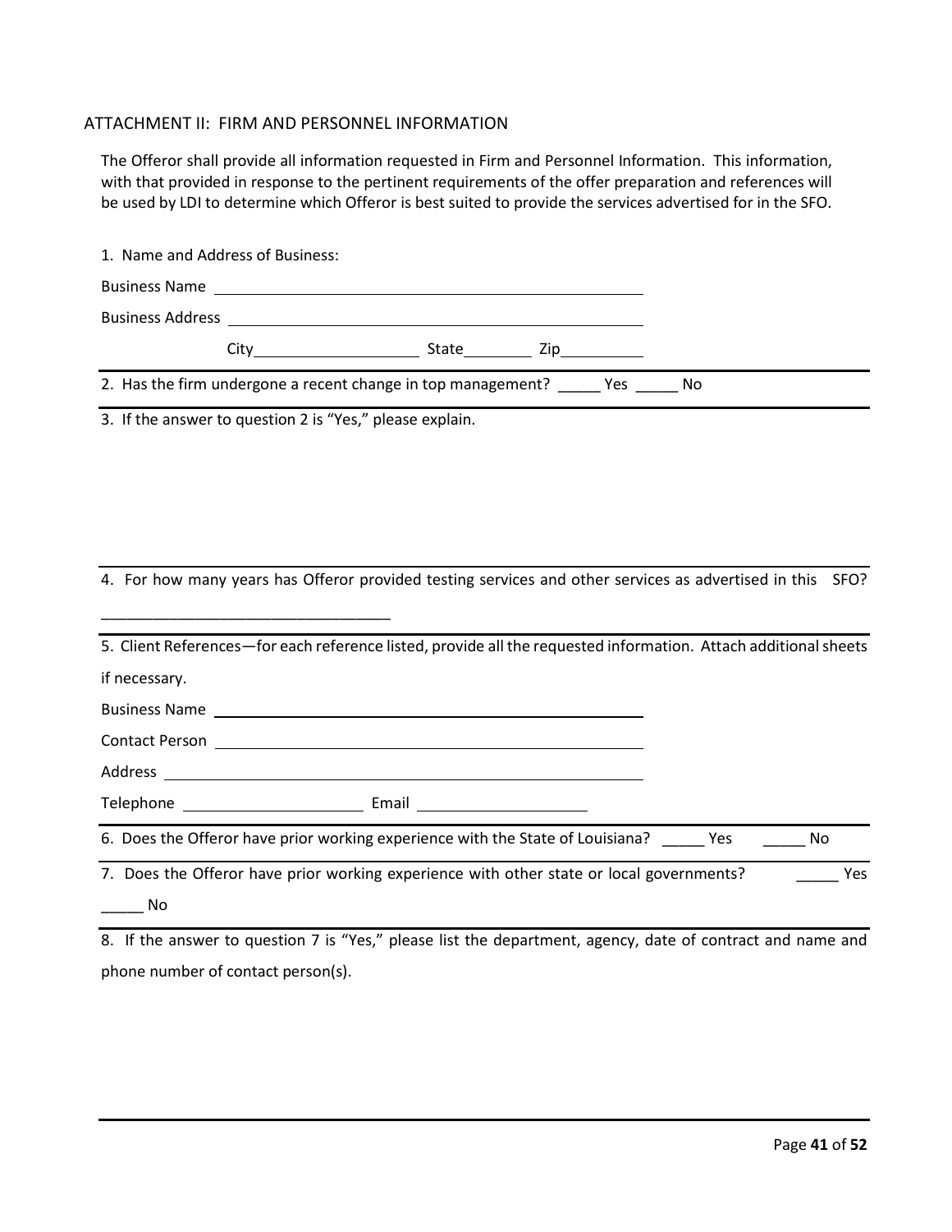## ATTACHMENT II: FIRM AND PERSONNEL INFORMATION

The Offeror shall provide all information requested in Firm and Personnel Information. This information, with that provided in response to the pertinent requirements of the offer preparation and references will be used by LDI to determine which Offeror is best suited to provide the services advertised for in the SFO.

1. Name and Address of Business:

Business Name ______________________________________________

Business Address ____________________________________________

City____________________ State________ Zip__________

2. Has the firm undergone a recent change in top management? _____ Yes _____ No

3. If the answer to question 2 is "Yes," please explain.

4. For how many years has Offeror provided testing services and other services as advertised in this SFO?

__________________________________

5. Client References—for each reference listed, provide all the requested information. Attach additional sheets if necessary.

Business Name ______________________________________________

Contact Person ______________________________________________

Address ___________________________________________________

Telephone ______________________ Email ____________________

6. Does the Offeror have prior working experience with the State of Louisiana? _____ Yes _____ No

7. Does the Offeror have prior working experience with other state or local governments? _____ Yes _____ No

8. If the answer to question 7 is "Yes," please list the department, agency, date of contract and name and phone number of contact person(s).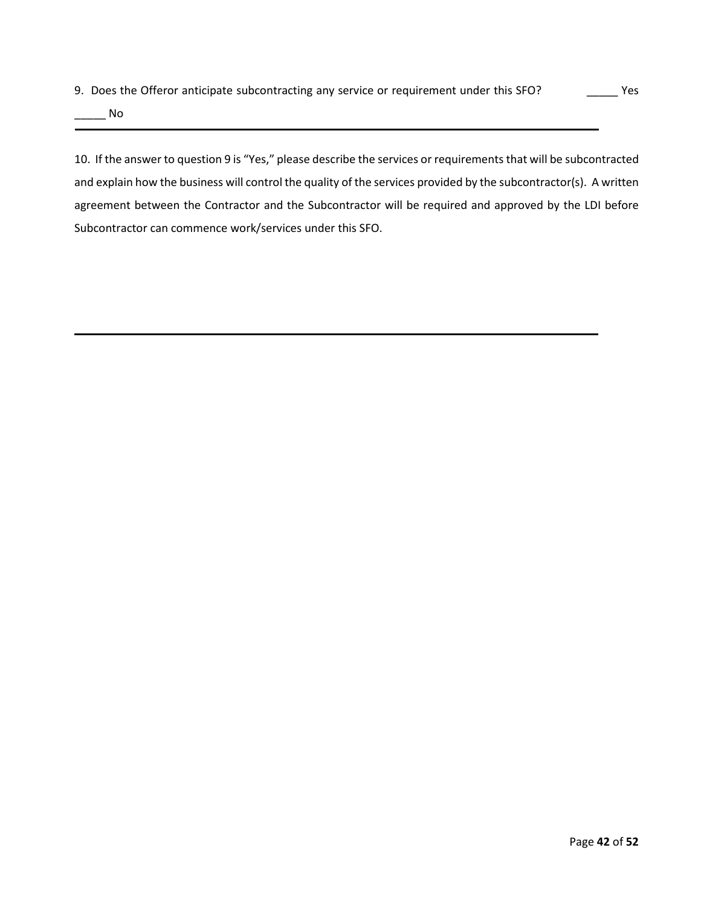9. Does the Offeror anticipate subcontracting any service or requirement under this SFO? _____ Yes _____ No

---

10. If the answer to question 9 is "Yes," please describe the services or requirements that will be subcontracted and explain how the business will control the quality of the services provided by the subcontractor(s). A written agreement between the Contractor and the Subcontractor will be required and approved by the LDI before Subcontractor can commence work/services under this SFO.

---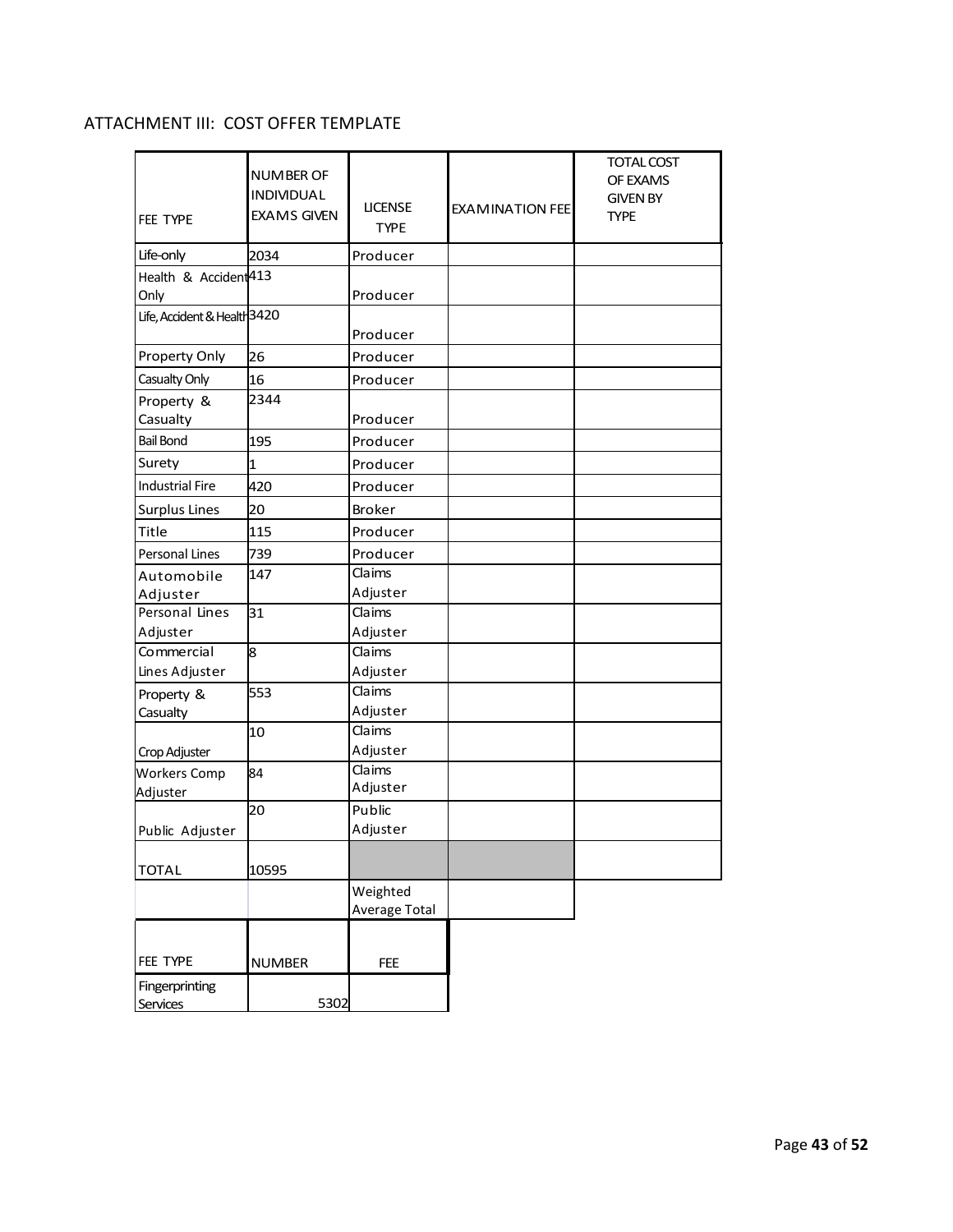## ATTACHMENT III: COST OFFER TEMPLATE

| FEE TYPE | NUMBER OF INDIVIDUAL EXAMS GIVEN | LICENSE TYPE | EXAMINATION FEE | TOTAL COST OF EXAMS GIVEN BY TYPE |
|---|---|---|---|---|
| Life-only | 2034 | Producer | | |
| Health & Accident Only | 413 | Producer | | |
| Life, Accident & Health | 3420 | Producer | | |
| Property Only | 26 | Producer | | |
| Casualty Only | 16 | Producer | | |
| Property & Casualty | 2344 | Producer | | |
| Bail Bond | 195 | Producer | | |
| Surety | 1 | Producer | | |
| Industrial Fire | 420 | Producer | | |
| Surplus Lines | 20 | Broker | | |
| Title | 115 | Producer | | |
| Personal Lines | 739 | Producer | | |
| Automobile Adjuster | 147 | Claims Adjuster | | |
| Personal Lines Adjuster | 31 | Claims Adjuster | | |
| Commercial Lines Adjuster | 8 | Claims Adjuster | | |
| Property & Casualty | 553 | Claims Adjuster | | |
| Crop Adjuster | 10 | Claims Adjuster | | |
| Workers Comp Adjuster | 84 | Claims Adjuster | | |
| Public Adjuster | 20 | Public Adjuster | | |
| TOTAL | 10595 | | | |
| | | Weighted Average Total | | |

| FEE TYPE | NUMBER | FEE |
|---|---|---|
| Fingerprinting Services | 5302 | |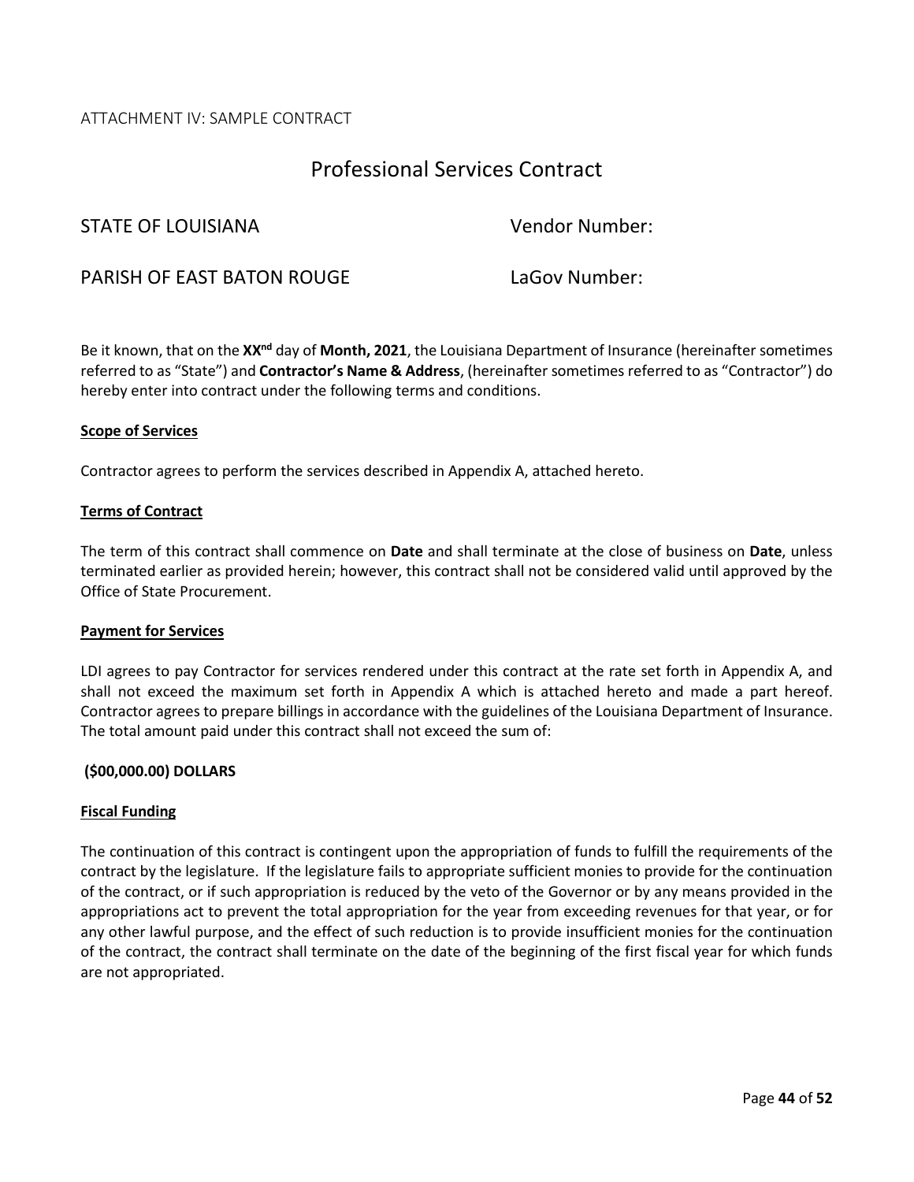ATTACHMENT IV: SAMPLE CONTRACT

# Professional Services Contract

| | |
|---|---|
| STATE OF LOUISIANA | Vendor Number: |
| PARISH OF EAST BATON ROUGE | LaGov Number: |

Be it known, that on the **XX$^{nd}$** day of **Month, 2021**, the Louisiana Department of Insurance (hereinafter sometimes referred to as “State”) and **Contractor’s Name & Address**, (hereinafter sometimes referred to as “Contractor”) do hereby enter into contract under the following terms and conditions.

**Scope of Services**

Contractor agrees to perform the services described in Appendix A, attached hereto.

**Terms of Contract**

The term of this contract shall commence on **Date** and shall terminate at the close of business on **Date**, unless terminated earlier as provided herein; however, this contract shall not be considered valid until approved by the Office of State Procurement.

**Payment for Services**

LDI agrees to pay Contractor for services rendered under this contract at the rate set forth in Appendix A, and shall not exceed the maximum set forth in Appendix A which is attached hereto and made a part hereof. Contractor agrees to prepare billings in accordance with the guidelines of the Louisiana Department of Insurance. The total amount paid under this contract shall not exceed the sum of:

**($00,000.00) DOLLARS**

**Fiscal Funding**

The continuation of this contract is contingent upon the appropriation of funds to fulfill the requirements of the contract by the legislature. If the legislature fails to appropriate sufficient monies to provide for the continuation of the contract, or if such appropriation is reduced by the veto of the Governor or by any means provided in the appropriations act to prevent the total appropriation for the year from exceeding revenues for that year, or for any other lawful purpose, and the effect of such reduction is to provide insufficient monies for the continuation of the contract, the contract shall terminate on the date of the beginning of the first fiscal year for which funds are not appropriated.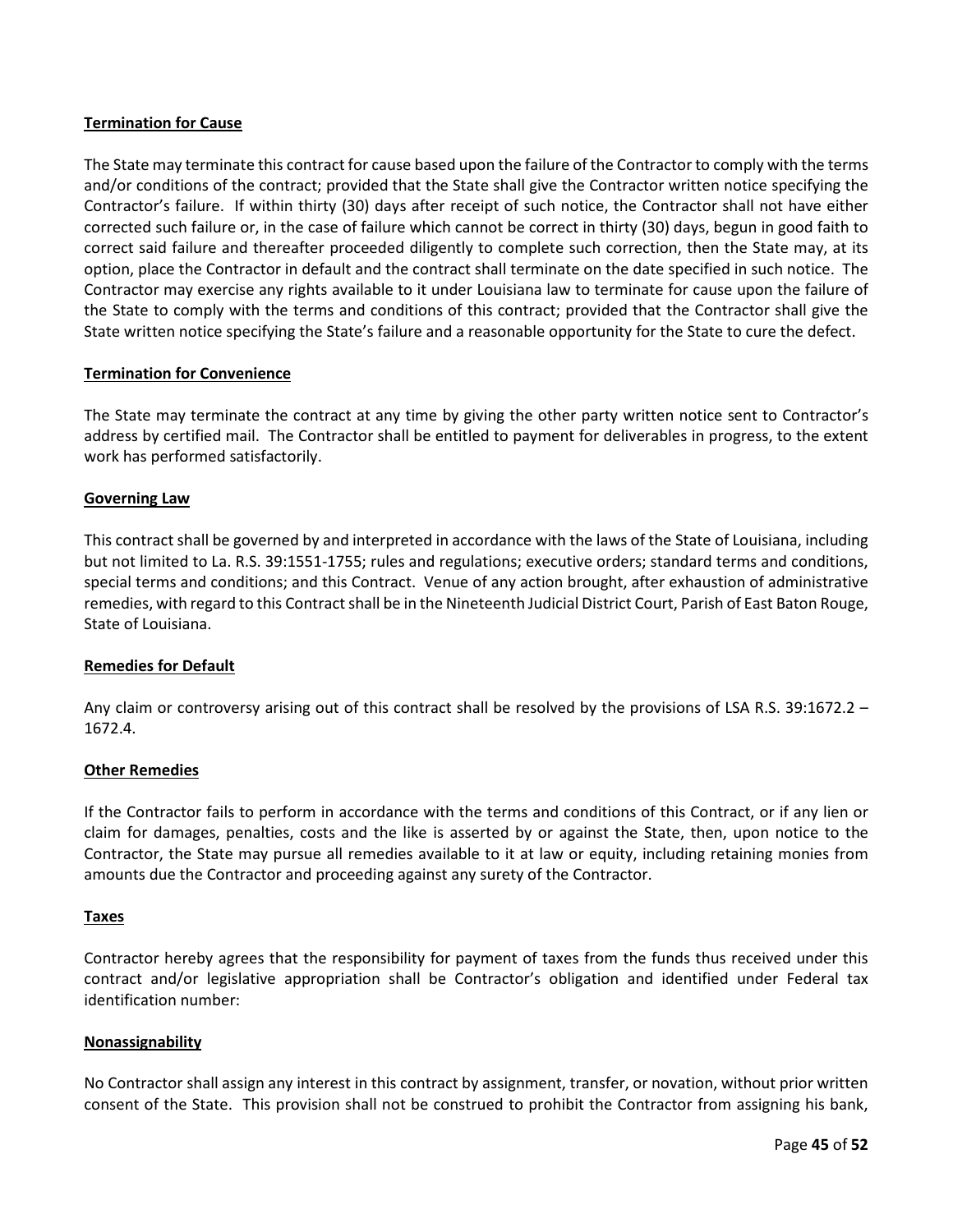**Termination for Cause**

The State may terminate this contract for cause based upon the failure of the Contractor to comply with the terms and/or conditions of the contract; provided that the State shall give the Contractor written notice specifying the Contractor's failure. If within thirty (30) days after receipt of such notice, the Contractor shall not have either corrected such failure or, in the case of failure which cannot be correct in thirty (30) days, begun in good faith to correct said failure and thereafter proceeded diligently to complete such correction, then the State may, at its option, place the Contractor in default and the contract shall terminate on the date specified in such notice. The Contractor may exercise any rights available to it under Louisiana law to terminate for cause upon the failure of the State to comply with the terms and conditions of this contract; provided that the Contractor shall give the State written notice specifying the State's failure and a reasonable opportunity for the State to cure the defect.

**Termination for Convenience**

The State may terminate the contract at any time by giving the other party written notice sent to Contractor's address by certified mail. The Contractor shall be entitled to payment for deliverables in progress, to the extent work has performed satisfactorily.

**Governing Law**

This contract shall be governed by and interpreted in accordance with the laws of the State of Louisiana, including but not limited to La. R.S. 39:1551-1755; rules and regulations; executive orders; standard terms and conditions, special terms and conditions; and this Contract. Venue of any action brought, after exhaustion of administrative remedies, with regard to this Contract shall be in the Nineteenth Judicial District Court, Parish of East Baton Rouge, State of Louisiana.

**Remedies for Default**

Any claim or controversy arising out of this contract shall be resolved by the provisions of LSA R.S. 39:1672.2 – 1672.4.

**Other Remedies**

If the Contractor fails to perform in accordance with the terms and conditions of this Contract, or if any lien or claim for damages, penalties, costs and the like is asserted by or against the State, then, upon notice to the Contractor, the State may pursue all remedies available to it at law or equity, including retaining monies from amounts due the Contractor and proceeding against any surety of the Contractor.

**Taxes**

Contractor hereby agrees that the responsibility for payment of taxes from the funds thus received under this contract and/or legislative appropriation shall be Contractor's obligation and identified under Federal tax identification number:

**Nonassignability**

No Contractor shall assign any interest in this contract by assignment, transfer, or novation, without prior written consent of the State. This provision shall not be construed to prohibit the Contractor from assigning his bank,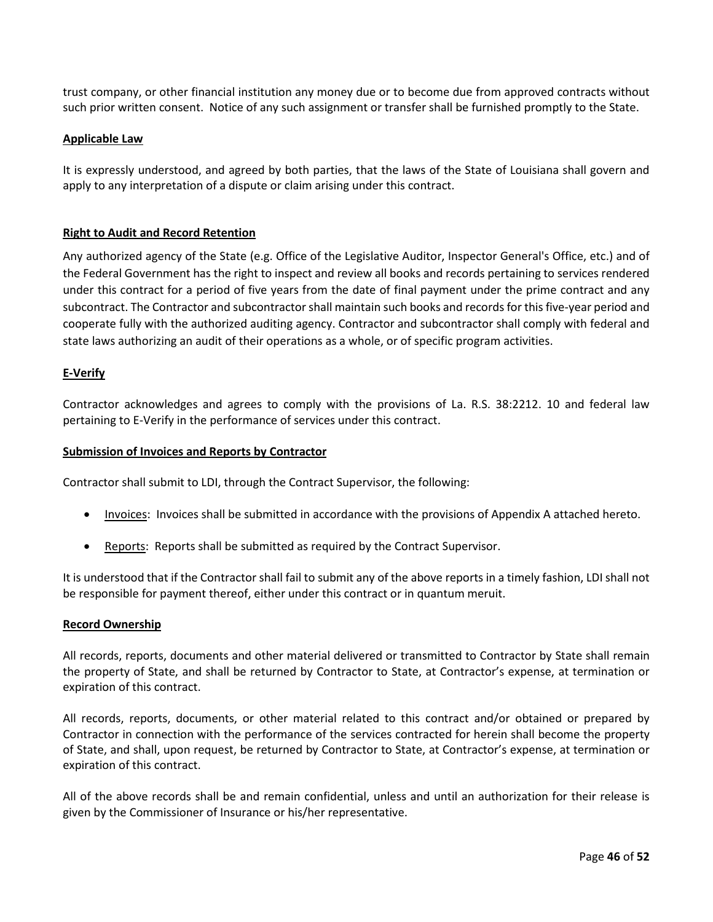trust company, or other financial institution any money due or to become due from approved contracts without such prior written consent. Notice of any such assignment or transfer shall be furnished promptly to the State.

**Applicable Law**

It is expressly understood, and agreed by both parties, that the laws of the State of Louisiana shall govern and apply to any interpretation of a dispute or claim arising under this contract.

**Right to Audit and Record Retention**

Any authorized agency of the State (e.g. Office of the Legislative Auditor, Inspector General's Office, etc.) and of the Federal Government has the right to inspect and review all books and records pertaining to services rendered under this contract for a period of five years from the date of final payment under the prime contract and any subcontract. The Contractor and subcontractor shall maintain such books and records for this five-year period and cooperate fully with the authorized auditing agency. Contractor and subcontractor shall comply with federal and state laws authorizing an audit of their operations as a whole, or of specific program activities.

**E-Verify**

Contractor acknowledges and agrees to comply with the provisions of La. R.S. 38:2212. 10 and federal law pertaining to E-Verify in the performance of services under this contract.

**Submission of Invoices and Reports by Contractor**

Contractor shall submit to LDI, through the Contract Supervisor, the following:

- Invoices: Invoices shall be submitted in accordance with the provisions of Appendix A attached hereto.
- Reports: Reports shall be submitted as required by the Contract Supervisor.

It is understood that if the Contractor shall fail to submit any of the above reports in a timely fashion, LDI shall not be responsible for payment thereof, either under this contract or in quantum meruit.

**Record Ownership**

All records, reports, documents and other material delivered or transmitted to Contractor by State shall remain the property of State, and shall be returned by Contractor to State, at Contractor's expense, at termination or expiration of this contract.

All records, reports, documents, or other material related to this contract and/or obtained or prepared by Contractor in connection with the performance of the services contracted for herein shall become the property of State, and shall, upon request, be returned by Contractor to State, at Contractor's expense, at termination or expiration of this contract.

All of the above records shall be and remain confidential, unless and until an authorization for their release is given by the Commissioner of Insurance or his/her representative.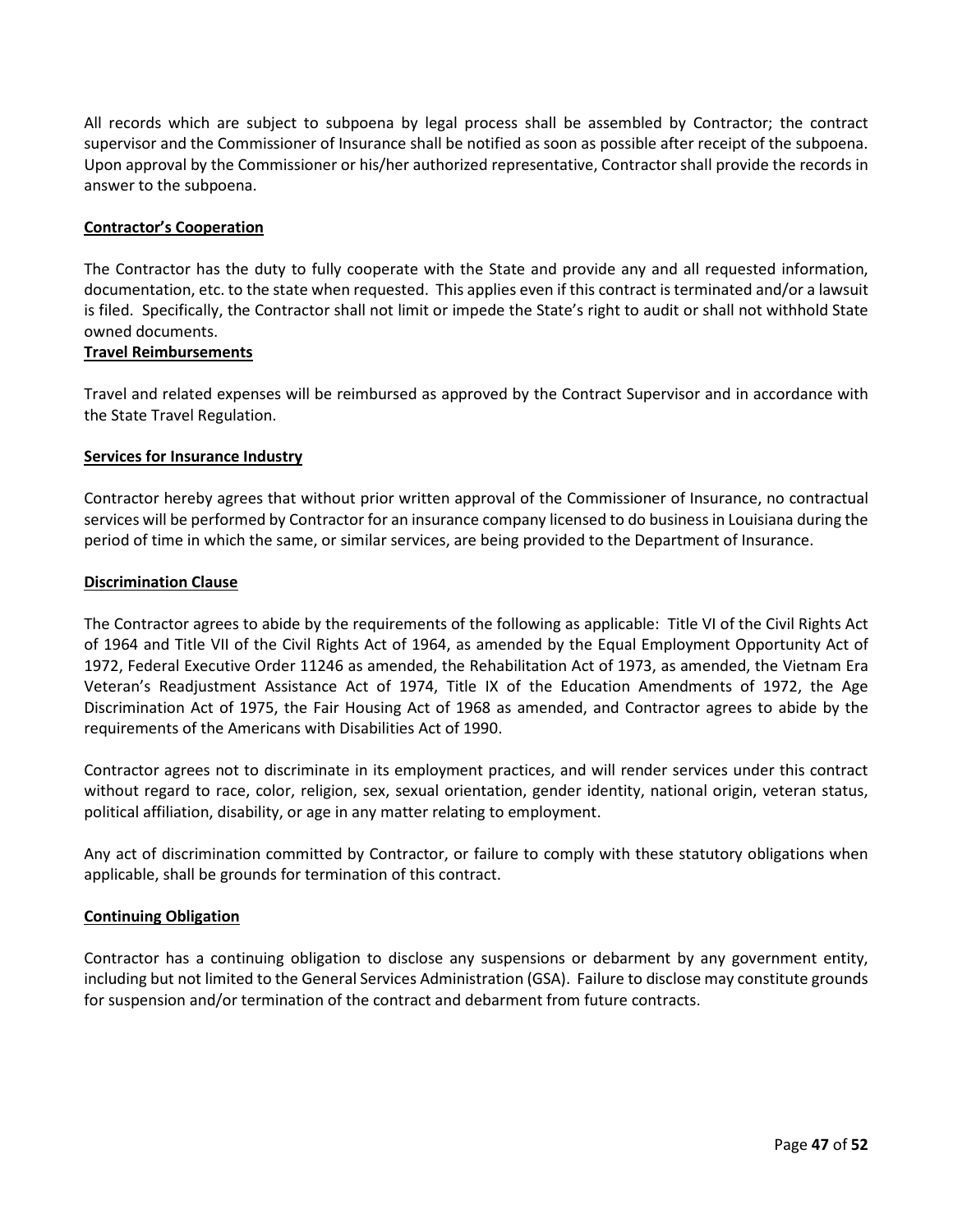All records which are subject to subpoena by legal process shall be assembled by Contractor; the contract supervisor and the Commissioner of Insurance shall be notified as soon as possible after receipt of the subpoena. Upon approval by the Commissioner or his/her authorized representative, Contractor shall provide the records in answer to the subpoena.

**Contractor's Cooperation**

The Contractor has the duty to fully cooperate with the State and provide any and all requested information, documentation, etc. to the state when requested. This applies even if this contract is terminated and/or a lawsuit is filed. Specifically, the Contractor shall not limit or impede the State's right to audit or shall not withhold State owned documents.

**Travel Reimbursements**

Travel and related expenses will be reimbursed as approved by the Contract Supervisor and in accordance with the State Travel Regulation.

**Services for Insurance Industry**

Contractor hereby agrees that without prior written approval of the Commissioner of Insurance, no contractual services will be performed by Contractor for an insurance company licensed to do business in Louisiana during the period of time in which the same, or similar services, are being provided to the Department of Insurance.

**Discrimination Clause**

The Contractor agrees to abide by the requirements of the following as applicable: Title VI of the Civil Rights Act of 1964 and Title VII of the Civil Rights Act of 1964, as amended by the Equal Employment Opportunity Act of 1972, Federal Executive Order 11246 as amended, the Rehabilitation Act of 1973, as amended, the Vietnam Era Veteran's Readjustment Assistance Act of 1974, Title IX of the Education Amendments of 1972, the Age Discrimination Act of 1975, the Fair Housing Act of 1968 as amended, and Contractor agrees to abide by the requirements of the Americans with Disabilities Act of 1990.

Contractor agrees not to discriminate in its employment practices, and will render services under this contract without regard to race, color, religion, sex, sexual orientation, gender identity, national origin, veteran status, political affiliation, disability, or age in any matter relating to employment.

Any act of discrimination committed by Contractor, or failure to comply with these statutory obligations when applicable, shall be grounds for termination of this contract.

**Continuing Obligation**

Contractor has a continuing obligation to disclose any suspensions or debarment by any government entity, including but not limited to the General Services Administration (GSA). Failure to disclose may constitute grounds for suspension and/or termination of the contract and debarment from future contracts.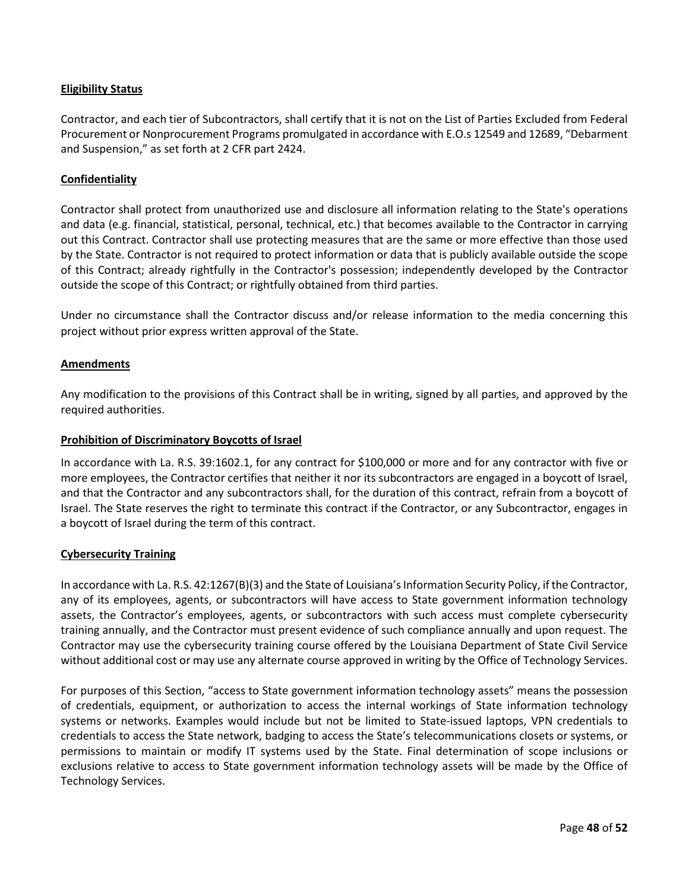**Eligibility Status**

Contractor, and each tier of Subcontractors, shall certify that it is not on the List of Parties Excluded from Federal Procurement or Nonprocurement Programs promulgated in accordance with E.O.s 12549 and 12689, "Debarment and Suspension," as set forth at 2 CFR part 2424.

**Confidentiality**

Contractor shall protect from unauthorized use and disclosure all information relating to the State's operations and data (e.g. financial, statistical, personal, technical, etc.) that becomes available to the Contractor in carrying out this Contract. Contractor shall use protecting measures that are the same or more effective than those used by the State. Contractor is not required to protect information or data that is publicly available outside the scope of this Contract; already rightfully in the Contractor's possession; independently developed by the Contractor outside the scope of this Contract; or rightfully obtained from third parties.

Under no circumstance shall the Contractor discuss and/or release information to the media concerning this project without prior express written approval of the State.

**Amendments**

Any modification to the provisions of this Contract shall be in writing, signed by all parties, and approved by the required authorities.

**Prohibition of Discriminatory Boycotts of Israel**

In accordance with La. R.S. 39:1602.1, for any contract for $100,000 or more and for any contractor with five or more employees, the Contractor certifies that neither it nor its subcontractors are engaged in a boycott of Israel, and that the Contractor and any subcontractors shall, for the duration of this contract, refrain from a boycott of Israel. The State reserves the right to terminate this contract if the Contractor, or any Subcontractor, engages in a boycott of Israel during the term of this contract.

**Cybersecurity Training**

In accordance with La. R.S. 42:1267(B)(3) and the State of Louisiana's Information Security Policy, if the Contractor, any of its employees, agents, or subcontractors will have access to State government information technology assets, the Contractor's employees, agents, or subcontractors with such access must complete cybersecurity training annually, and the Contractor must present evidence of such compliance annually and upon request. The Contractor may use the cybersecurity training course offered by the Louisiana Department of State Civil Service without additional cost or may use any alternate course approved in writing by the Office of Technology Services.

For purposes of this Section, "access to State government information technology assets" means the possession of credentials, equipment, or authorization to access the internal workings of State information technology systems or networks. Examples would include but not be limited to State-issued laptops, VPN credentials to credentials to access the State network, badging to access the State's telecommunications closets or systems, or permissions to maintain or modify IT systems used by the State. Final determination of scope inclusions or exclusions relative to access to State government information technology assets will be made by the Office of Technology Services.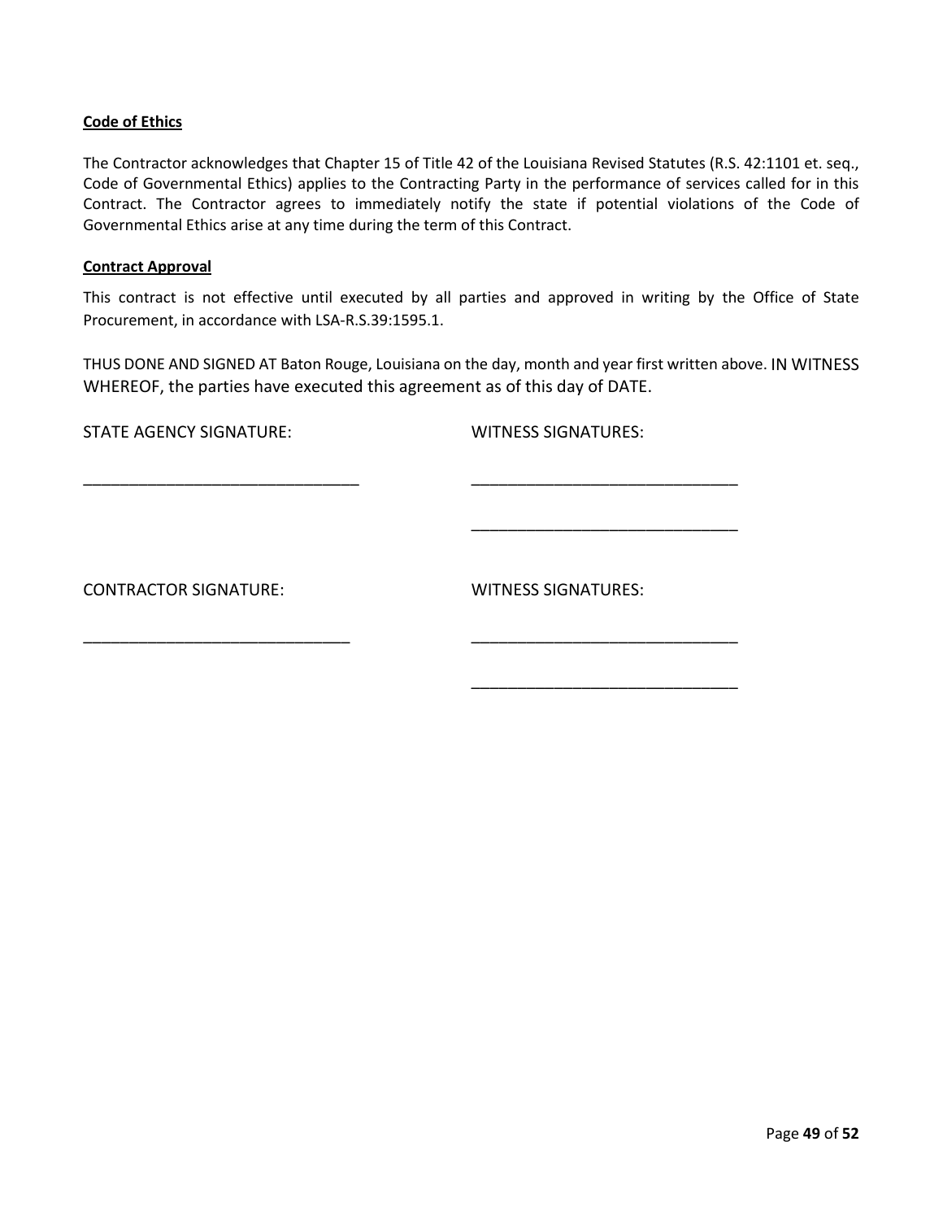**Code of Ethics**

The Contractor acknowledges that Chapter 15 of Title 42 of the Louisiana Revised Statutes (R.S. 42:1101 et. seq., Code of Governmental Ethics) applies to the Contracting Party in the performance of services called for in this Contract. The Contractor agrees to immediately notify the state if potential violations of the Code of Governmental Ethics arise at any time during the term of this Contract.

**Contract Approval**

This contract is not effective until executed by all parties and approved in writing by the Office of State Procurement, in accordance with LSA-R.S.39:1595.1.

THUS DONE AND SIGNED AT Baton Rouge, Louisiana on the day, month and year first written above. IN WITNESS WHEREOF, the parties have executed this agreement as of this day of DATE.

STATE AGENCY SIGNATURE: WITNESS SIGNATURES:

_______________________________ _______________________________

_______________________________

CONTRACTOR SIGNATURE: WITNESS SIGNATURES:

_______________________________ _______________________________

_______________________________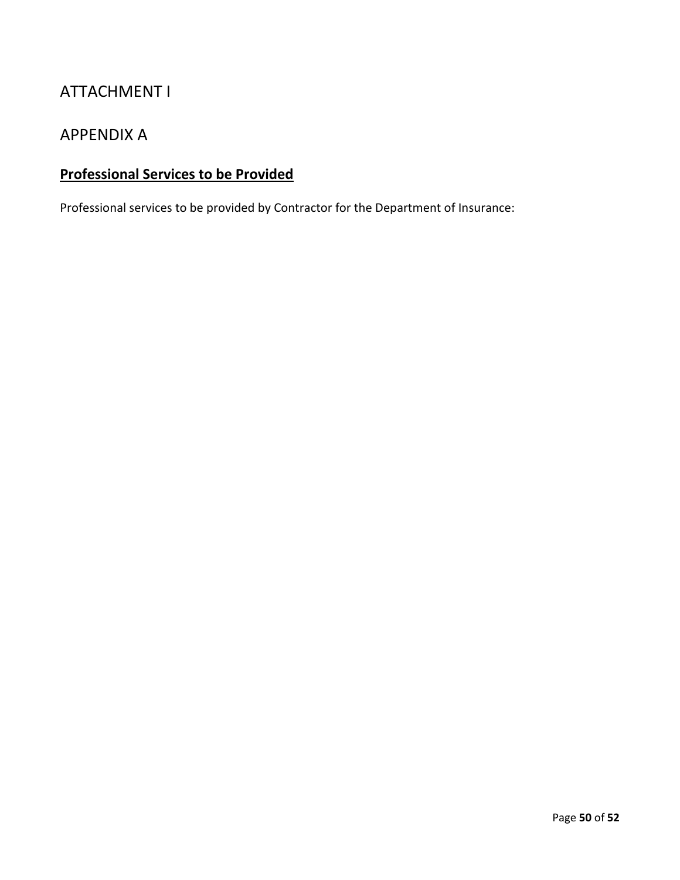# ATTACHMENT I

# APPENDIX A

## **Professional Services to be Provided**

Professional services to be provided by Contractor for the Department of Insurance: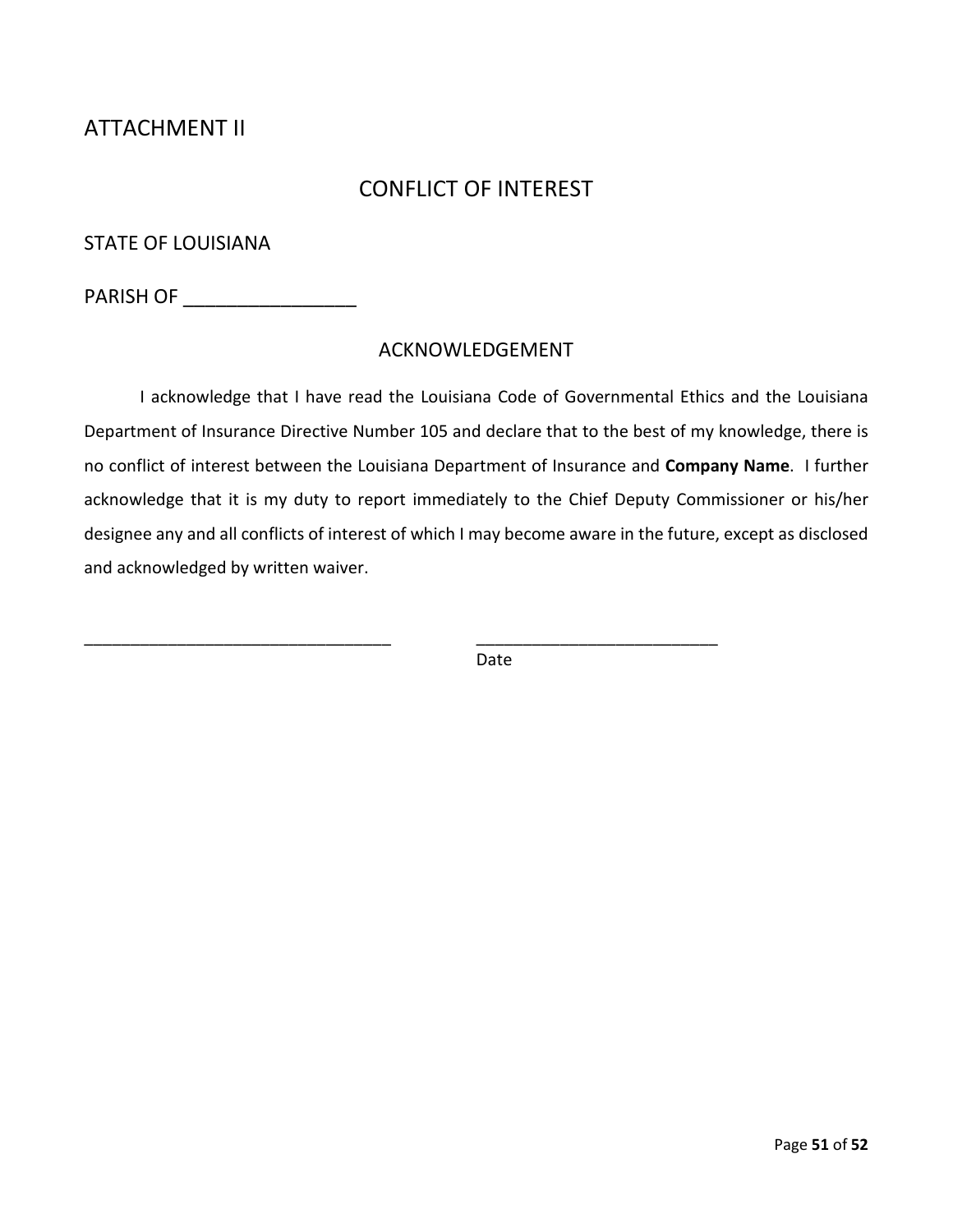# ATTACHMENT II

## CONFLICT OF INTEREST

STATE OF LOUISIANA

PARISH OF ________________

### ACKNOWLEDGEMENT

I acknowledge that I have read the Louisiana Code of Governmental Ethics and the Louisiana Department of Insurance Directive Number 105 and declare that to the best of my knowledge, there is no conflict of interest between the Louisiana Department of Insurance and **Company Name**. I further acknowledge that it is my duty to report immediately to the Chief Deputy Commissioner or his/her designee any and all conflicts of interest of which I may become aware in the future, except as disclosed and acknowledged by written waiver.

_________________________________ __________________________
Date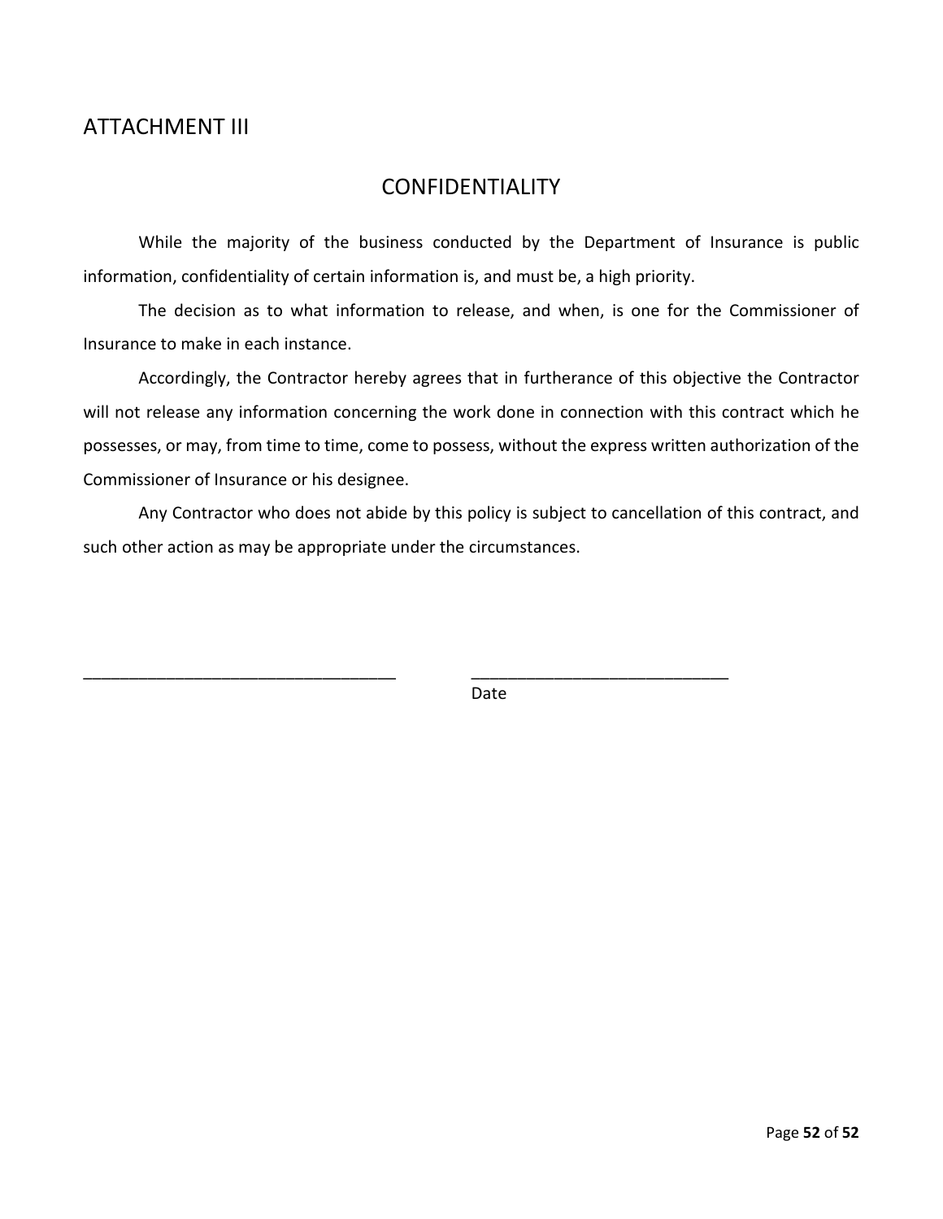# ATTACHMENT III

## CONFIDENTIALITY

While the majority of the business conducted by the Department of Insurance is public information, confidentiality of certain information is, and must be, a high priority.

The decision as to what information to release, and when, is one for the Commissioner of Insurance to make in each instance.

Accordingly, the Contractor hereby agrees that in furtherance of this objective the Contractor will not release any information concerning the work done in connection with this contract which he possesses, or may, from time to time, come to possess, without the express written authorization of the Commissioner of Insurance or his designee.

Any Contractor who does not abide by this policy is subject to cancellation of this contract, and such other action as may be appropriate under the circumstances.

___________________________________ &nbsp;&nbsp;&nbsp;&nbsp;&nbsp;&nbsp;&nbsp;&nbsp; _____________________________

Date